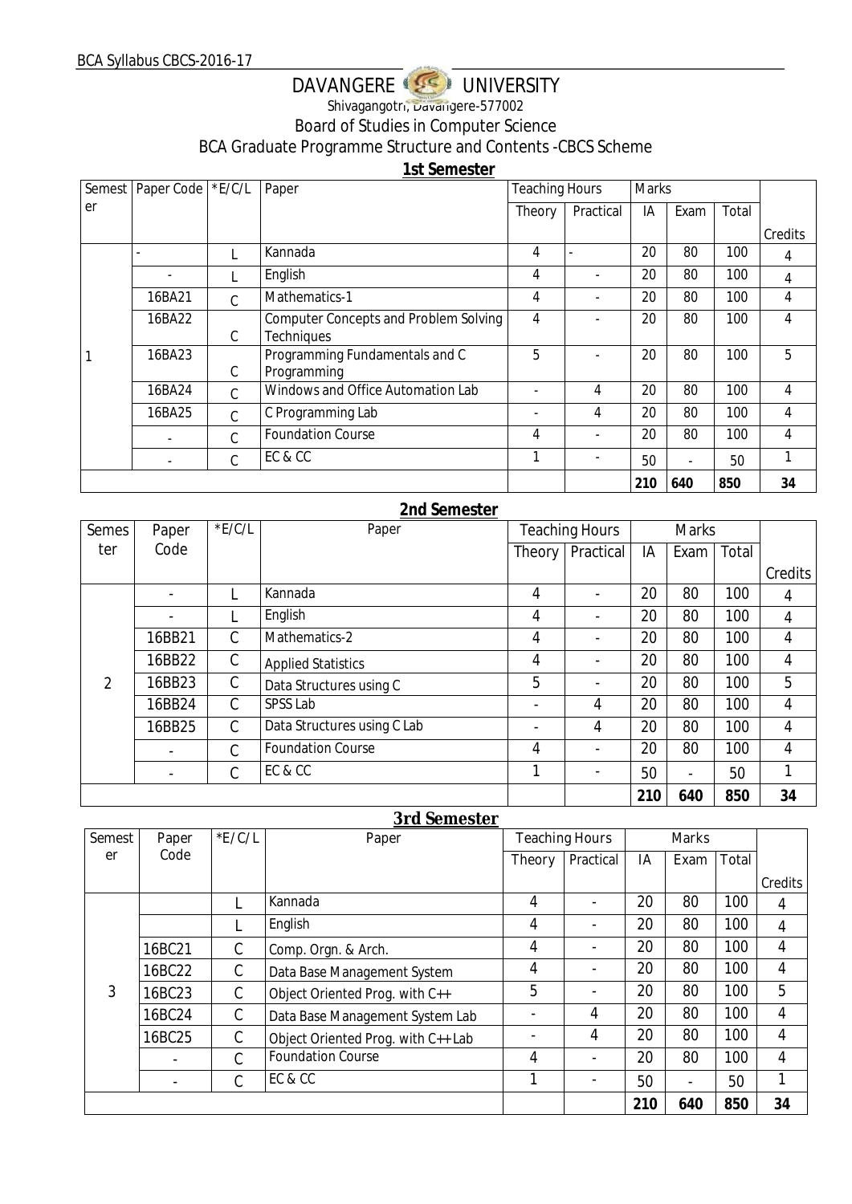# DAVANGERE UNIVERSITY

Shivagangotri, Davangere-577002

Board of Studies in Computer Science

BCA Graduate Programme Structure and Contents -CBCS Scheme

## 1st Semester

| Semester | Paper Code | *E/C/L | Paper | Teaching Hours | | Marks | | | Credits |
|---|---|---|---|---|---|---|---|---|---|
| | | | | Theory | Practical | IA | Exam | Total | |
| 1 | - | L | Kannada | 4 | - | 20 | 80 | 100 | 4 |
| | - | L | English | 4 | - | 20 | 80 | 100 | 4 |
| | 16BA21 | C | Mathematics-1 | 4 | - | 20 | 80 | 100 | 4 |
| | 16BA22 | C | Computer Concepts and Problem Solving Techniques | 4 | - | 20 | 80 | 100 | 4 |
| | 16BA23 | C | Programming Fundamentals and C Programming | 5 | - | 20 | 80 | 100 | 5 |
| | 16BA24 | C | Windows and Office Automation Lab | - | 4 | 20 | 80 | 100 | 4 |
| | 16BA25 | C | C Programming Lab | - | 4 | 20 | 80 | 100 | 4 |
| | - | C | Foundation Course | 4 | - | 20 | 80 | 100 | 4 |
| | - | C | EC & CC | 1 | - | 50 | - | 50 | 1 |
| | | | | | | **210** | **640** | **850** | **34** |

## 2nd Semester

| Semester | Paper Code | *E/C/L | Paper | Teaching Hours | | Marks | | | Credits |
|---|---|---|---|---|---|---|---|---|---|
| | | | | Theory | Practical | IA | Exam | Total | |
| 2 | - | L | Kannada | 4 | - | 20 | 80 | 100 | 4 |
| | - | L | English | 4 | - | 20 | 80 | 100 | 4 |
| | 16BB21 | C | Mathematics-2 | 4 | - | 20 | 80 | 100 | 4 |
| | 16BB22 | C | Applied Statistics | 4 | - | 20 | 80 | 100 | 4 |
| | 16BB23 | C | Data Structures using C | 5 | - | 20 | 80 | 100 | 5 |
| | 16BB24 | C | SPSS Lab | - | 4 | 20 | 80 | 100 | 4 |
| | 16BB25 | C | Data Structures using C Lab | - | 4 | 20 | 80 | 100 | 4 |
| | - | C | Foundation Course | 4 | - | 20 | 80 | 100 | 4 |
| | - | C | EC & CC | 1 | - | 50 | - | 50 | 1 |
| | | | | | | **210** | **640** | **850** | **34** |

## 3rd Semester

| Semester | Paper Code | *E/C/L | Paper | Teaching Hours | | Marks | | | Credits |
|---|---|---|---|---|---|---|---|---|---|
| | | | | Theory | Practical | IA | Exam | Total | |
| 3 | | L | Kannada | 4 | - | 20 | 80 | 100 | 4 |
| | | L | English | 4 | - | 20 | 80 | 100 | 4 |
| | 16BC21 | C | Comp. Orgn. & Arch. | 4 | - | 20 | 80 | 100 | 4 |
| | 16BC22 | C | Data Base Management System | 4 | - | 20 | 80 | 100 | 4 |
| | 16BC23 | C | Object Oriented Prog. with C++ | 5 | - | 20 | 80 | 100 | 5 |
| | 16BC24 | C | Data Base Management System Lab | - | 4 | 20 | 80 | 100 | 4 |
| | 16BC25 | C | Object Oriented Prog. with C++ Lab | - | 4 | 20 | 80 | 100 | 4 |
| | - | C | Foundation Course | 4 | - | 20 | 80 | 100 | 4 |
| | - | C | EC & CC | 1 | - | 50 | - | 50 | 1 |
| | | | | | | **210** | **640** | **850** | **34** |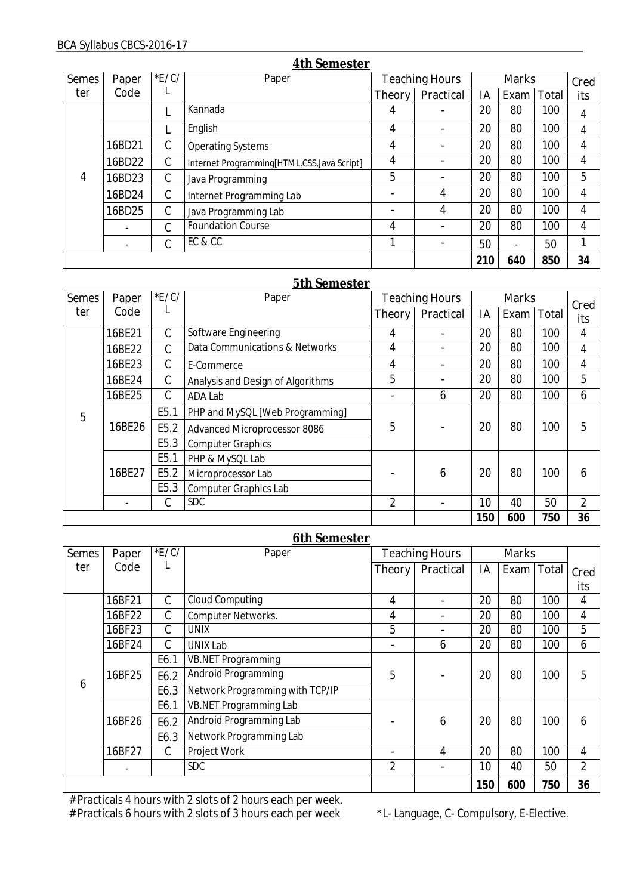## 4th Semester

| Semester | Paper Code | *E/C/L | Paper | Teaching Hours | | Marks | | | Credits |
|---|---|---|---|---|---|---|---|---|---|
| | | | | Theory | Practical | IA | Exam | Total | |
| 4 | | L | Kannada | 4 | - | 20 | 80 | 100 | 4 |
| | | L | English | 4 | - | 20 | 80 | 100 | 4 |
| | 16BD21 | C | Operating Systems | 4 | - | 20 | 80 | 100 | 4 |
| | 16BD22 | C | Internet Programming[HTML,CSS,Java Script] | 4 | - | 20 | 80 | 100 | 4 |
| | 16BD23 | C | Java Programming | 5 | - | 20 | 80 | 100 | 5 |
| | 16BD24 | C | Internet Programming Lab | - | 4 | 20 | 80 | 100 | 4 |
| | 16BD25 | C | Java Programming Lab | - | 4 | 20 | 80 | 100 | 4 |
| | - | C | Foundation Course | 4 | - | 20 | 80 | 100 | 4 |
| | - | C | EC & CC | 1 | - | 50 | - | 50 | 1 |
| | | | | | | **210** | **640** | **850** | **34** |

## 5th Semester

| Semester | Paper Code | *E/C/L | Paper | Teaching Hours | | Marks | | | Credits |
|---|---|---|---|---|---|---|---|---|---|
| | | | | Theory | Practical | IA | Exam | Total | |
| 5 | 16BE21 | C | Software Engineering | 4 | - | 20 | 80 | 100 | 4 |
| | 16BE22 | C | Data Communications & Networks | 4 | - | 20 | 80 | 100 | 4 |
| | 16BE23 | C | E-Commerce | 4 | - | 20 | 80 | 100 | 4 |
| | 16BE24 | C | Analysis and Design of Algorithms | 5 | - | 20 | 80 | 100 | 5 |
| | 16BE25 | C | ADA Lab | - | 6 | 20 | 80 | 100 | 6 |
| | 16BE26 | E5.1 | PHP and MySQL [Web Programming] | 5 | - | 20 | 80 | 100 | 5 |
| | | E5.2 | Advanced Microprocessor 8086 | | | | | | |
| | | E5.3 | Computer Graphics | | | | | | |
| | 16BE27 | E5.1 | PHP & MySQL Lab | - | 6 | 20 | 80 | 100 | 6 |
| | | E5.2 | Microprocessor Lab | | | | | | |
| | | E5.3 | Computer Graphics Lab | | | | | | |
| | - | C | SDC | 2 | - | 10 | 40 | 50 | 2 |
| | | | | | | **150** | **600** | **750** | **36** |

## 6th Semester

| Semester | Paper Code | *E/C/L | Paper | Teaching Hours | | Marks | | | Credits |
|---|---|---|---|---|---|---|---|---|---|
| | | | | Theory | Practical | IA | Exam | Total | |
| 6 | 16BF21 | C | Cloud Computing | 4 | - | 20 | 80 | 100 | 4 |
| | 16BF22 | C | Computer Networks. | 4 | - | 20 | 80 | 100 | 4 |
| | 16BF23 | C | UNIX | 5 | - | 20 | 80 | 100 | 5 |
| | 16BF24 | C | UNIX Lab | - | 6 | 20 | 80 | 100 | 6 |
| | 16BF25 | E6.1 | VB.NET Programming | 5 | - | 20 | 80 | 100 | 5 |
| | | E6.2 | Android Programming | | | | | | |
| | | E6.3 | Network Programming with TCP/IP | | | | | | |
| | 16BF26 | E6.1 | VB.NET Programming Lab | - | 6 | 20 | 80 | 100 | 6 |
| | | E6.2 | Android Programming Lab | | | | | | |
| | | E6.3 | Network Programming Lab | | | | | | |
| | 16BF27 | C | Project Work | - | 4 | 20 | 80 | 100 | 4 |
| | - | | SDC | 2 | - | 10 | 40 | 50 | 2 |
| | | | | | | **150** | **600** | **750** | **36** |

# Practicals 4 hours with 2 slots of 2 hours each per week.

# Practicals 6 hours with 2 slots of 3 hours each per week

*L- Language, C- Compulsory, E-Elective.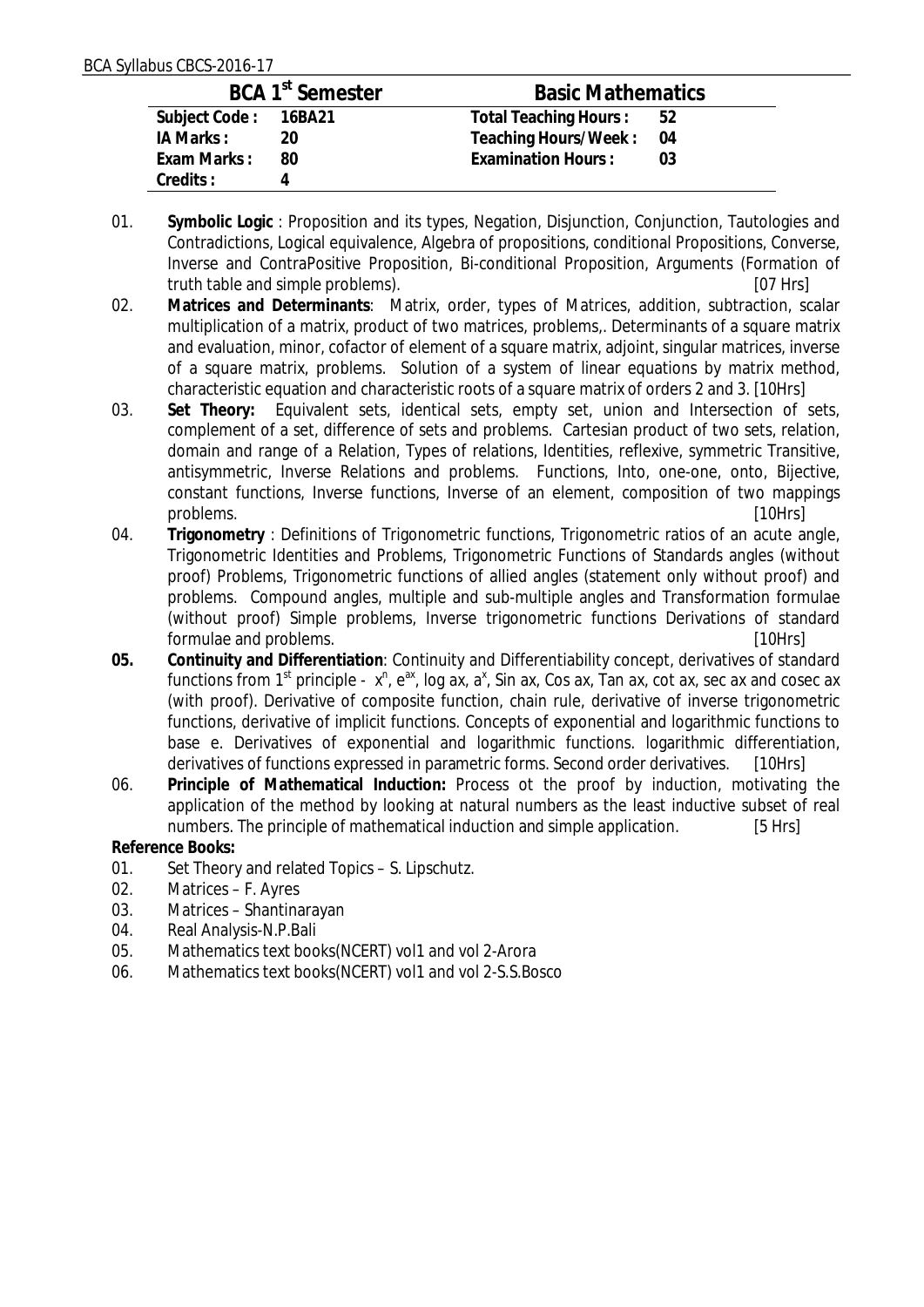## BCA 1st Semester — Basic Mathematics

| | | | |
|---|---|---|---|
| **Subject Code :** | **16BA21** | **Total Teaching Hours :** | **52** |
| **IA Marks :** | **20** | **Teaching Hours/Week :** | **04** |
| **Exam Marks :** | **80** | **Examination Hours :** | **03** |
| **Credits :** | **4** | | |

01. **Symbolic Logic** : Proposition and its types, Negation, Disjunction, Conjunction, Tautologies and Contradictions, Logical equivalence, Algebra of propositions, conditional Propositions, Converse, Inverse and ContraPositive Proposition, Bi-conditional Proposition, Arguments (Formation of truth table and simple problems). [07 Hrs]

02. **Matrices and Determinants**: Matrix, order, types of Matrices, addition, subtraction, scalar multiplication of a matrix, product of two matrices, problems,. Determinants of a square matrix and evaluation, minor, cofactor of element of a square matrix, adjoint, singular matrices, inverse of a square matrix, problems. Solution of a system of linear equations by matrix method, characteristic equation and characteristic roots of a square matrix of orders 2 and 3. [10Hrs]

03. **Set Theory:** Equivalent sets, identical sets, empty set, union and Intersection of sets, complement of a set, difference of sets and problems. Cartesian product of two sets, relation, domain and range of a Relation, Types of relations, Identities, reflexive, symmetric Transitive, antisymmetric, Inverse Relations and problems. Functions, Into, one-one, onto, Bijective, constant functions, Inverse functions, Inverse of an element, composition of two mappings problems. [10Hrs]

04. **Trigonometry** : Definitions of Trigonometric functions, Trigonometric ratios of an acute angle, Trigonometric Identities and Problems, Trigonometric Functions of Standards angles (without proof) Problems, Trigonometric functions of allied angles (statement only without proof) and problems. Compound angles, multiple and sub-multiple angles and Transformation formulae (without proof) Simple problems, Inverse trigonometric functions Derivations of standard formulae and problems. [10Hrs]

**05.** **Continuity and Differentiation**: Continuity and Differentiability concept, derivatives of standard functions from 1st principle - $x^n$, $e^{ax}$, log ax, $a^x$, Sin ax, Cos ax, Tan ax, cot ax, sec ax and cosec ax (with proof). Derivative of composite function, chain rule, derivative of inverse trigonometric functions, derivative of implicit functions. Concepts of exponential and logarithmic functions to base e. Derivatives of exponential and logarithmic functions. logarithmic differentiation, derivatives of functions expressed in parametric forms. Second order derivatives. [10Hrs]

06. **Principle of Mathematical Induction:** Process ot the proof by induction, motivating the application of the method by looking at natural numbers as the least inductive subset of real numbers. The principle of mathematical induction and simple application. [5 Hrs]

**Reference Books:**

01. Set Theory and related Topics – S. Lipschutz.
02. Matrices – F. Ayres
03. Matrices – Shantinarayan
04. Real Analysis-N.P.Bali
05. Mathematics text books(NCERT) vol1 and vol 2-Arora
06. Mathematics text books(NCERT) vol1 and vol 2-S.S.Bosco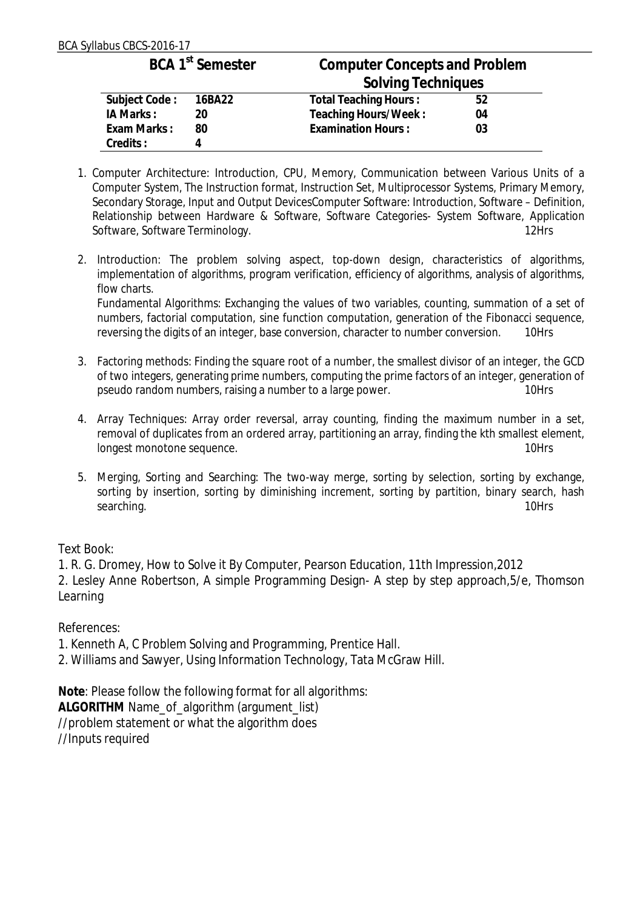## BCA 1st Semester — Computer Concepts and Problem Solving Techniques

| Subject Code : | 16BA22 | Total Teaching Hours : | 52 |
|---|---|---|---|
| IA Marks : | 20 | Teaching Hours/Week : | 04 |
| Exam Marks : | 80 | Examination Hours : | 03 |
| Credits : | 4 | | |

1. Computer Architecture: Introduction, CPU, Memory, Communication between Various Units of a Computer System, The Instruction format, Instruction Set, Multiprocessor Systems, Primary Memory, Secondary Storage, Input and Output DevicesComputer Software: Introduction, Software – Definition, Relationship between Hardware & Software, Software Categories- System Software, Application Software, Software Terminology. 12Hrs

2. Introduction: The problem solving aspect, top-down design, characteristics of algorithms, implementation of algorithms, program verification, efficiency of algorithms, analysis of algorithms, flow charts.
   Fundamental Algorithms: Exchanging the values of two variables, counting, summation of a set of numbers, factorial computation, sine function computation, generation of the Fibonacci sequence, reversing the digits of an integer, base conversion, character to number conversion. 10Hrs

3. Factoring methods: Finding the square root of a number, the smallest divisor of an integer, the GCD of two integers, generating prime numbers, computing the prime factors of an integer, generation of pseudo random numbers, raising a number to a large power. 10Hrs

4. Array Techniques: Array order reversal, array counting, finding the maximum number in a set, removal of duplicates from an ordered array, partitioning an array, finding the kth smallest element, longest monotone sequence. 10Hrs

5. Merging, Sorting and Searching: The two-way merge, sorting by selection, sorting by exchange, sorting by insertion, sorting by diminishing increment, sorting by partition, binary search, hash searching. 10Hrs

Text Book:

1. R. G. Dromey, How to Solve it By Computer, Pearson Education, 11th Impression,2012
2. Lesley Anne Robertson, A simple Programming Design- A step by step approach,5/e, Thomson Learning

References:

1. Kenneth A, C Problem Solving and Programming, Prentice Hall.
2. Williams and Sawyer, Using Information Technology, Tata McGraw Hill.

**Note**: Please follow the following format for all algorithms:
**ALGORITHM** Name_of_algorithm (argument_list)
//problem statement or what the algorithm does
//Inputs required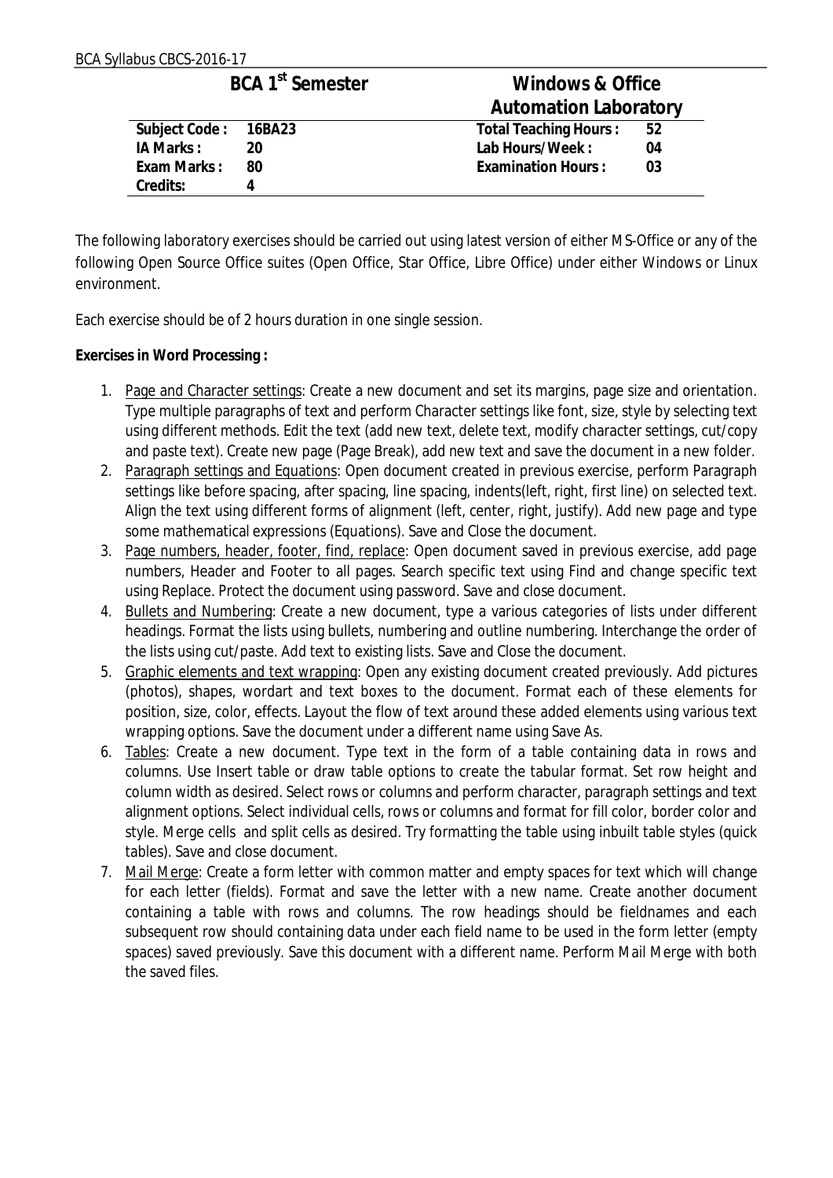| BCA 1[st] Semester | | Windows & Office Automation Laboratory | |
|---|---|---|---|
| **Subject Code :** | **16BA23** | **Total Teaching Hours :** | **52** |
| **IA Marks :** | **20** | **Lab Hours/Week :** | **04** |
| **Exam Marks :** | **80** | **Examination Hours :** | **03** |
| **Credits:** | **4** | | |

The following laboratory exercises should be carried out using latest version of either MS-Office or any of the following Open Source Office suites (Open Office, Star Office, Libre Office) under either Windows or Linux environment.

Each exercise should be of 2 hours duration in one single session.

**Exercises in Word Processing :**

1. Page and Character settings: Create a new document and set its margins, page size and orientation. Type multiple paragraphs of text and perform Character settings like font, size, style by selecting text using different methods. Edit the text (add new text, delete text, modify character settings, cut/copy and paste text). Create new page (Page Break), add new text and save the document in a new folder.
2. Paragraph settings and Equations: Open document created in previous exercise, perform Paragraph settings like before spacing, after spacing, line spacing, indents(left, right, first line) on selected text. Align the text using different forms of alignment (left, center, right, justify). Add new page and type some mathematical expressions (Equations). Save and Close the document.
3. Page numbers, header, footer, find, replace: Open document saved in previous exercise, add page numbers, Header and Footer to all pages. Search specific text using Find and change specific text using Replace. Protect the document using password. Save and close document.
4. Bullets and Numbering: Create a new document, type a various categories of lists under different headings. Format the lists using bullets, numbering and outline numbering. Interchange the order of the lists using cut/paste. Add text to existing lists. Save and Close the document.
5. Graphic elements and text wrapping: Open any existing document created previously. Add pictures (photos), shapes, wordart and text boxes to the document. Format each of these elements for position, size, color, effects. Layout the flow of text around these added elements using various text wrapping options. Save the document under a different name using Save As.
6. Tables: Create a new document. Type text in the form of a table containing data in rows and columns. Use Insert table or draw table options to create the tabular format. Set row height and column width as desired. Select rows or columns and perform character, paragraph settings and text alignment options. Select individual cells, rows or columns and format for fill color, border color and style. Merge cells and split cells as desired. Try formatting the table using inbuilt table styles (quick tables). Save and close document.
7. Mail Merge: Create a form letter with common matter and empty spaces for text which will change for each letter (fields). Format and save the letter with a new name. Create another document containing a table with rows and columns. The row headings should be fieldnames and each subsequent row should containing data under each field name to be used in the form letter (empty spaces) saved previously. Save this document with a different name. Perform Mail Merge with both the saved files.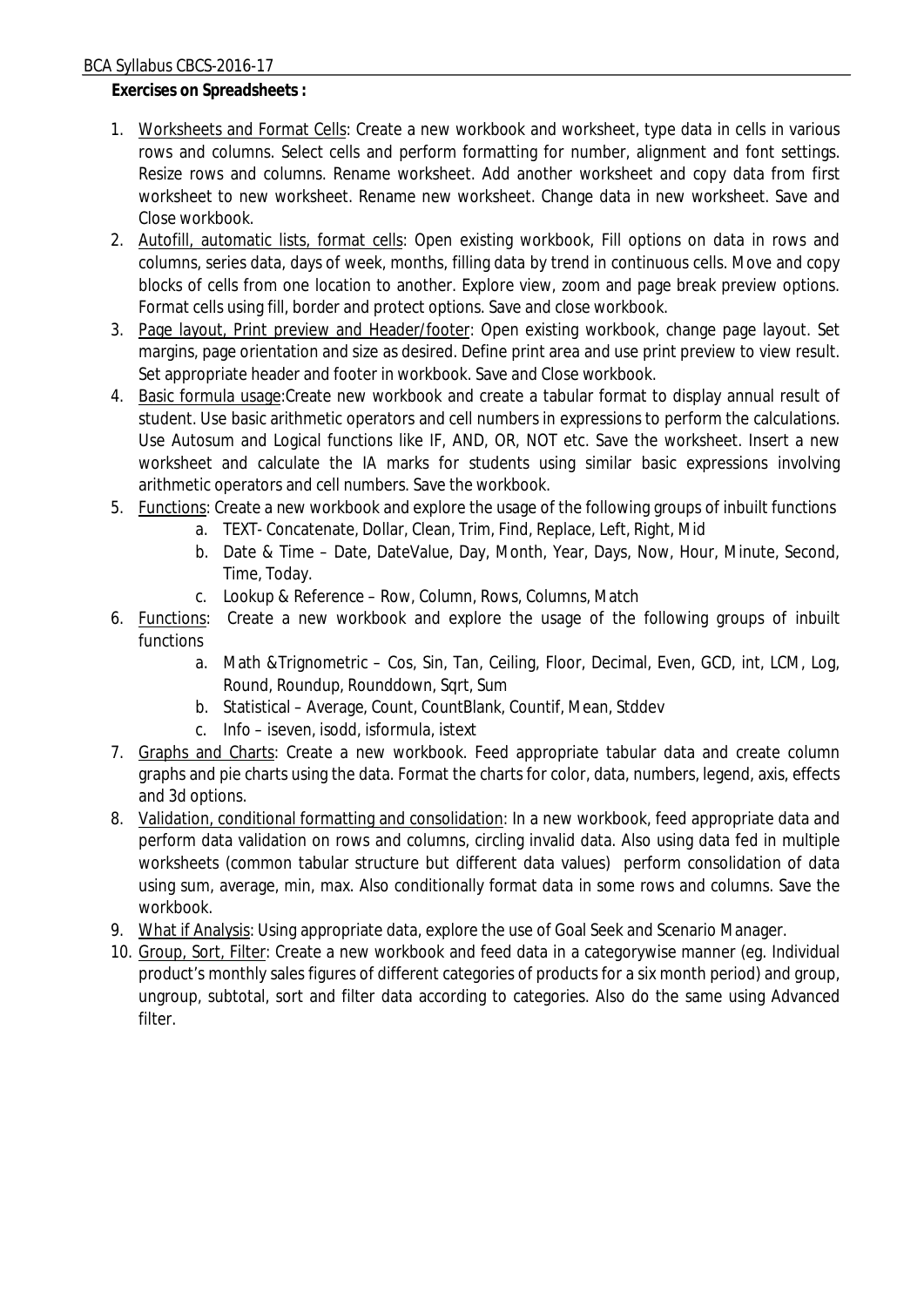**Exercises on Spreadsheets :**

1. Worksheets and Format Cells: Create a new workbook and worksheet, type data in cells in various rows and columns. Select cells and perform formatting for number, alignment and font settings. Resize rows and columns. Rename worksheet. Add another worksheet and copy data from first worksheet to new worksheet. Rename new worksheet. Change data in new worksheet. Save and Close workbook.
2. Autofill, automatic lists, format cells: Open existing workbook, Fill options on data in rows and columns, series data, days of week, months, filling data by trend in continuous cells. Move and copy blocks of cells from one location to another. Explore view, zoom and page break preview options. Format cells using fill, border and protect options. Save and close workbook.
3. Page layout, Print preview and Header/footer: Open existing workbook, change page layout. Set margins, page orientation and size as desired. Define print area and use print preview to view result. Set appropriate header and footer in workbook. Save and Close workbook.
4. Basic formula usage:Create new workbook and create a tabular format to display annual result of student. Use basic arithmetic operators and cell numbers in expressions to perform the calculations. Use Autosum and Logical functions like IF, AND, OR, NOT etc. Save the worksheet. Insert a new worksheet and calculate the IA marks for students using similar basic expressions involving arithmetic operators and cell numbers. Save the workbook.
5. Functions: Create a new workbook and explore the usage of the following groups of inbuilt functions
    a. TEXT- Concatenate, Dollar, Clean, Trim, Find, Replace, Left, Right, Mid
    b. Date & Time – Date, DateValue, Day, Month, Year, Days, Now, Hour, Minute, Second, Time, Today.
    c. Lookup & Reference – Row, Column, Rows, Columns, Match
6. Functions: Create a new workbook and explore the usage of the following groups of inbuilt functions
    a. Math &Trignometric – Cos, Sin, Tan, Ceiling, Floor, Decimal, Even, GCD, int, LCM, Log, Round, Roundup, Rounddown, Sqrt, Sum
    b. Statistical – Average, Count, CountBlank, Countif, Mean, Stddev
    c. Info – iseven, isodd, isformula, istext
7. Graphs and Charts: Create a new workbook. Feed appropriate tabular data and create column graphs and pie charts using the data. Format the charts for color, data, numbers, legend, axis, effects and 3d options.
8. Validation, conditional formatting and consolidation: In a new workbook, feed appropriate data and perform data validation on rows and columns, circling invalid data. Also using data fed in multiple worksheets (common tabular structure but different data values) perform consolidation of data using sum, average, min, max. Also conditionally format data in some rows and columns. Save the workbook.
9. What if Analysis: Using appropriate data, explore the use of Goal Seek and Scenario Manager.
10. Group, Sort, Filter: Create a new workbook and feed data in a categorywise manner (eg. Individual product's monthly sales figures of different categories of products for a six month period) and group, ungroup, subtotal, sort and filter data according to categories. Also do the same using Advanced filter.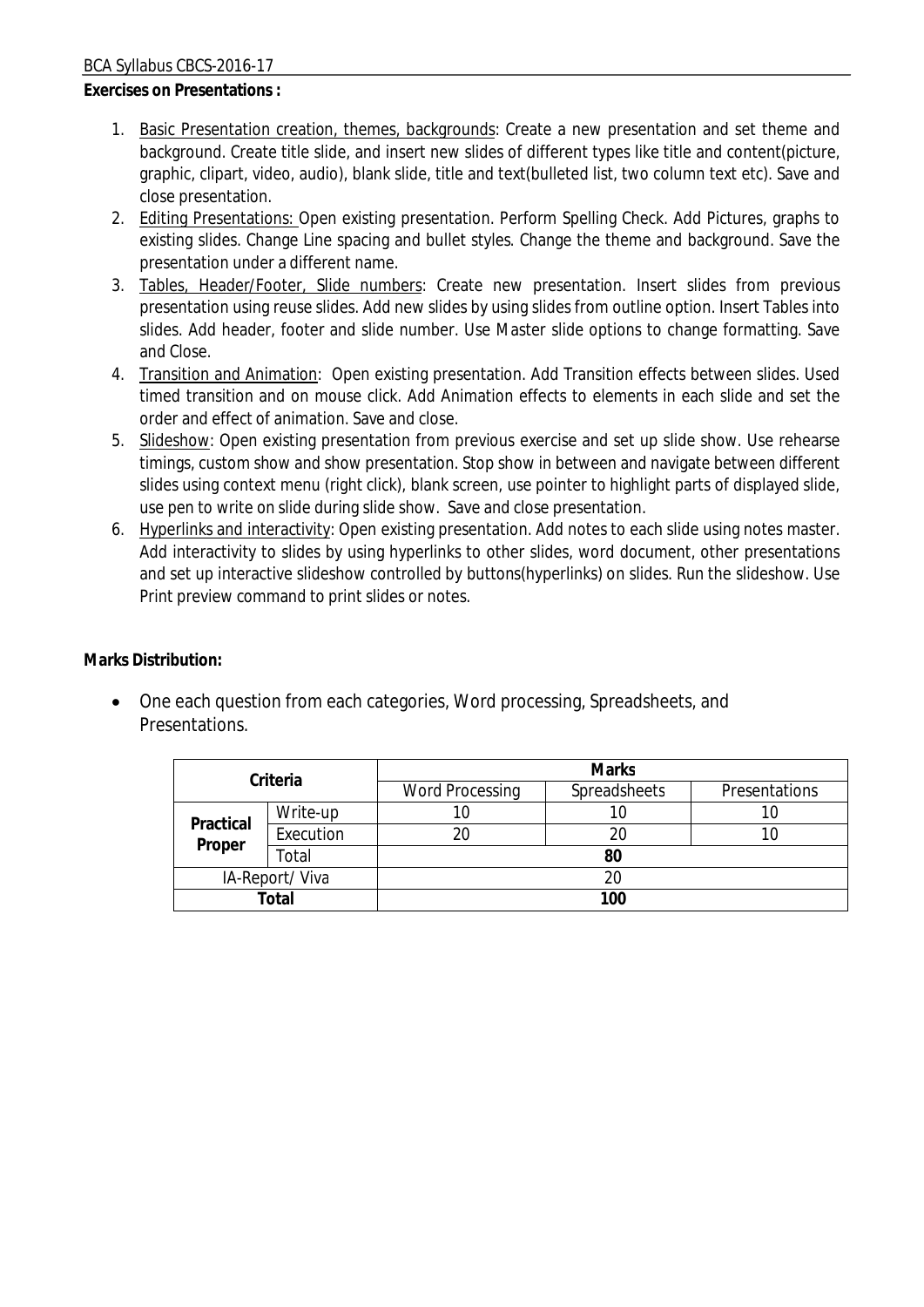**Exercises on Presentations :**

1. Basic Presentation creation, themes, backgrounds: Create a new presentation and set theme and background. Create title slide, and insert new slides of different types like title and content(picture, graphic, clipart, video, audio), blank slide, title and text(bulleted list, two column text etc). Save and close presentation.
2. Editing Presentations: Open existing presentation. Perform Spelling Check. Add Pictures, graphs to existing slides. Change Line spacing and bullet styles. Change the theme and background. Save the presentation under a different name.
3. Tables, Header/Footer, Slide numbers: Create new presentation. Insert slides from previous presentation using reuse slides. Add new slides by using slides from outline option. Insert Tables into slides. Add header, footer and slide number. Use Master slide options to change formatting. Save and Close.
4. Transition and Animation: Open existing presentation. Add Transition effects between slides. Used timed transition and on mouse click. Add Animation effects to elements in each slide and set the order and effect of animation. Save and close.
5. Slideshow: Open existing presentation from previous exercise and set up slide show. Use rehearse timings, custom show and show presentation. Stop show in between and navigate between different slides using context menu (right click), blank screen, use pointer to highlight parts of displayed slide, use pen to write on slide during slide show. Save and close presentation.
6. Hyperlinks and interactivity: Open existing presentation. Add notes to each slide using notes master. Add interactivity to slides by using hyperlinks to other slides, word document, other presentations and set up interactive slideshow controlled by buttons(hyperlinks) on slides. Run the slideshow. Use Print preview command to print slides or notes.

**Marks Distribution:**

- One each question from each categories, Word processing, Spreadsheets, and Presentations.

| Criteria | | Marks | | |
|---|---|---|---|---|
| | | Word Processing | Spreadsheets | Presentations |
| **Practical Proper** | Write-up | 10 | 10 | 10 |
| | Execution | 20 | 20 | 10 |
| | Total | **80** | | |
| IA-Report/ Viva | | 20 | | |
| **Total** | | **100** | | |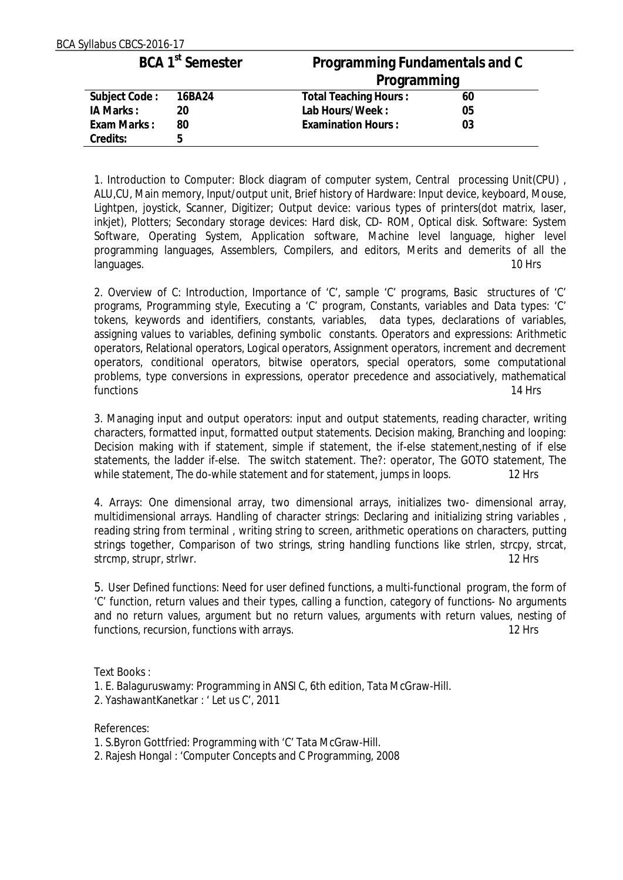## BCA 1st Semester — Programming Fundamentals and C Programming

| Subject Code : | 16BA24 | Total Teaching Hours : | 60 |
|---|---|---|---|
| IA Marks : | 20 | Lab Hours/Week : | 05 |
| Exam Marks : | 80 | Examination Hours : | 03 |
| Credits: | 5 | | |

1. Introduction to Computer: Block diagram of computer system, Central processing Unit(CPU) , ALU,CU, Main memory, Input/output unit, Brief history of Hardware: Input device, keyboard, Mouse, Lightpen, joystick, Scanner, Digitizer; Output device: various types of printers(dot matrix, laser, inkjet), Plotters; Secondary storage devices: Hard disk, CD- ROM, Optical disk. Software: System Software, Operating System, Application software, Machine level language, higher level programming languages, Assemblers, Compilers, and editors, Merits and demerits of all the languages. 10 Hrs

2. Overview of C: Introduction, Importance of 'C', sample 'C' programs, Basic structures of 'C' programs, Programming style, Executing a 'C' program, Constants, variables and Data types: 'C' tokens, keywords and identifiers, constants, variables, data types, declarations of variables, assigning values to variables, defining symbolic constants. Operators and expressions: Arithmetic operators, Relational operators, Logical operators, Assignment operators, increment and decrement operators, conditional operators, bitwise operators, special operators, some computational problems, type conversions in expressions, operator precedence and associatively, mathematical functions 14 Hrs

3. Managing input and output operators: input and output statements, reading character, writing characters, formatted input, formatted output statements. Decision making, Branching and looping: Decision making with if statement, simple if statement, the if-else statement,nesting of if else statements, the ladder if-else. The switch statement. The?: operator, The GOTO statement, The while statement, The do-while statement and for statement, jumps in loops. 12 Hrs

4. Arrays: One dimensional array, two dimensional arrays, initializes two- dimensional array, multidimensional arrays. Handling of character strings: Declaring and initializing string variables , reading string from terminal , writing string to screen, arithmetic operations on characters, putting strings together, Comparison of two strings, string handling functions like strlen, strcpy, strcat, strcmp, strupr, strlwr. 12 Hrs

5. User Defined functions: Need for user defined functions, a multi-functional program, the form of 'C' function, return values and their types, calling a function, category of functions- No arguments and no return values, argument but no return values, arguments with return values, nesting of functions, recursion, functions with arrays. 12 Hrs

Text Books :

1. E. Balaguruswamy: Programming in ANSI C, 6th edition, Tata McGraw-Hill.
2. YashawantKanetkar : ' Let us C', 2011

References:

1. S.Byron Gottfried: Programming with 'C' Tata McGraw-Hill.
2. Rajesh Hongal : 'Computer Concepts and C Programming, 2008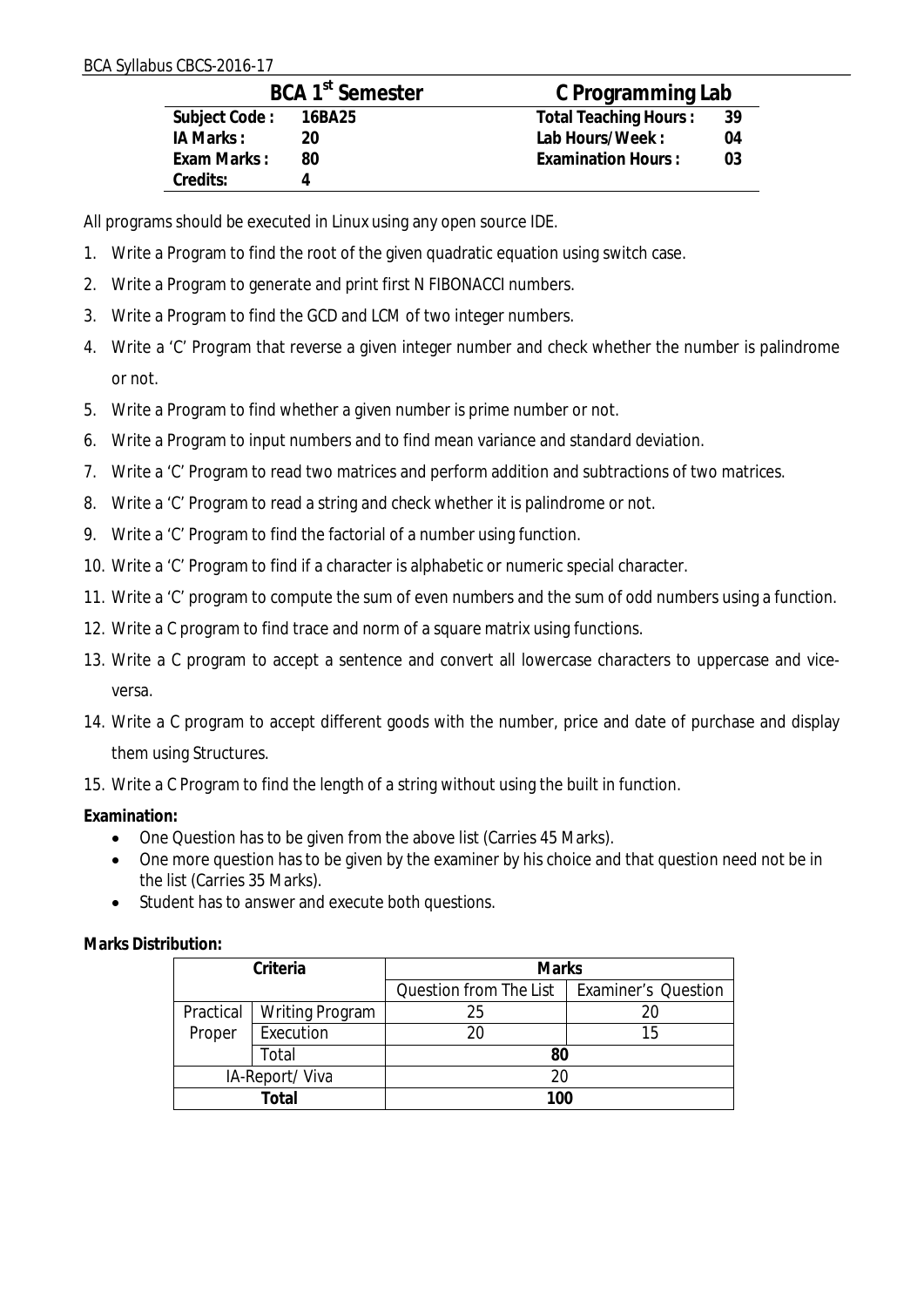| BCA 1st Semester | | C Programming Lab | |
|---|---|---|---|
| **Subject Code :** | **16BA25** | **Total Teaching Hours :** | **39** |
| **IA Marks :** | **20** | **Lab Hours/Week :** | **04** |
| **Exam Marks :** | **80** | **Examination Hours :** | **03** |
| **Credits:** | **4** | | |

All programs should be executed in Linux using any open source IDE.

1. Write a Program to find the root of the given quadratic equation using switch case.
2. Write a Program to generate and print first N FIBONACCI numbers.
3. Write a Program to find the GCD and LCM of two integer numbers.
4. Write a 'C' Program that reverse a given integer number and check whether the number is palindrome or not.
5. Write a Program to find whether a given number is prime number or not.
6. Write a Program to input numbers and to find mean variance and standard deviation.
7. Write a 'C' Program to read two matrices and perform addition and subtractions of two matrices.
8. Write a 'C' Program to read a string and check whether it is palindrome or not.
9. Write a 'C' Program to find the factorial of a number using function.
10. Write a 'C' Program to find if a character is alphabetic or numeric special character.
11. Write a 'C' program to compute the sum of even numbers and the sum of odd numbers using a function.
12. Write a C program to find trace and norm of a square matrix using functions.
13. Write a C program to accept a sentence and convert all lowercase characters to uppercase and vice-versa.
14. Write a C program to accept different goods with the number, price and date of purchase and display them using Structures.
15. Write a C Program to find the length of a string without using the built in function.

**Examination:**

- One Question has to be given from the above list (Carries 45 Marks).
- One more question has to be given by the examiner by his choice and that question need not be in the list (Carries 35 Marks).
- Student has to answer and execute both questions.

**Marks Distribution:**

| Criteria | | Marks | |
|---|---|---|---|
| | | Question from The List | Examiner's Question |
| Practical Proper | Writing Program | 25 | 20 |
| | Execution | 20 | 15 |
| | Total | 80 | |
| IA-Report/ Viva | | 20 | |
| **Total** | | **100** | |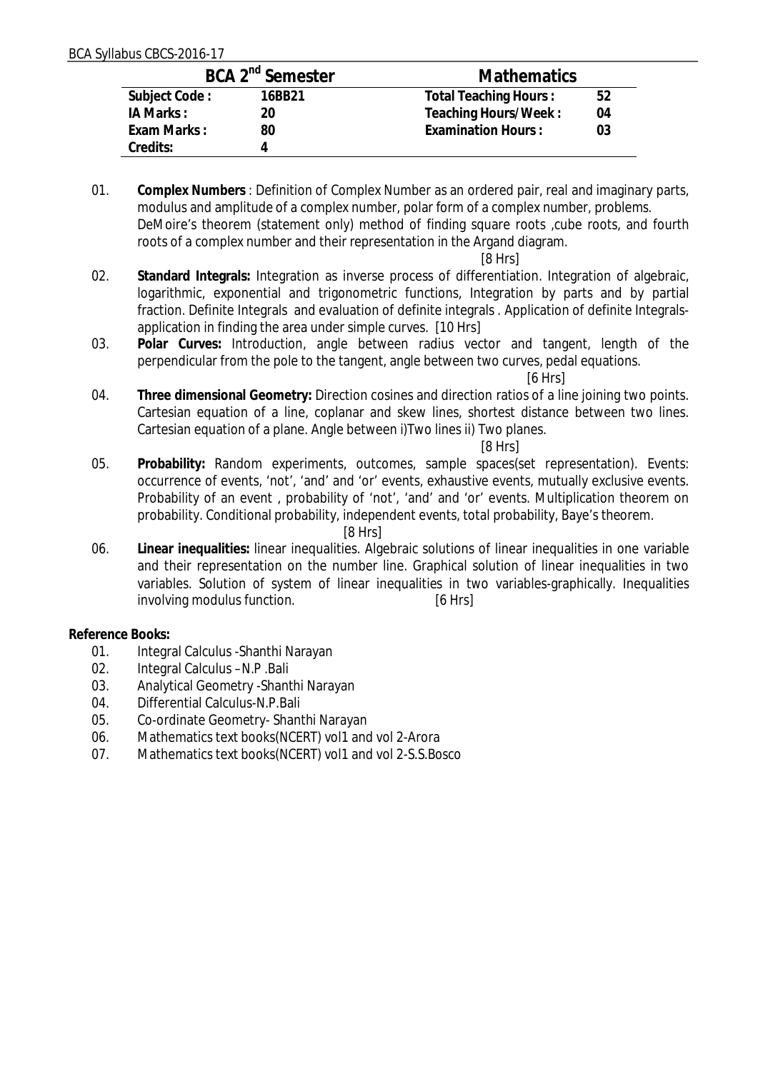## BCA 2nd Semester — Mathematics

| Subject Code : | 16BB21 | Total Teaching Hours : | 52 |
|---|---|---|---|
| IA Marks : | 20 | Teaching Hours/Week : | 04 |
| Exam Marks : | 80 | Examination Hours : | 03 |
| Credits: | 4 | | |

01. **Complex Numbers** : Definition of Complex Number as an ordered pair, real and imaginary parts, modulus and amplitude of a complex number, polar form of a complex number, problems. DeMoire's theorem (statement only) method of finding square roots ,cube roots, and fourth roots of a complex number and their representation in the Argand diagram. [8 Hrs]
02. **Standard Integrals:** Integration as inverse process of differentiation. Integration of algebraic, logarithmic, exponential and trigonometric functions, Integration by parts and by partial fraction. Definite Integrals and evaluation of definite integrals . Application of definite Integrals-application in finding the area under simple curves. [10 Hrs]
03. **Polar Curves:** Introduction, angle between radius vector and tangent, length of the perpendicular from the pole to the tangent, angle between two curves, pedal equations. [6 Hrs]
04. **Three dimensional Geometry:** Direction cosines and direction ratios of a line joining two points. Cartesian equation of a line, coplanar and skew lines, shortest distance between two lines. Cartesian equation of a plane. Angle between i)Two lines ii) Two planes. [8 Hrs]
05. **Probability:** Random experiments, outcomes, sample spaces(set representation). Events: occurrence of events, 'not', 'and' and 'or' events, exhaustive events, mutually exclusive events. Probability of an event , probability of 'not', 'and' and 'or' events. Multiplication theorem on probability. Conditional probability, independent events, total probability, Baye's theorem. [8 Hrs]
06. **Linear inequalities:** linear inequalities. Algebraic solutions of linear inequalities in one variable and their representation on the number line. Graphical solution of linear inequalities in two variables. Solution of system of linear inequalities in two variables-graphically. Inequalities involving modulus function. [6 Hrs]

**Reference Books:**

01. Integral Calculus -Shanthi Narayan
02. Integral Calculus –N.P .Bali
03. Analytical Geometry -Shanthi Narayan
04. Differential Calculus-N.P.Bali
05. Co-ordinate Geometry- Shanthi Narayan
06. Mathematics text books(NCERT) vol1 and vol 2-Arora
07. Mathematics text books(NCERT) vol1 and vol 2-S.S.Bosco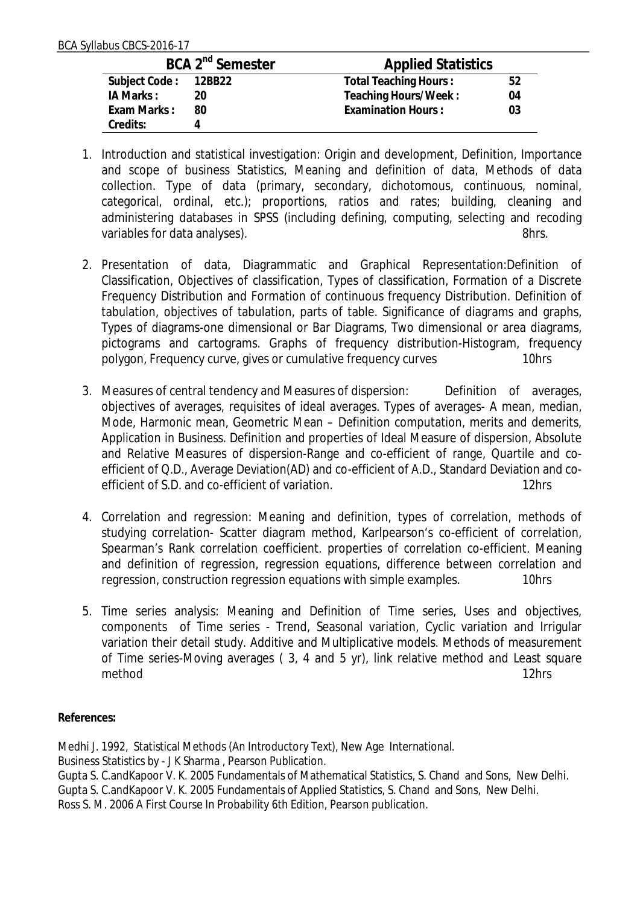| BCA 2nd Semester | | Applied Statistics | |
|---|---|---|---|
| Subject Code : | 12BB22 | Total Teaching Hours : | 52 |
| IA Marks : | 20 | Teaching Hours/Week : | 04 |
| Exam Marks : | 80 | Examination Hours : | 03 |
| Credits: | 4 | | |

1. Introduction and statistical investigation: Origin and development, Definition, Importance and scope of business Statistics, Meaning and definition of data, Methods of data collection. Type of data (primary, secondary, dichotomous, continuous, nominal, categorical, ordinal, etc.); proportions, ratios and rates; building, cleaning and administering databases in SPSS (including defining, computing, selecting and recoding variables for data analyses). 8hrs.

2. Presentation of data, Diagrammatic and Graphical Representation:Definition of Classification, Objectives of classification, Types of classification, Formation of a Discrete Frequency Distribution and Formation of continuous frequency Distribution. Definition of tabulation, objectives of tabulation, parts of table. Significance of diagrams and graphs, Types of diagrams-one dimensional or Bar Diagrams, Two dimensional or area diagrams, pictograms and cartograms. Graphs of frequency distribution-Histogram, frequency polygon, Frequency curve, gives or cumulative frequency curves 10hrs

3. Measures of central tendency and Measures of dispersion: Definition of averages, objectives of averages, requisites of ideal averages. Types of averages- A mean, median, Mode, Harmonic mean, Geometric Mean – Definition computation, merits and demerits, Application in Business. Definition and properties of Ideal Measure of dispersion, Absolute and Relative Measures of dispersion-Range and co-efficient of range, Quartile and co-efficient of Q.D., Average Deviation(AD) and co-efficient of A.D., Standard Deviation and co-efficient of S.D. and co-efficient of variation. 12hrs

4. Correlation and regression: Meaning and definition, types of correlation, methods of studying correlation- Scatter diagram method, Karlpearson's co-efficient of correlation, Spearman's Rank correlation coefficient. properties of correlation co-efficient. Meaning and definition of regression, regression equations, difference between correlation and regression, construction regression equations with simple examples. 10hrs

5. Time series analysis: Meaning and Definition of Time series, Uses and objectives, components of Time series - Trend, Seasonal variation, Cyclic variation and Irrigular variation their detail study. Additive and Multiplicative models. Methods of measurement of Time series-Moving averages ( 3, 4 and 5 yr), link relative method and Least square method 12hrs

**References:**

Medhi J. 1992, Statistical Methods (An Introductory Text), New Age International.
Business Statistics by - J K Sharma , Pearson Publication.
Gupta S. C.andKapoor V. K. 2005 Fundamentals of Mathematical Statistics, S. Chand and Sons, New Delhi.
Gupta S. C.andKapoor V. K. 2005 Fundamentals of Applied Statistics, S. Chand and Sons, New Delhi.
Ross S. M. 2006 A First Course In Probability 6th Edition, Pearson publication.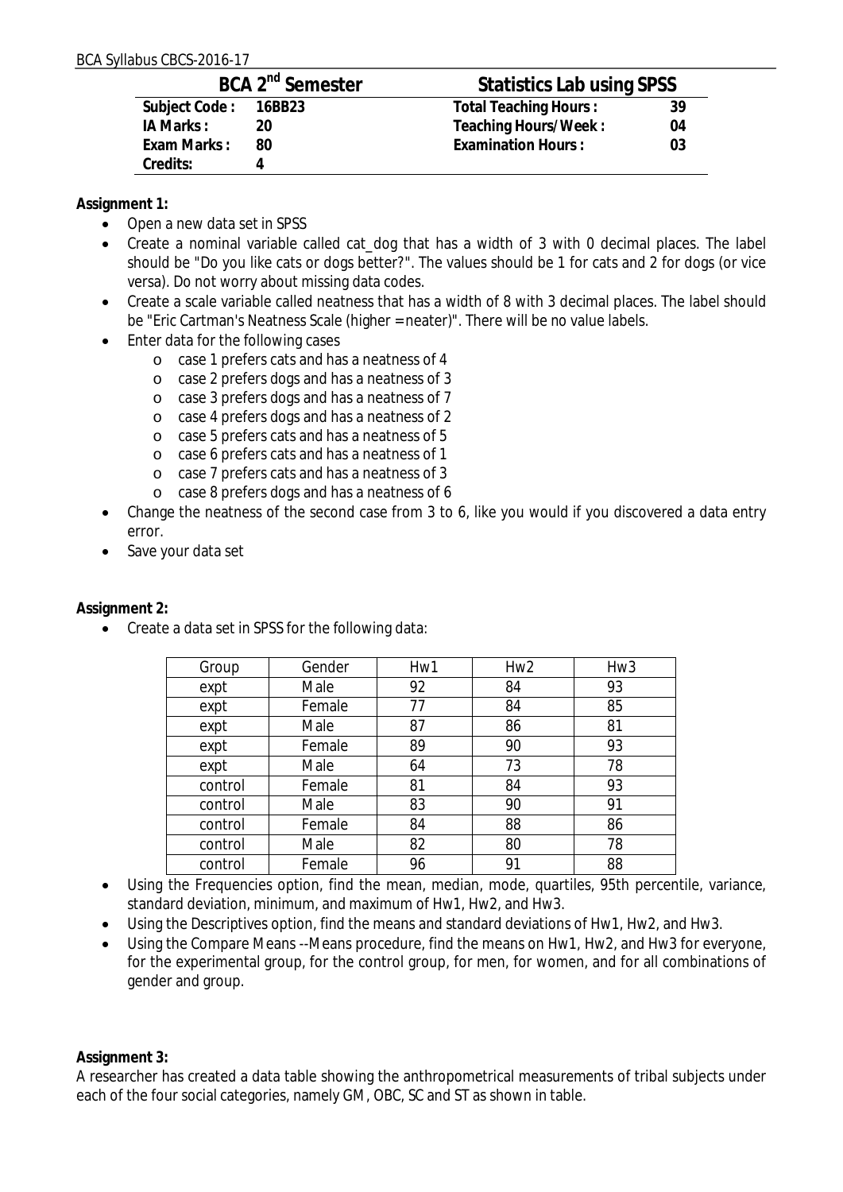| BCA 2nd Semester | | Statistics Lab using SPSS | |
|---|---|---|---|
| Subject Code : | 16BB23 | Total Teaching Hours : | 39 |
| IA Marks : | 20 | Teaching Hours/Week : | 04 |
| Exam Marks : | 80 | Examination Hours : | 03 |
| Credits: | 4 | | |

**Assignment 1:**

- Open a new data set in SPSS
- Create a nominal variable called cat_dog that has a width of 3 with 0 decimal places. The label should be "Do you like cats or dogs better?". The values should be 1 for cats and 2 for dogs (or vice versa). Do not worry about missing data codes.
- Create a scale variable called neatness that has a width of 8 with 3 decimal places. The label should be "Eric Cartman's Neatness Scale (higher = neater)". There will be no value labels.
- Enter data for the following cases
    - case 1 prefers cats and has a neatness of 4
    - case 2 prefers dogs and has a neatness of 3
    - case 3 prefers dogs and has a neatness of 7
    - case 4 prefers dogs and has a neatness of 2
    - case 5 prefers cats and has a neatness of 5
    - case 6 prefers cats and has a neatness of 1
    - case 7 prefers cats and has a neatness of 3
    - case 8 prefers dogs and has a neatness of 6
- Change the neatness of the second case from 3 to 6, like you would if you discovered a data entry error.
- Save your data set

**Assignment 2:**

- Create a data set in SPSS for the following data:

| Group | Gender | Hw1 | Hw2 | Hw3 |
|---|---|---|---|---|
| expt | Male | 92 | 84 | 93 |
| expt | Female | 77 | 84 | 85 |
| expt | Male | 87 | 86 | 81 |
| expt | Female | 89 | 90 | 93 |
| expt | Male | 64 | 73 | 78 |
| control | Female | 81 | 84 | 93 |
| control | Male | 83 | 90 | 91 |
| control | Female | 84 | 88 | 86 |
| control | Male | 82 | 80 | 78 |
| control | Female | 96 | 91 | 88 |

- Using the Frequencies option, find the mean, median, mode, quartiles, 95th percentile, variance, standard deviation, minimum, and maximum of Hw1, Hw2, and Hw3.
- Using the Descriptives option, find the means and standard deviations of Hw1, Hw2, and Hw3.
- Using the Compare Means --Means procedure, find the means on Hw1, Hw2, and Hw3 for everyone, for the experimental group, for the control group, for men, for women, and for all combinations of gender and group.

**Assignment 3:**

A researcher has created a data table showing the anthropometrical measurements of tribal subjects under each of the four social categories, namely GM, OBC, SC and ST as shown in table.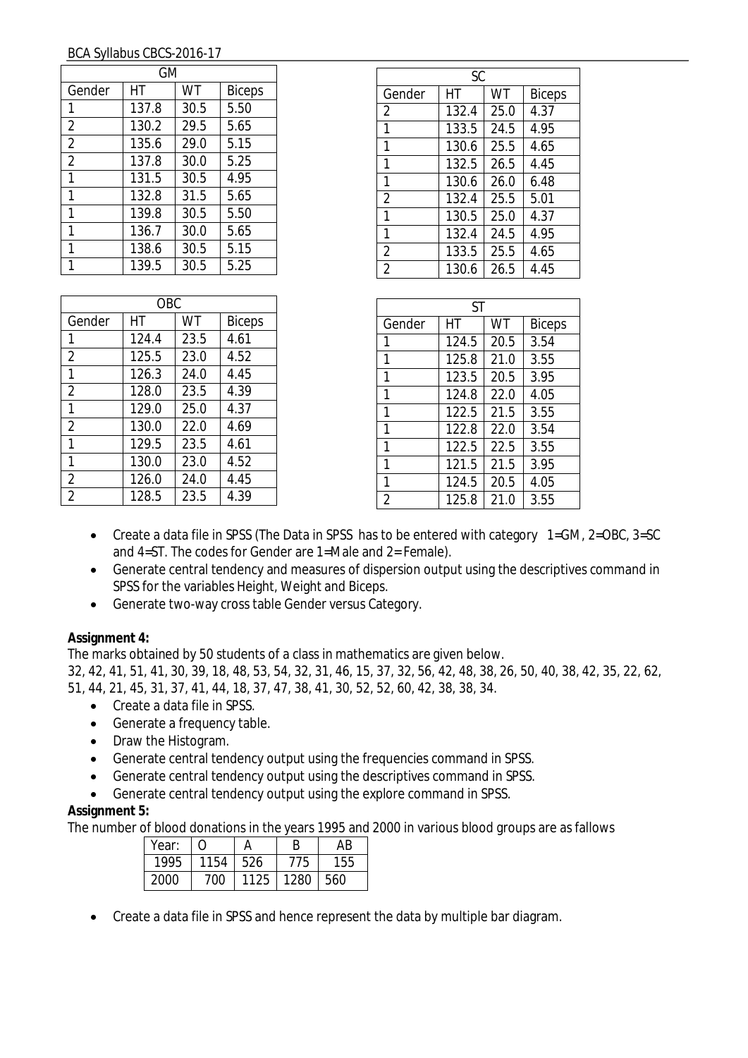| GM | | | |
|---|---|---|---|
| Gender | HT | WT | Biceps |
| 1 | 137.8 | 30.5 | 5.50 |
| 2 | 130.2 | 29.5 | 5.65 |
| 2 | 135.6 | 29.0 | 5.15 |
| 2 | 137.8 | 30.0 | 5.25 |
| 1 | 131.5 | 30.5 | 4.95 |
| 1 | 132.8 | 31.5 | 5.65 |
| 1 | 139.8 | 30.5 | 5.50 |
| 1 | 136.7 | 30.0 | 5.65 |
| 1 | 138.6 | 30.5 | 5.15 |
| 1 | 139.5 | 30.5 | 5.25 |

| SC | | | |
|---|---|---|---|
| Gender | HT | WT | Biceps |
| 2 | 132.4 | 25.0 | 4.37 |
| 1 | 133.5 | 24.5 | 4.95 |
| 1 | 130.6 | 25.5 | 4.65 |
| 1 | 132.5 | 26.5 | 4.45 |
| 1 | 130.6 | 26.0 | 6.48 |
| 2 | 132.4 | 25.5 | 5.01 |
| 1 | 130.5 | 25.0 | 4.37 |
| 1 | 132.4 | 24.5 | 4.95 |
| 2 | 133.5 | 25.5 | 4.65 |
| 2 | 130.6 | 26.5 | 4.45 |

| OBC | | | |
|---|---|---|---|
| Gender | HT | WT | Biceps |
| 1 | 124.4 | 23.5 | 4.61 |
| 2 | 125.5 | 23.0 | 4.52 |
| 1 | 126.3 | 24.0 | 4.45 |
| 2 | 128.0 | 23.5 | 4.39 |
| 1 | 129.0 | 25.0 | 4.37 |
| 2 | 130.0 | 22.0 | 4.69 |
| 1 | 129.5 | 23.5 | 4.61 |
| 1 | 130.0 | 23.0 | 4.52 |
| 2 | 126.0 | 24.0 | 4.45 |
| 2 | 128.5 | 23.5 | 4.39 |

| ST | | | |
|---|---|---|---|
| Gender | HT | WT | Biceps |
| 1 | 124.5 | 20.5 | 3.54 |
| 1 | 125.8 | 21.0 | 3.55 |
| 1 | 123.5 | 20.5 | 3.95 |
| 1 | 124.8 | 22.0 | 4.05 |
| 1 | 122.5 | 21.5 | 3.55 |
| 1 | 122.8 | 22.0 | 3.54 |
| 1 | 122.5 | 22.5 | 3.55 |
| 1 | 121.5 | 21.5 | 3.95 |
| 1 | 124.5 | 20.5 | 4.05 |
| 2 | 125.8 | 21.0 | 3.55 |

- Create a data file in SPSS (The Data in SPSS has to be entered with category 1=GM, 2=OBC, 3=SC and 4=ST. The codes for Gender are 1=Male and 2= Female).
- Generate central tendency and measures of dispersion output using the descriptives command in SPSS for the variables Height, Weight and Biceps.
- Generate two-way cross table Gender versus Category.

**Assignment 4:**

The marks obtained by 50 students of a class in mathematics are given below.

32, 42, 41, 51, 41, 30, 39, 18, 48, 53, 54, 32, 31, 46, 15, 37, 32, 56, 42, 48, 38, 26, 50, 40, 38, 42, 35, 22, 62, 51, 44, 21, 45, 31, 37, 41, 44, 18, 37, 47, 38, 41, 30, 52, 52, 60, 42, 38, 38, 34.

- Create a data file in SPSS.
- Generate a frequency table.
- Draw the Histogram.
- Generate central tendency output using the frequencies command in SPSS.
- Generate central tendency output using the descriptives command in SPSS.
- Generate central tendency output using the explore command in SPSS.

**Assignment 5:**

The number of blood donations in the years 1995 and 2000 in various blood groups are as fallows

| Year: | O | A | B | AB |
|---|---|---|---|---|
| 1995 | 1154 | 526 | 775 | 155 |
| 2000 | 700 | 1125 | 1280 | 560 |

- Create a data file in SPSS and hence represent the data by multiple bar diagram.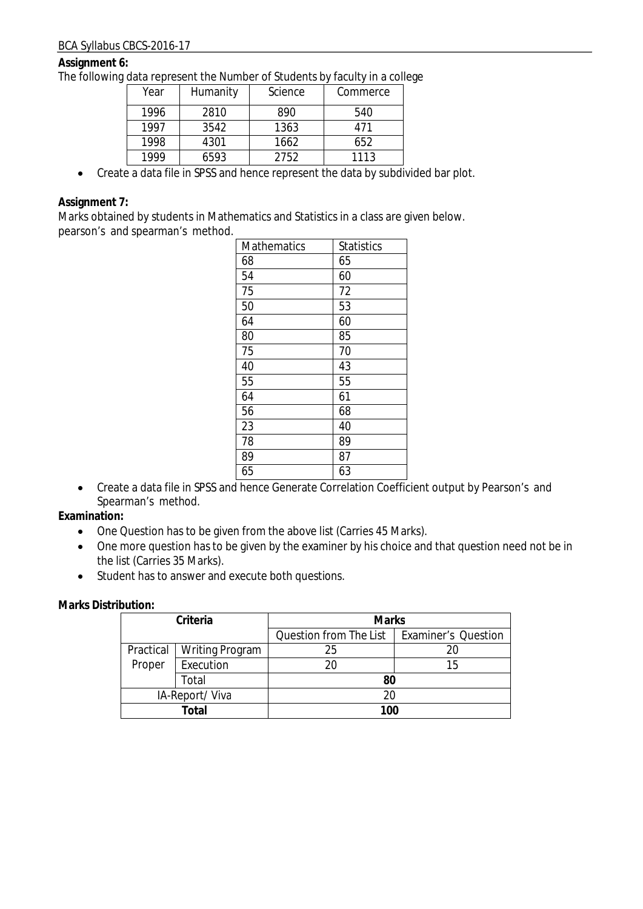**Assignment 6:**

The following data represent the Number of Students by faculty in a college

| Year | Humanity | Science | Commerce |
|---|---|---|---|
| 1996 | 2810 | 890 | 540 |
| 1997 | 3542 | 1363 | 471 |
| 1998 | 4301 | 1662 | 652 |
| 1999 | 6593 | 2752 | 1113 |

- Create a data file in SPSS and hence represent the data by subdivided bar plot.

**Assignment 7:**

Marks obtained by students in Mathematics and Statistics in a class are given below.
pearson's and spearman's method.

| Mathematics | Statistics |
|---|---|
| 68 | 65 |
| 54 | 60 |
| 75 | 72 |
| 50 | 53 |
| 64 | 60 |
| 80 | 85 |
| 75 | 70 |
| 40 | 43 |
| 55 | 55 |
| 64 | 61 |
| 56 | 68 |
| 23 | 40 |
| 78 | 89 |
| 89 | 87 |
| 65 | 63 |

- Create a data file in SPSS and hence Generate Correlation Coefficient output by Pearson's and Spearman's method.

**Examination:**

- One Question has to be given from the above list (Carries 45 Marks).
- One more question has to be given by the examiner by his choice and that question need not be in the list (Carries 35 Marks).
- Student has to answer and execute both questions.

**Marks Distribution:**

| Criteria | | Marks | |
|---|---|---|---|
| | | Question from The List | Examiner's Question |
| Practical Proper | Writing Program | 25 | 20 |
| | Execution | 20 | 15 |
| | Total | 80 | |
| IA-Report/ Viva | | 20 | |
| **Total** | | **100** | |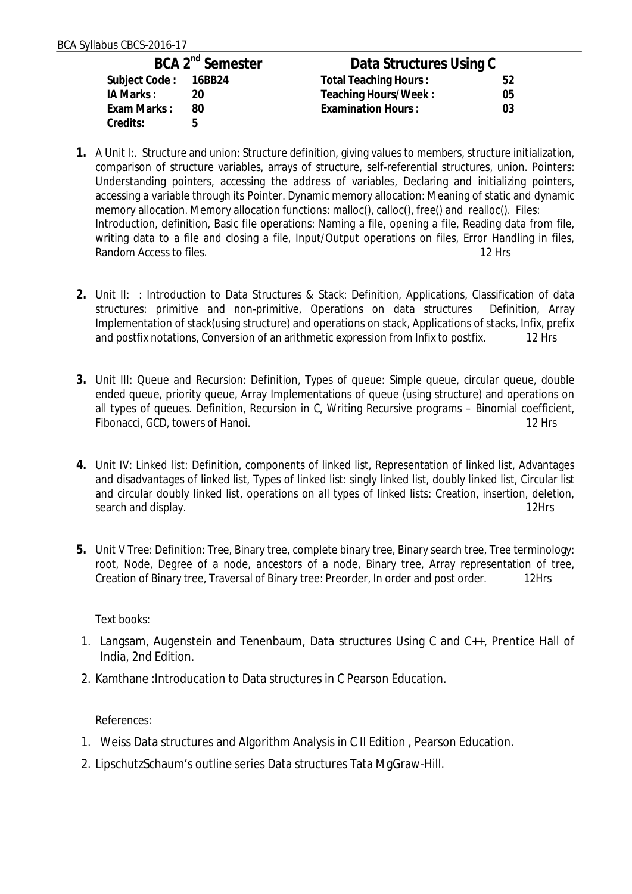| BCA 2nd Semester | | Data Structures Using C | |
|---|---|---|---|
| **Subject Code :** | **16BB24** | **Total Teaching Hours :** | **52** |
| **IA Marks :** | **20** | **Teaching Hours/Week :** | **05** |
| **Exam Marks :** | **80** | **Examination Hours :** | **03** |
| **Credits:** | **5** | | |

1. A Unit I:. Structure and union: Structure definition, giving values to members, structure initialization, comparison of structure variables, arrays of structure, self-referential structures, union. Pointers: Understanding pointers, accessing the address of variables, Declaring and initializing pointers, accessing a variable through its Pointer. Dynamic memory allocation: Meaning of static and dynamic memory allocation. Memory allocation functions: malloc(), calloc(), free() and realloc(). Files: Introduction, definition, Basic file operations: Naming a file, opening a file, Reading data from file, writing data to a file and closing a file, Input/Output operations on files, Error Handling in files, Random Access to files. 12 Hrs

2. Unit II: : Introduction to Data Structures & Stack: Definition, Applications, Classification of data structures: primitive and non-primitive, Operations on data structures Definition, Array Implementation of stack(using structure) and operations on stack, Applications of stacks, Infix, prefix and postfix notations, Conversion of an arithmetic expression from Infix to postfix. 12 Hrs

3. Unit III: Queue and Recursion: Definition, Types of queue: Simple queue, circular queue, double ended queue, priority queue, Array Implementations of queue (using structure) and operations on all types of queues. Definition, Recursion in C, Writing Recursive programs – Binomial coefficient, Fibonacci, GCD, towers of Hanoi. 12 Hrs

4. Unit IV: Linked list: Definition, components of linked list, Representation of linked list, Advantages and disadvantages of linked list, Types of linked list: singly linked list, doubly linked list, Circular list and circular doubly linked list, operations on all types of linked lists: Creation, insertion, deletion, search and display. 12Hrs

5. Unit V Tree: Definition: Tree, Binary tree, complete binary tree, Binary search tree, Tree terminology: root, Node, Degree of a node, ancestors of a node, Binary tree, Array representation of tree, Creation of Binary tree, Traversal of Binary tree: Preorder, In order and post order. 12Hrs

Text books:

1. Langsam, Augenstein and Tenenbaum, Data structures Using C and C++, Prentice Hall of India, 2nd Edition.
2. Kamthane :Introducation to Data structures in C Pearson Education.

References:

1. Weiss Data structures and Algorithm Analysis in C II Edition , Pearson Education.
2. LipschutzSchaum's outline series Data structures Tata MgGraw-Hill.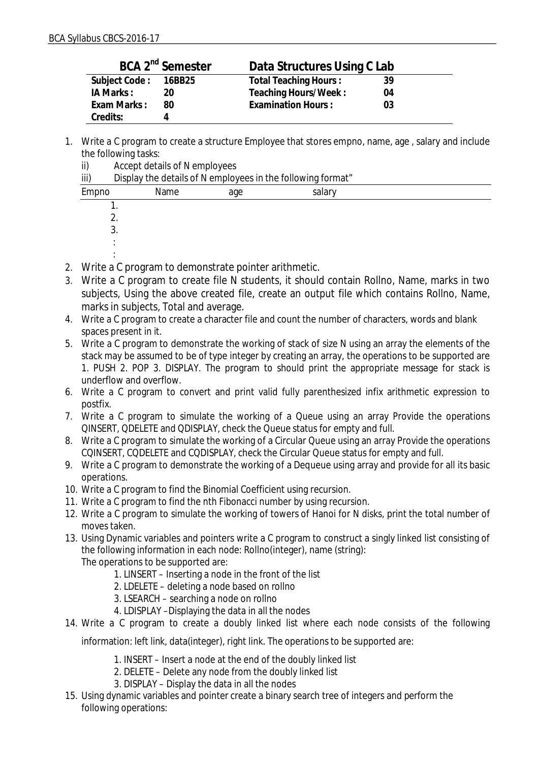| BCA 2nd Semester | | Data Structures Using C Lab | |
|---|---|---|---|
| Subject Code : | 16BB25 | Total Teaching Hours : | 39 |
| IA Marks : | 20 | Teaching Hours/Week : | 04 |
| Exam Marks : | 80 | Examination Hours : | 03 |
| Credits: | 4 | | |

1. Write a C program to create a structure Employee that stores empno, name, age , salary and include the following tasks:
   ii) Accept details of N employees
   iii) Display the details of N employees in the following format"

| Empno | Name | age | salary |
|---|---|---|---|
| 1. | | | |
| 2. | | | |
| 3. | | | |
| : | | | |
| : | | | |

2. Write a C program to demonstrate pointer arithmetic.
3. Write a C program to create file N students, it should contain Rollno, Name, marks in two subjects, Using the above created file, create an output file which contains Rollno, Name, marks in subjects, Total and average.
4. Write a C program to create a character file and count the number of characters, words and blank spaces present in it.
5. Write a C program to demonstrate the working of stack of size N using an array the elements of the stack may be assumed to be of type integer by creating an array, the operations to be supported are 1. PUSH 2. POP 3. DISPLAY. The program to should print the appropriate message for stack is underflow and overflow.
6. Write a C program to convert and print valid fully parenthesized infix arithmetic expression to postfix.
7. Write a C program to simulate the working of a Queue using an array Provide the operations QINSERT, QDELETE and QDISPLAY, check the Queue status for empty and full.
8. Write a C program to simulate the working of a Circular Queue using an array Provide the operations CQINSERT, CQDELETE and CQDISPLAY, check the Circular Queue status for empty and full.
9. Write a C program to demonstrate the working of a Dequeue using array and provide for all its basic operations.
10. Write a C program to find the Binomial Coefficient using recursion.
11. Write a C program to find the nth Fibonacci number by using recursion.
12. Write a C program to simulate the working of towers of Hanoi for N disks, print the total number of moves taken.
13. Using Dynamic variables and pointers write a C program to construct a singly linked list consisting of the following information in each node: Rollno(integer), name (string):
    The operations to be supported are:
    1. LINSERT – Inserting a node in the front of the list
    2. LDELETE – deleting a node based on rollno
    3. LSEARCH – searching a node on rollno
    4. LDISPLAY –Displaying the data in all the nodes
14. Write a C program to create a doubly linked list where each node consists of the following information: left link, data(integer), right link. The operations to be supported are:
    1. INSERT – Insert a node at the end of the doubly linked list
    2. DELETE – Delete any node from the doubly linked list
    3. DISPLAY – Display the data in all the nodes
15. Using dynamic variables and pointer create a binary search tree of integers and perform the following operations: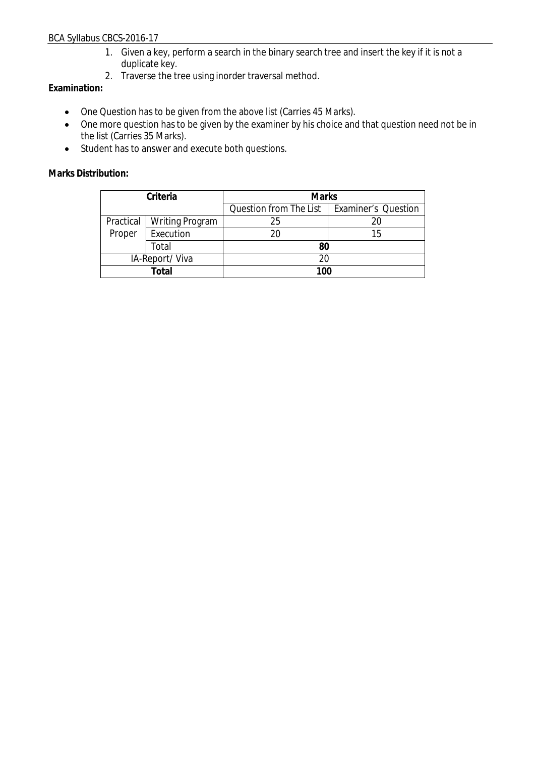1. Given a key, perform a search in the binary search tree and insert the key if it is not a duplicate key.
2. Traverse the tree using inorder traversal method.

**Examination:**

- One Question has to be given from the above list (Carries 45 Marks).
- One more question has to be given by the examiner by his choice and that question need not be in the list (Carries 35 Marks).
- Student has to answer and execute both questions.

**Marks Distribution:**

| Criteria | | Marks | |
|---|---|---|---|
| | | Question from The List | Examiner's Question |
| Practical Proper | Writing Program | 25 | 20 |
| | Execution | 20 | 15 |
| | Total | **80** | |
| IA-Report/ Viva | | 20 | |
| **Total** | | **100** | |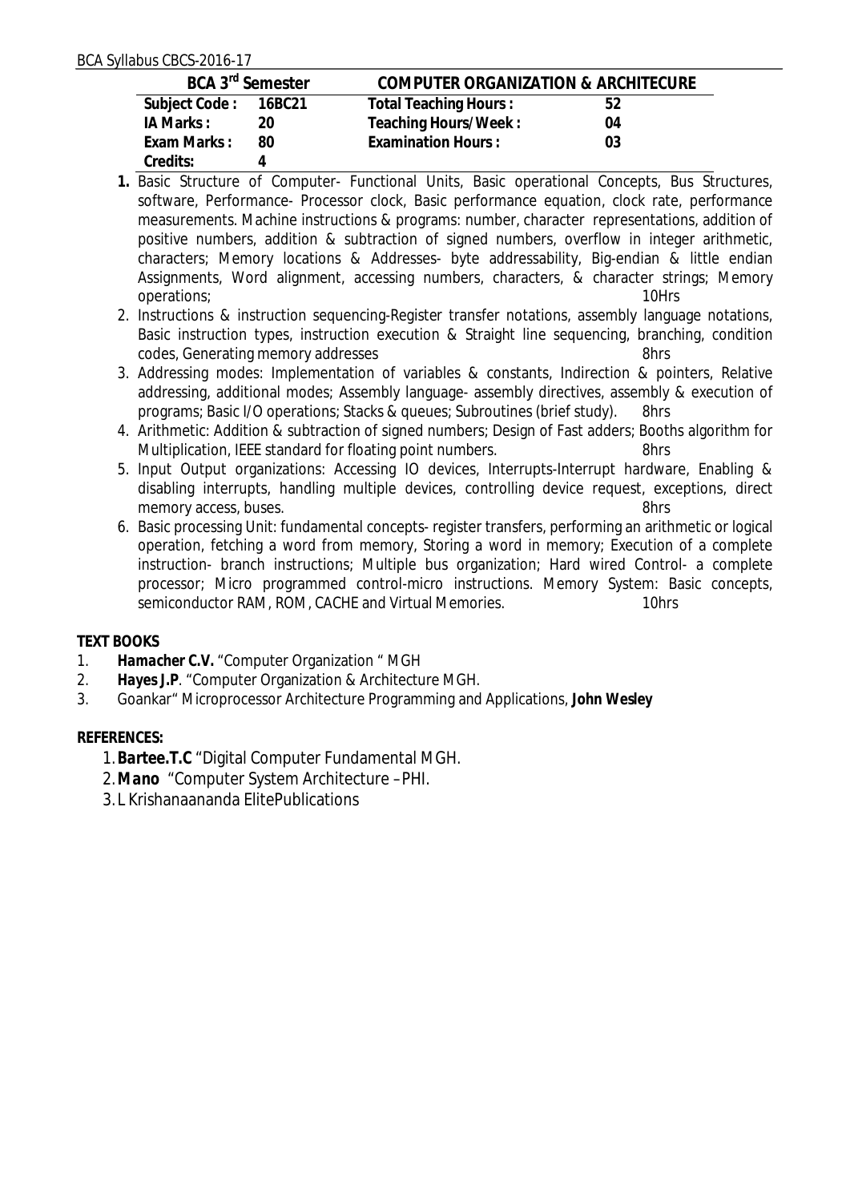| BCA 3rd Semester | | COMPUTER ORGANIZATION & ARCHITECURE | |
|---|---|---|---|
| Subject Code : | 16BC21 | Total Teaching Hours : | 52 |
| IA Marks : | 20 | Teaching Hours/Week : | 04 |
| Exam Marks : | 80 | Examination Hours : | 03 |
| Credits: | 4 | | |

1. Basic Structure of Computer- Functional Units, Basic operational Concepts, Bus Structures, software, Performance- Processor clock, Basic performance equation, clock rate, performance measurements. Machine instructions & programs: number, character representations, addition of positive numbers, addition & subtraction of signed numbers, overflow in integer arithmetic, characters; Memory locations & Addresses- byte addressability, Big-endian & little endian Assignments, Word alignment, accessing numbers, characters, & character strings; Memory operations; 10Hrs
2. Instructions & instruction sequencing-Register transfer notations, assembly language notations, Basic instruction types, instruction execution & Straight line sequencing, branching, condition codes, Generating memory addresses 8hrs
3. Addressing modes: Implementation of variables & constants, Indirection & pointers, Relative addressing, additional modes; Assembly language- assembly directives, assembly & execution of programs; Basic I/O operations; Stacks & queues; Subroutines (brief study). 8hrs
4. Arithmetic: Addition & subtraction of signed numbers; Design of Fast adders; Booths algorithm for Multiplication, IEEE standard for floating point numbers. 8hrs
5. Input Output organizations: Accessing IO devices, Interrupts-Interrupt hardware, Enabling & disabling interrupts, handling multiple devices, controlling device request, exceptions, direct memory access, buses. 8hrs
6. Basic processing Unit: fundamental concepts- register transfers, performing an arithmetic or logical operation, fetching a word from memory, Storing a word in memory; Execution of a complete instruction- branch instructions; Multiple bus organization; Hard wired Control- a complete processor; Micro programmed control-micro instructions. Memory System: Basic concepts, semiconductor RAM, ROM, CACHE and Virtual Memories. 10hrs

**TEXT BOOKS**

1. ***Hamacher C.V.*** "Computer Organization " MGH
2. ***Hayes J.P***. "Computer Organization & Architecture MGH.
3. Goankar" Microprocessor Architecture Programming and Applications, **John Wesley**

**REFERENCES:**

1. ***Bartee.T.C*** "Digital Computer Fundamental MGH.
2. ***Mano*** "Computer System Architecture –PHI.
3. L Krishanaananda ElitePublications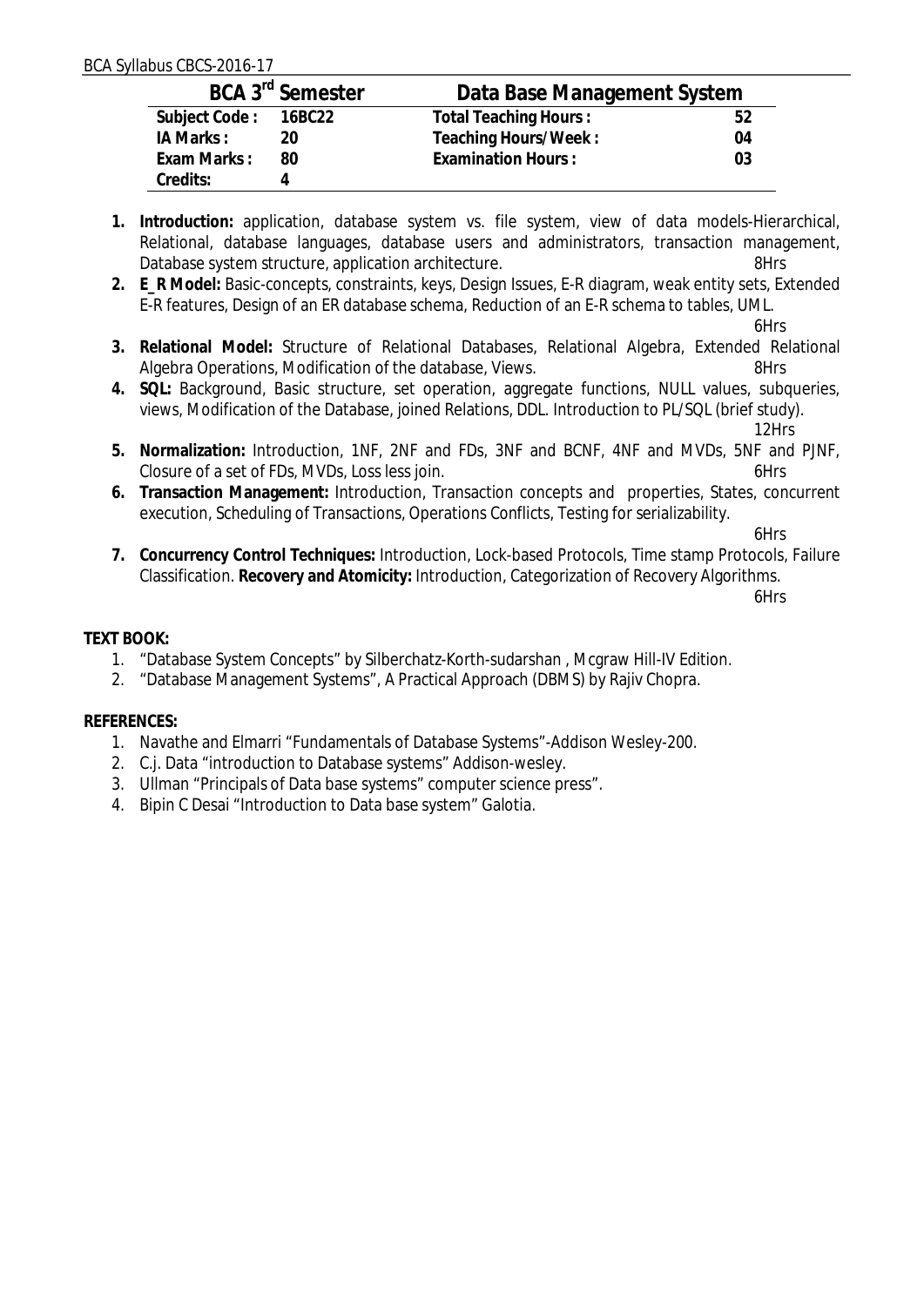| BCA 3rd Semester | | Data Base Management System | |
|---|---|---|---|
| **Subject Code :** | **16BC22** | **Total Teaching Hours :** | **52** |
| **IA Marks :** | **20** | **Teaching Hours/Week :** | **04** |
| **Exam Marks :** | **80** | **Examination Hours :** | **03** |
| **Credits:** | **4** | | |

1. **Introduction:** application, database system vs. file system, view of data models-Hierarchical, Relational, database languages, database users and administrators, transaction management, Database system structure, application architecture. 8Hrs
2. **E_R Model:** Basic-concepts, constraints, keys, Design Issues, E-R diagram, weak entity sets, Extended E-R features, Design of an ER database schema, Reduction of an E-R schema to tables, UML. 6Hrs
3. **Relational Model:** Structure of Relational Databases, Relational Algebra, Extended Relational Algebra Operations, Modification of the database, Views. 8Hrs
4. **SQL:** Background, Basic structure, set operation, aggregate functions, NULL values, subqueries, views, Modification of the Database, joined Relations, DDL. Introduction to PL/SQL (brief study). 12Hrs
5. **Normalization:** Introduction, 1NF, 2NF and FDs, 3NF and BCNF, 4NF and MVDs, 5NF and PJNF, Closure of a set of FDs, MVDs, Loss less join. 6Hrs
6. **Transaction Management:** Introduction, Transaction concepts and properties, States, concurrent execution, Scheduling of Transactions, Operations Conflicts, Testing for serializability. 6Hrs
7. **Concurrency Control Techniques:** Introduction, Lock-based Protocols, Time stamp Protocols, Failure Classification. **Recovery and Atomicity:** Introduction, Categorization of Recovery Algorithms. 6Hrs

**TEXT BOOK:**

1. "Database System Concepts" by Silberchatz-Korth-sudarshan , Mcgraw Hill-IV Edition.
2. "Database Management Systems", A Practical Approach (DBMS) by Rajiv Chopra.

**REFERENCES:**

1. Navathe and Elmarri "Fundamentals of Database Systems"-Addison Wesley-200.
2. C.j. Data "introduction to Database systems" Addison-wesley.
3. Ullman "Principals of Data base systems" computer science press".
4. Bipin C Desai "Introduction to Data base system" Galotia.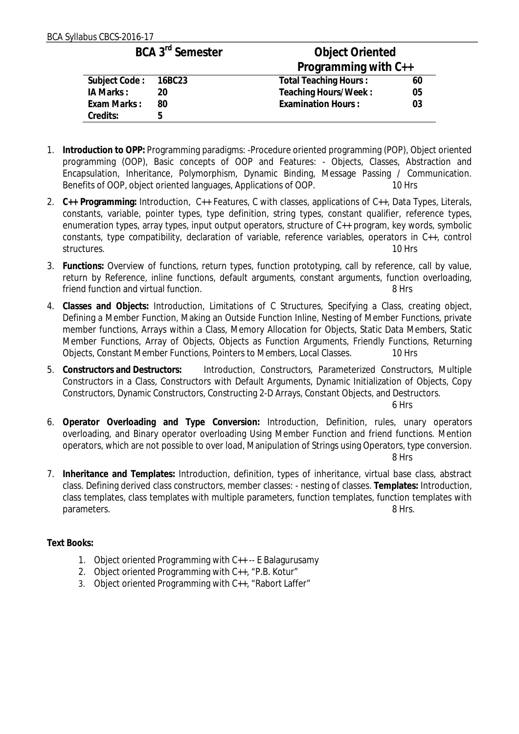## BCA 3rd Semester — Object Oriented Programming with C++

| Subject Code : | 16BC23 | Total Teaching Hours : | 60 |
|---|---|---|---|
| IA Marks : | 20 | Teaching Hours/Week : | 05 |
| Exam Marks : | 80 | Examination Hours : | 03 |
| Credits: | 5 | | |

1. **Introduction to OPP:** Programming paradigms: -Procedure oriented programming (POP), Object oriented programming (OOP), Basic concepts of OOP and Features: - Objects, Classes, Abstraction and Encapsulation, Inheritance, Polymorphism, Dynamic Binding, Message Passing / Communication. Benefits of OOP, object oriented languages, Applications of OOP. 10 Hrs

2. **C++ Programming:** Introduction, C++ Features, C with classes, applications of C++, Data Types, Literals, constants, variable, pointer types, type definition, string types, constant qualifier, reference types, enumeration types, array types, input output operators, structure of C++ program, key words, symbolic constants, type compatibility, declaration of variable, reference variables, operators in C++, control structures. 10 Hrs

3. **Functions:** Overview of functions, return types, function prototyping, call by reference, call by value, return by Reference, inline functions, default arguments, constant arguments, function overloading, friend function and virtual function. 8 Hrs

4. **Classes and Objects:** Introduction, Limitations of C Structures, Specifying a Class, creating object, Defining a Member Function, Making an Outside Function Inline, Nesting of Member Functions, private member functions, Arrays within a Class, Memory Allocation for Objects, Static Data Members, Static Member Functions, Array of Objects, Objects as Function Arguments, Friendly Functions, Returning Objects, Constant Member Functions, Pointers to Members, Local Classes. 10 Hrs

5. **Constructors and Destructors:** Introduction, Constructors, Parameterized Constructors, Multiple Constructors in a Class, Constructors with Default Arguments, Dynamic Initialization of Objects, Copy Constructors, Dynamic Constructors, Constructing 2-D Arrays, Constant Objects, and Destructors. 6 Hrs

6. **Operator Overloading and Type Conversion:** Introduction, Definition, rules, unary operators overloading, and Binary operator overloading Using Member Function and friend functions. Mention operators, which are not possible to over load, Manipulation of Strings using Operators, type conversion. 8 Hrs

7. **Inheritance and Templates:** Introduction, definition, types of inheritance, virtual base class, abstract class. Defining derived class constructors, member classes: - nesting of classes. **Templates:** Introduction, class templates, class templates with multiple parameters, function templates, function templates with parameters. 8 Hrs.

**Text Books:**

1. Object oriented Programming with C++ -- E Balagurusamy
2. Object oriented Programming with C++, "P.B. Kotur"
3. Object oriented Programming with C++, "Rabort Laffer"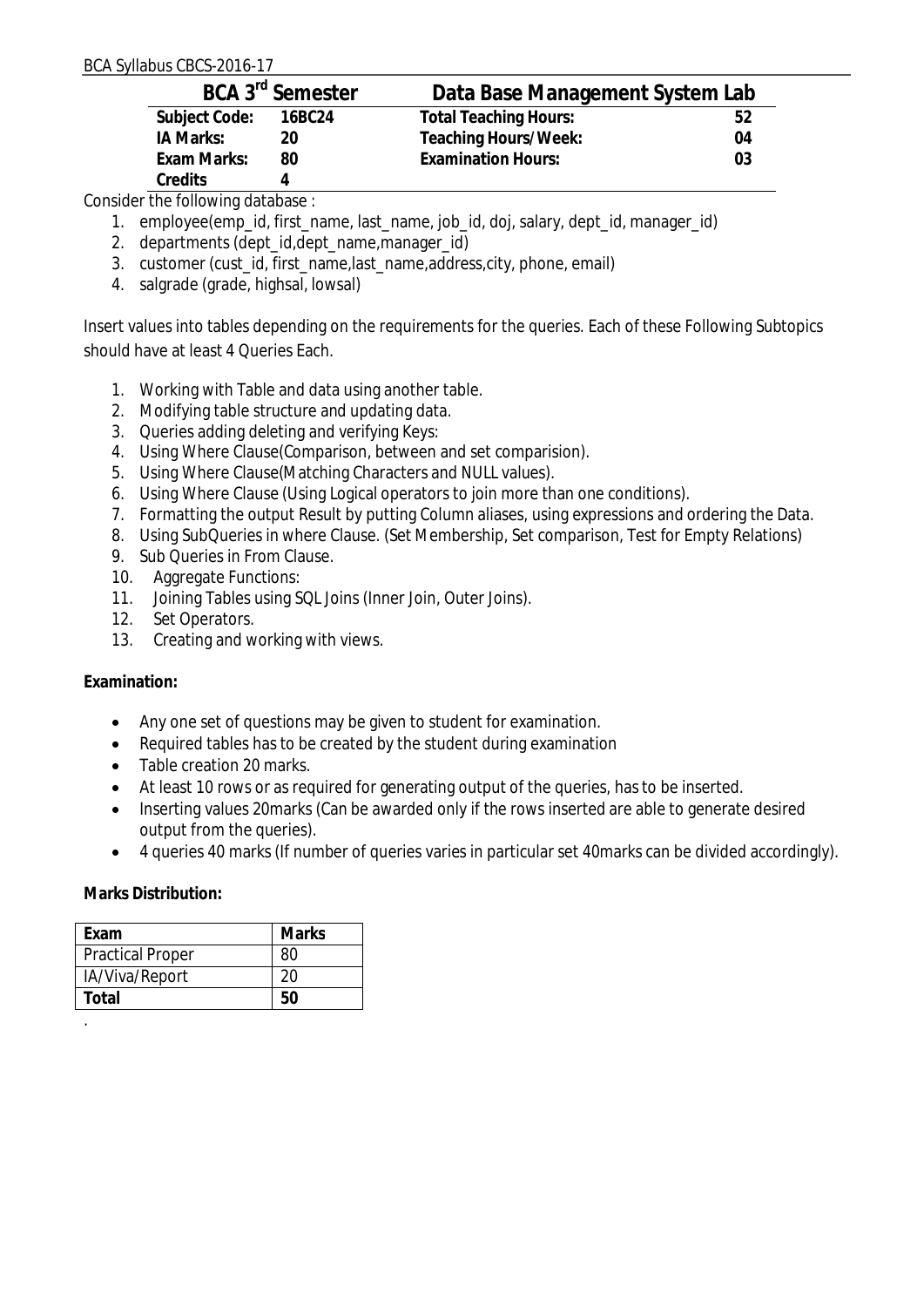| BCA 3rd Semester | | Data Base Management System Lab | |
|---|---|---|---|
| Subject Code: | 16BC24 | Total Teaching Hours: | 52 |
| IA Marks: | 20 | Teaching Hours/Week: | 04 |
| Exam Marks: | 80 | Examination Hours: | 03 |
| Credits | 4 | | |

Consider the following database :

1. employee(emp_id, first_name, last_name, job_id, doj, salary, dept_id, manager_id)
2. departments (dept_id,dept_name,manager_id)
3. customer (cust_id, first_name,last_name,address,city, phone, email)
4. salgrade (grade, highsal, lowsal)

Insert values into tables depending on the requirements for the queries. Each of these Following Subtopics should have at least 4 Queries Each.

1. Working with Table and data using another table.
2. Modifying table structure and updating data.
3. Queries adding deleting and verifying Keys:
4. Using Where Clause(Comparison, between and set comparision).
5. Using Where Clause(Matching Characters and NULL values).
6. Using Where Clause (Using Logical operators to join more than one conditions).
7. Formatting the output Result by putting Column aliases, using expressions and ordering the Data.
8. Using SubQueries in where Clause. (Set Membership, Set comparison, Test for Empty Relations)
9. Sub Queries in From Clause.
10. Aggregate Functions:
11. Joining Tables using SQL Joins (Inner Join, Outer Joins).
12. Set Operators.
13. Creating and working with views.

**Examination:**

- Any one set of questions may be given to student for examination.
- Required tables has to be created by the student during examination
- Table creation 20 marks.
- At least 10 rows or as required for generating output of the queries, has to be inserted.
- Inserting values 20marks (Can be awarded only if the rows inserted are able to generate desired output from the queries).
- 4 queries 40 marks (If number of queries varies in particular set 40marks can be divided accordingly).

**Marks Distribution:**

| Exam | Marks |
|---|---|
| Practical Proper | 80 |
| IA/Viva/Report | 20 |
| **Total** | **50** |

.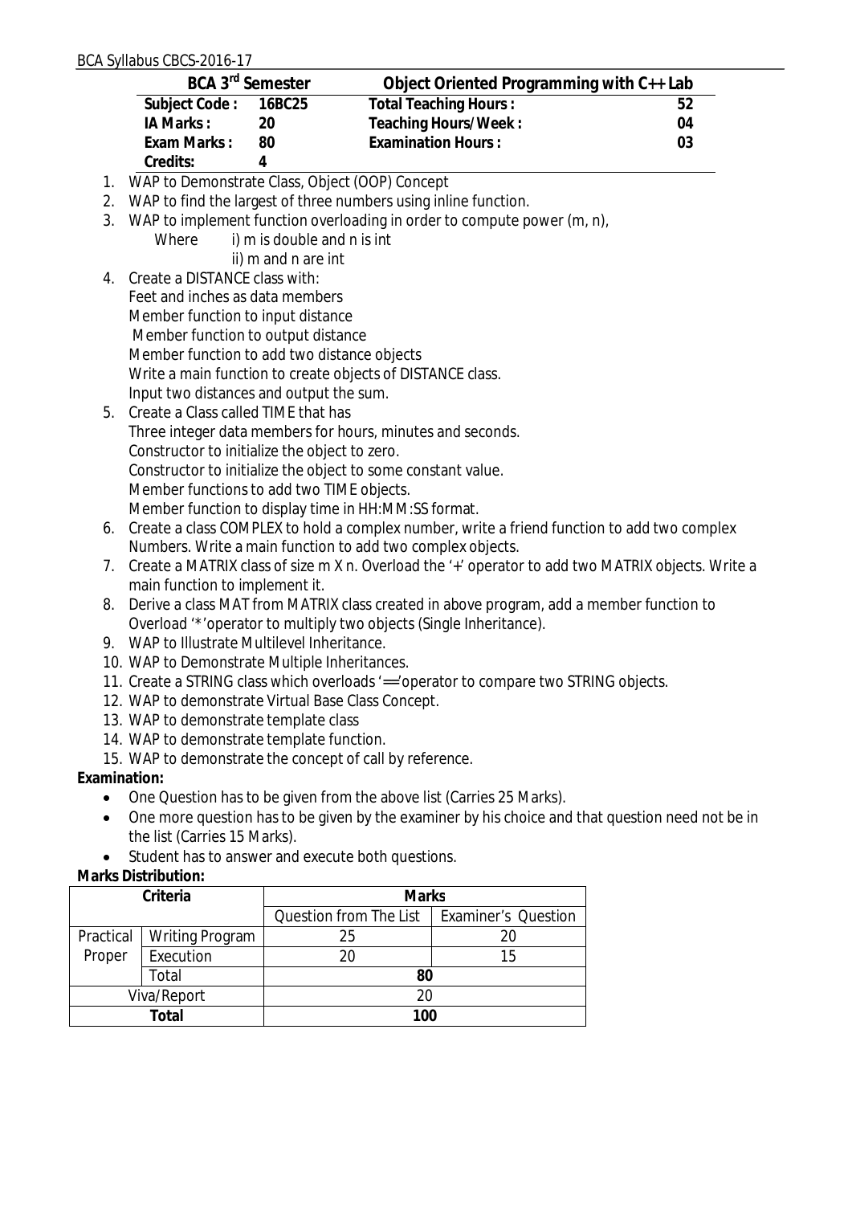| BCA 3rd Semester | | Object Oriented Programming with C++ Lab | |
|---|---|---|---|
| **Subject Code :** | **16BC25** | **Total Teaching Hours :** | **52** |
| **IA Marks :** | **20** | **Teaching Hours/Week :** | **04** |
| **Exam Marks :** | **80** | **Examination Hours :** | **03** |
| **Credits:** | **4** | | |

1. WAP to Demonstrate Class, Object (OOP) Concept
2. WAP to find the largest of three numbers using inline function.
3. WAP to implement function overloading in order to compute power (m, n),
   Where i) m is double and n is int
   ii) m and n are int
4. Create a DISTANCE class with:
   Feet and inches as data members
   Member function to input distance
   Member function to output distance
   Member function to add two distance objects
   Write a main function to create objects of DISTANCE class.
   Input two distances and output the sum.
5. Create a Class called TIME that has
   Three integer data members for hours, minutes and seconds.
   Constructor to initialize the object to zero.
   Constructor to initialize the object to some constant value.
   Member functions to add two TIME objects.
   Member function to display time in HH:MM:SS format.
6. Create a class COMPLEX to hold a complex number, write a friend function to add two complex Numbers. Write a main function to add two complex objects.
7. Create a MATRIX class of size m X n. Overload the '+' operator to add two MATRIX objects. Write a main function to implement it.
8. Derive a class MAT from MATRIX class created in above program, add a member function to Overload '*'operator to multiply two objects (Single Inheritance).
9. WAP to Illustrate Multilevel Inheritance.
10. WAP to Demonstrate Multiple Inheritances.
11. Create a STRING class which overloads '=='operator to compare two STRING objects.
12. WAP to demonstrate Virtual Base Class Concept.
13. WAP to demonstrate template class
14. WAP to demonstrate template function.
15. WAP to demonstrate the concept of call by reference.

**Examination:**

- One Question has to be given from the above list (Carries 25 Marks).
- One more question has to be given by the examiner by his choice and that question need not be in the list (Carries 15 Marks).
- Student has to answer and execute both questions.

**Marks Distribution:**

| Criteria | | Marks | |
|---|---|---|---|
| | | Question from The List | Examiner's Question |
| Practical Proper | Writing Program | 25 | 20 |
| | Execution | 20 | 15 |
| | Total | 80 | |
| Viva/Report | | 20 | |
| **Total** | | **100** | |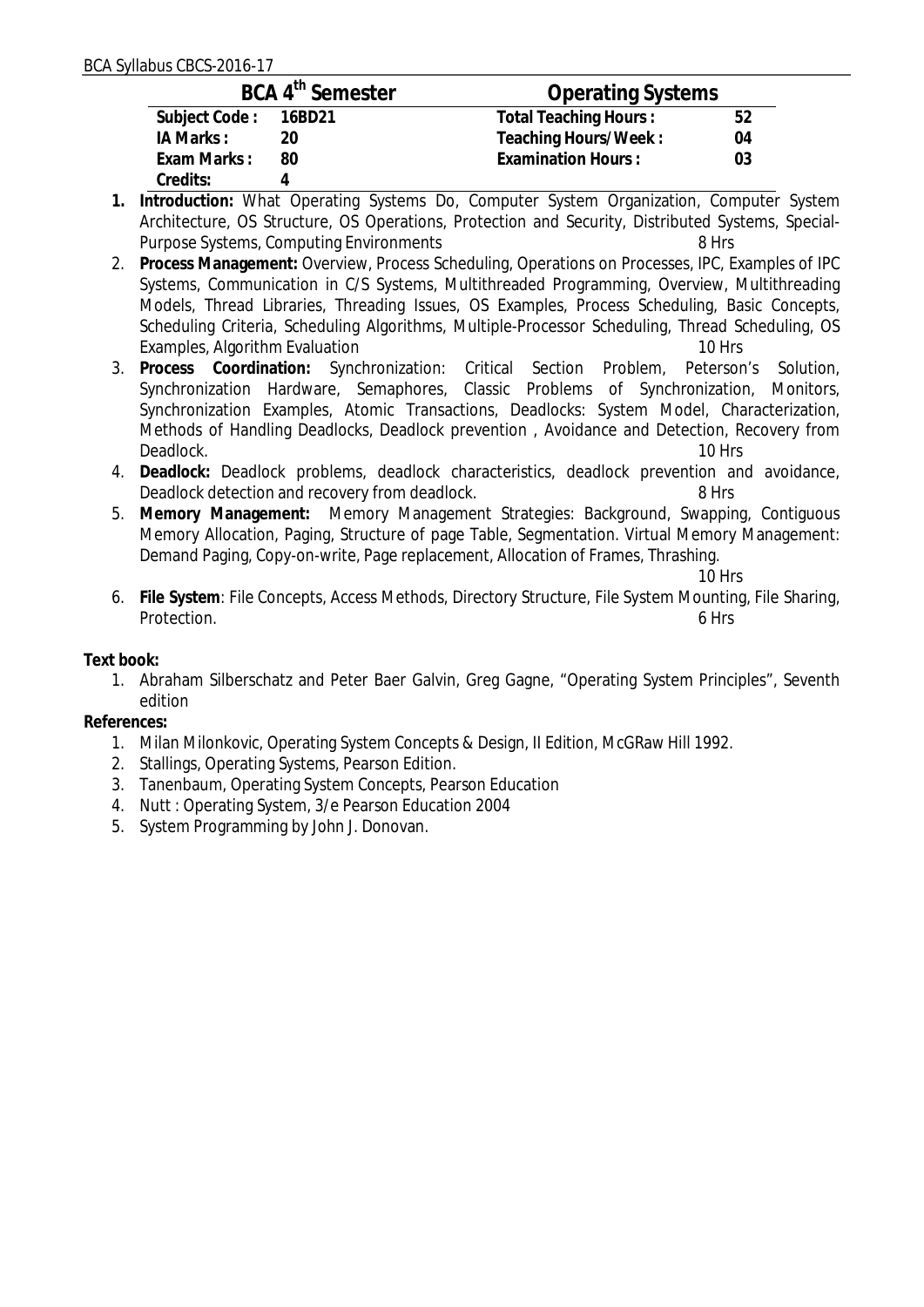| BCA 4th Semester | | Operating Systems | |
|---|---|---|---|
| Subject Code : | 16BD21 | Total Teaching Hours : | 52 |
| IA Marks : | 20 | Teaching Hours/Week : | 04 |
| Exam Marks : | 80 | Examination Hours : | 03 |
| Credits: | 4 | | |

1. **Introduction:** What Operating Systems Do, Computer System Organization, Computer System Architecture, OS Structure, OS Operations, Protection and Security, Distributed Systems, Special-Purpose Systems, Computing Environments — 8 Hrs
2. **Process Management:** Overview, Process Scheduling, Operations on Processes, IPC, Examples of IPC Systems, Communication in C/S Systems, Multithreaded Programming, Overview, Multithreading Models, Thread Libraries, Threading Issues, OS Examples, Process Scheduling, Basic Concepts, Scheduling Criteria, Scheduling Algorithms, Multiple-Processor Scheduling, Thread Scheduling, OS Examples, Algorithm Evaluation — 10 Hrs
3. **Process Coordination:** Synchronization: Critical Section Problem, Peterson's Solution, Synchronization Hardware, Semaphores, Classic Problems of Synchronization, Monitors, Synchronization Examples, Atomic Transactions, Deadlocks: System Model, Characterization, Methods of Handling Deadlocks, Deadlock prevention , Avoidance and Detection, Recovery from Deadlock. — 10 Hrs
4. **Deadlock:** Deadlock problems, deadlock characteristics, deadlock prevention and avoidance, Deadlock detection and recovery from deadlock. — 8 Hrs
5. **Memory Management:** Memory Management Strategies: Background, Swapping, Contiguous Memory Allocation, Paging, Structure of page Table, Segmentation. Virtual Memory Management: Demand Paging, Copy-on-write, Page replacement, Allocation of Frames, Thrashing. — 10 Hrs
6. **File System**: File Concepts, Access Methods, Directory Structure, File System Mounting, File Sharing, Protection. — 6 Hrs

**Text book:**

1. Abraham Silberschatz and Peter Baer Galvin, Greg Gagne, "Operating System Principles", Seventh edition

**References:**

1. Milan Milonkovic, Operating System Concepts & Design, II Edition, McGRaw Hill 1992.
2. Stallings, Operating Systems, Pearson Edition.
3. Tanenbaum, Operating System Concepts, Pearson Education
4. Nutt : Operating System, 3/e Pearson Education 2004
5. System Programming by John J. Donovan.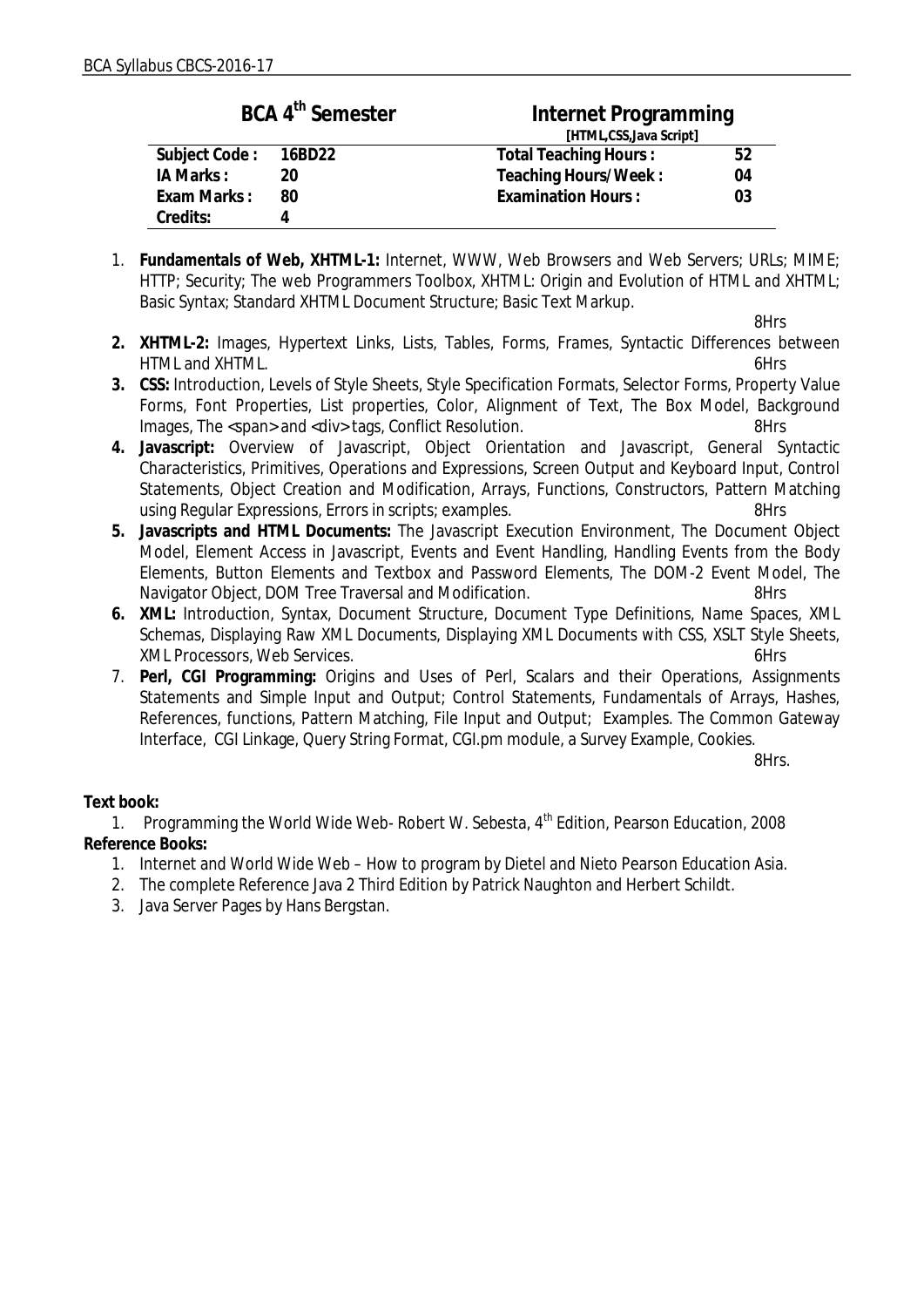## BCA 4th Semester — Internet Programming

[HTML,CSS,Java Script]

| | | | |
|---|---|---|---|
| **Subject Code :** | **16BD22** | **Total Teaching Hours :** | **52** |
| **IA Marks :** | **20** | **Teaching Hours/Week :** | **04** |
| **Exam Marks :** | **80** | **Examination Hours :** | **03** |
| **Credits:** | **4** | | |

1. **Fundamentals of Web, XHTML-1:** Internet, WWW, Web Browsers and Web Servers; URLs; MIME; HTTP; Security; The web Programmers Toolbox, XHTML: Origin and Evolution of HTML and XHTML; Basic Syntax; Standard XHTML Document Structure; Basic Text Markup. 8Hrs
2. **XHTML-2:** Images, Hypertext Links, Lists, Tables, Forms, Frames, Syntactic Differences between HTML and XHTML. 6Hrs
3. **CSS:** Introduction, Levels of Style Sheets, Style Specification Formats, Selector Forms, Property Value Forms, Font Properties, List properties, Color, Alignment of Text, The Box Model, Background Images, The <span> and <div> tags, Conflict Resolution. 8Hrs
4. **Javascript:** Overview of Javascript, Object Orientation and Javascript, General Syntactic Characteristics, Primitives, Operations and Expressions, Screen Output and Keyboard Input, Control Statements, Object Creation and Modification, Arrays, Functions, Constructors, Pattern Matching using Regular Expressions, Errors in scripts; examples. 8Hrs
5. **Javascripts and HTML Documents:** The Javascript Execution Environment, The Document Object Model, Element Access in Javascript, Events and Event Handling, Handling Events from the Body Elements, Button Elements and Textbox and Password Elements, The DOM-2 Event Model, The Navigator Object, DOM Tree Traversal and Modification. 8Hrs
6. **XML:** Introduction, Syntax, Document Structure, Document Type Definitions, Name Spaces, XML Schemas, Displaying Raw XML Documents, Displaying XML Documents with CSS, XSLT Style Sheets, XML Processors, Web Services. 6Hrs
7. **Perl, CGI Programming:** Origins and Uses of Perl, Scalars and their Operations, Assignments Statements and Simple Input and Output; Control Statements, Fundamentals of Arrays, Hashes, References, functions, Pattern Matching, File Input and Output; Examples. The Common Gateway Interface, CGI Linkage, Query String Format, CGI.pm module, a Survey Example, Cookies. 8Hrs.

**Text book:**

1. Programming the World Wide Web- Robert W. Sebesta, 4th Edition, Pearson Education, 2008

**Reference Books:**

1. Internet and World Wide Web – How to program by Dietel and Nieto Pearson Education Asia.
2. The complete Reference Java 2 Third Edition by Patrick Naughton and Herbert Schildt.
3. Java Server Pages by Hans Bergstan.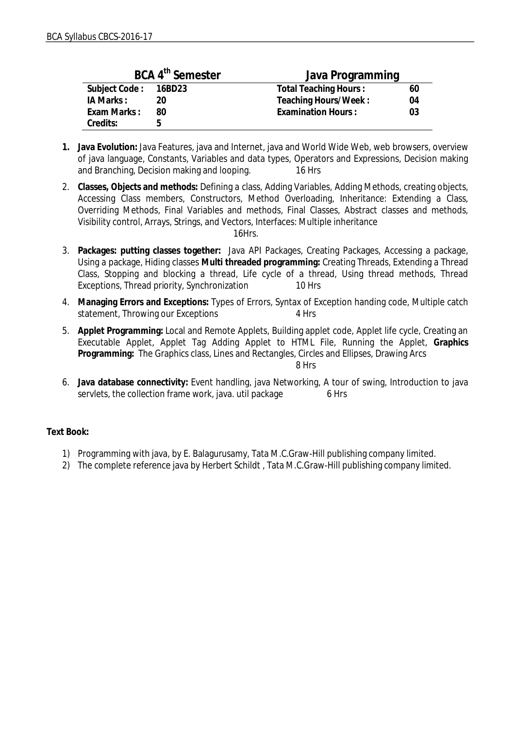| BCA 4th Semester | | Java Programming | |
|---|---|---|---|
| Subject Code : | 16BD23 | Total Teaching Hours : | 60 |
| IA Marks : | 20 | Teaching Hours/Week : | 04 |
| Exam Marks : | 80 | Examination Hours : | 03 |
| Credits: | 5 | | |

1. **Java Evolution:** Java Features, java and Internet, java and World Wide Web, web browsers, overview of java language, Constants, Variables and data types, Operators and Expressions, Decision making and Branching, Decision making and looping. 16 Hrs

2. **Classes, Objects and methods:** Defining a class, Adding Variables, Adding Methods, creating objects, Accessing Class members, Constructors, Method Overloading, Inheritance: Extending a Class, Overriding Methods, Final Variables and methods, Final Classes, Abstract classes and methods, Visibility control, Arrays, Strings, and Vectors, Interfaces: Multiple inheritance 16Hrs.

3. **Packages: putting classes together:** Java API Packages, Creating Packages, Accessing a package, Using a package, Hiding classes **Multi threaded programming:** Creating Threads, Extending a Thread Class, Stopping and blocking a thread, Life cycle of a thread, Using thread methods, Thread Exceptions, Thread priority, Synchronization 10 Hrs

4. **Managing Errors and Exceptions:** Types of Errors, Syntax of Exception handing code, Multiple catch statement, Throwing our Exceptions 4 Hrs

5. **Applet Programming:** Local and Remote Applets, Building applet code, Applet life cycle, Creating an Executable Applet, Applet Tag Adding Applet to HTML File, Running the Applet, **Graphics Programming:** The Graphics class, Lines and Rectangles, Circles and Ellipses, Drawing Arcs 8 Hrs

6. **Java database connectivity:** Event handling, java Networking, A tour of swing, Introduction to java servlets, the collection frame work, java. util package 6 Hrs

**Text Book:**

1) Programming with java, by E. Balagurusamy, Tata M.C.Graw-Hill publishing company limited.
2) The complete reference java by Herbert Schildt , Tata M.C.Graw-Hill publishing company limited.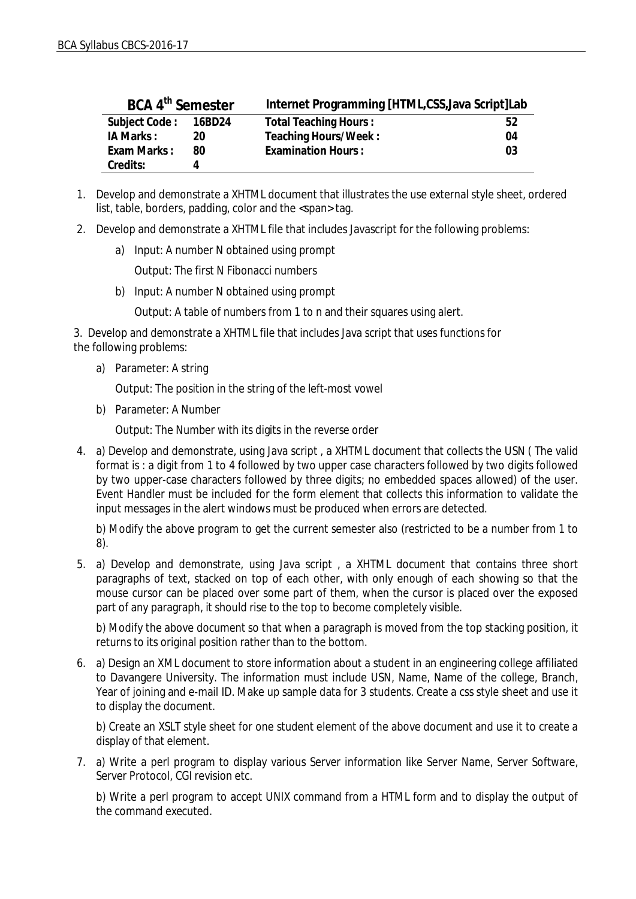| BCA 4th Semester | | Internet Programming [HTML,CSS,Java Script]Lab | |
|---|---|---|---|
| Subject Code : | 16BD24 | Total Teaching Hours : | 52 |
| IA Marks : | 20 | Teaching Hours/Week : | 04 |
| Exam Marks : | 80 | Examination Hours : | 03 |
| Credits: | 4 | | |

1. Develop and demonstrate a XHTML document that illustrates the use external style sheet, ordered list, table, borders, padding, color and the <span> tag.
2. Develop and demonstrate a XHTML file that includes Javascript for the following problems:
   a) Input: A number N obtained using prompt
      Output: The first N Fibonacci numbers
   b) Input: A number N obtained using prompt
      Output: A table of numbers from 1 to n and their squares using alert.
3. Develop and demonstrate a XHTML file that includes Java script that uses functions for the following problems:
   a) Parameter: A string
      Output: The position in the string of the left-most vowel
   b) Parameter: A Number
      Output: The Number with its digits in the reverse order
4. a) Develop and demonstrate, using Java script , a XHTML document that collects the USN ( The valid format is : a digit from 1 to 4 followed by two upper case characters followed by two digits followed by two upper-case characters followed by three digits; no embedded spaces allowed) of the user. Event Handler must be included for the form element that collects this information to validate the input messages in the alert windows must be produced when errors are detected.

   b) Modify the above program to get the current semester also (restricted to be a number from 1 to 8).
5. a) Develop and demonstrate, using Java script , a XHTML document that contains three short paragraphs of text, stacked on top of each other, with only enough of each showing so that the mouse cursor can be placed over some part of them, when the cursor is placed over the exposed part of any paragraph, it should rise to the top to become completely visible.

   b) Modify the above document so that when a paragraph is moved from the top stacking position, it returns to its original position rather than to the bottom.
6. a) Design an XML document to store information about a student in an engineering college affiliated to Davangere University. The information must include USN, Name, Name of the college, Branch, Year of joining and e-mail ID. Make up sample data for 3 students. Create a css style sheet and use it to display the document.

   b) Create an XSLT style sheet for one student element of the above document and use it to create a display of that element.
7. a) Write a perl program to display various Server information like Server Name, Server Software, Server Protocol, CGI revision etc.

   b) Write a perl program to accept UNIX command from a HTML form and to display the output of the command executed.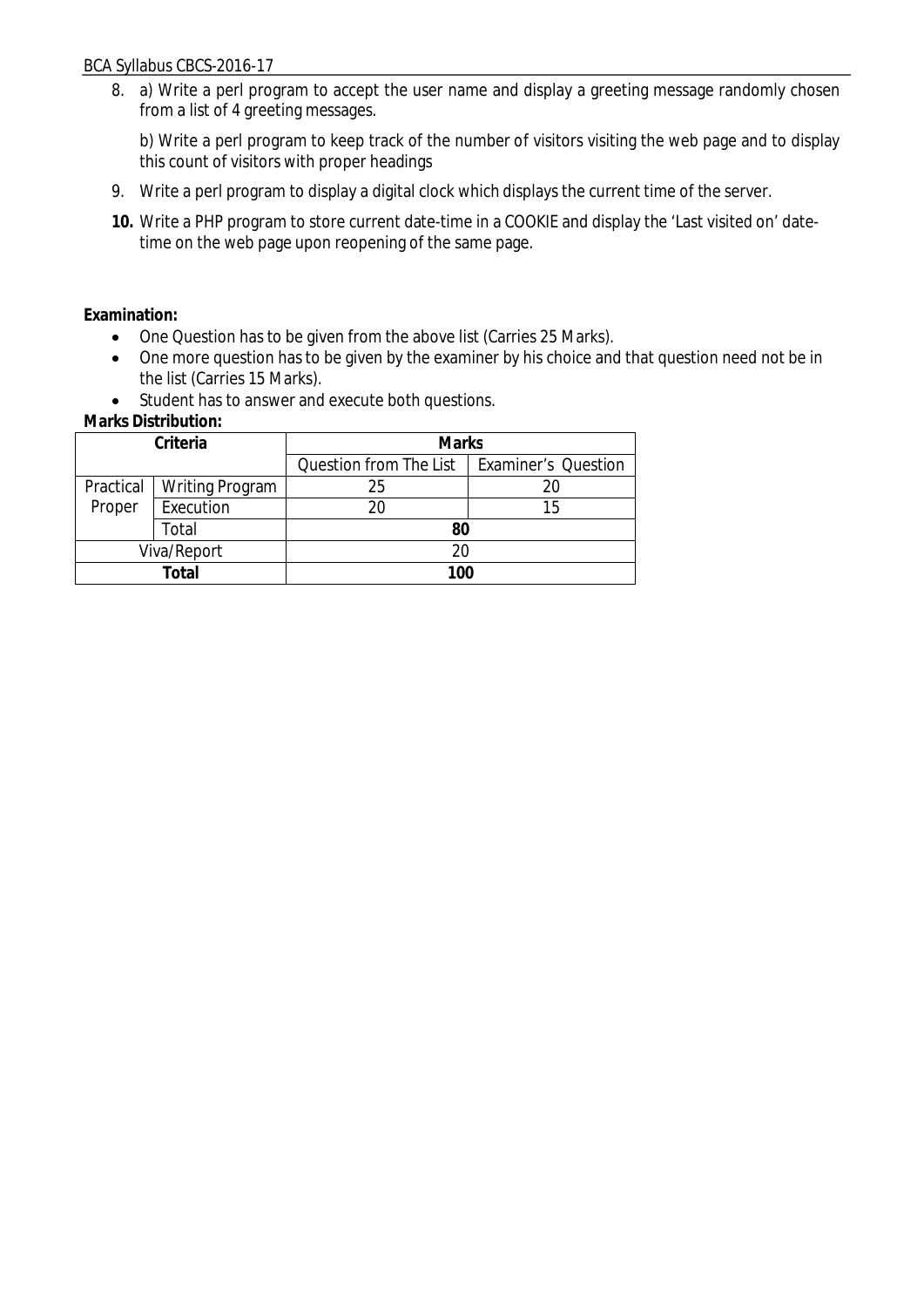8. a) Write a perl program to accept the user name and display a greeting message randomly chosen from a list of 4 greeting messages.

   b) Write a perl program to keep track of the number of visitors visiting the web page and to display this count of visitors with proper headings

9. Write a perl program to display a digital clock which displays the current time of the server.

10. Write a PHP program to store current date-time in a COOKIE and display the 'Last visited on' date-time on the web page upon reopening of the same page.

**Examination:**

- One Question has to be given from the above list (Carries 25 Marks).
- One more question has to be given by the examiner by his choice and that question need not be in the list (Carries 15 Marks).
- Student has to answer and execute both questions.

**Marks Distribution:**

| **Criteria** | | **Marks** | |
|---|---|---|---|
| | | Question from The List | Examiner's Question |
| Practical Proper | Writing Program | 25 | 20 |
| | Execution | 20 | 15 |
| | Total | **80** | |
| Viva/Report | | 20 | |
| **Total** | | **100** | |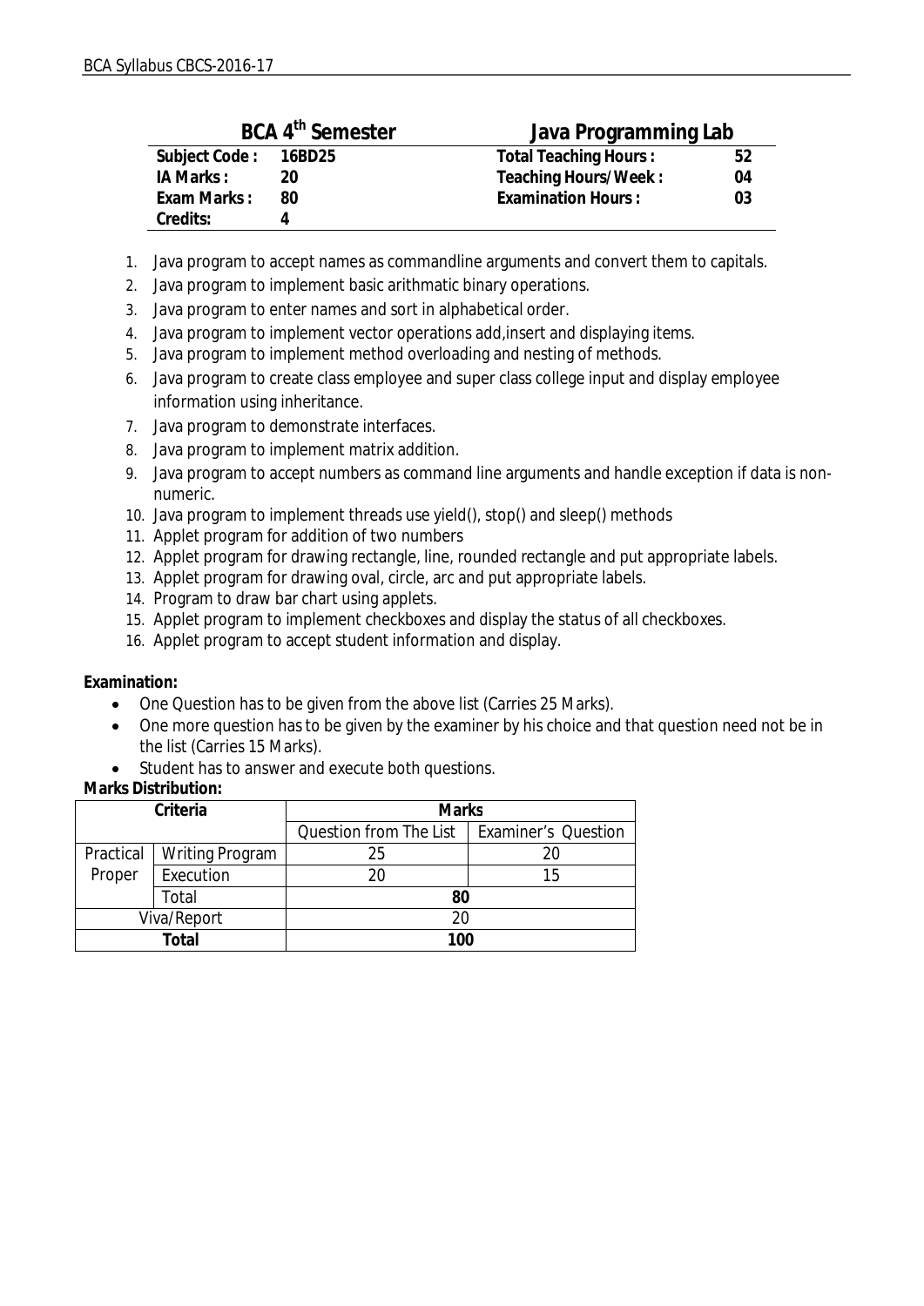| **BCA 4th Semester** | | **Java Programming Lab** | |
|---|---|---|---|
| **Subject Code :** | **16BD25** | **Total Teaching Hours :** | **52** |
| **IA Marks :** | **20** | **Teaching Hours/Week :** | **04** |
| **Exam Marks :** | **80** | **Examination Hours :** | **03** |
| **Credits:** | **4** | | |

1. Java program to accept names as commandline arguments and convert them to capitals.
2. Java program to implement basic arithmatic binary operations.
3. Java program to enter names and sort in alphabetical order.
4. Java program to implement vector operations add,insert and displaying items.
5. Java program to implement method overloading and nesting of methods.
6. Java program to create class employee and super class college input and display employee information using inheritance.
7. Java program to demonstrate interfaces.
8. Java program to implement matrix addition.
9. Java program to accept numbers as command line arguments and handle exception if data is non-numeric.
10. Java program to implement threads use yield(), stop() and sleep() methods
11. Applet program for addition of two numbers
12. Applet program for drawing rectangle, line, rounded rectangle and put appropriate labels.
13. Applet program for drawing oval, circle, arc and put appropriate labels.
14. Program to draw bar chart using applets.
15. Applet program to implement checkboxes and display the status of all checkboxes.
16. Applet program to accept student information and display.

**Examination:**

- One Question has to be given from the above list (Carries 25 Marks).
- One more question has to be given by the examiner by his choice and that question need not be in the list (Carries 15 Marks).
- Student has to answer and execute both questions.

**Marks Distribution:**

| Criteria | | Marks | |
|---|---|---|---|
| | | Question from The List | Examiner's Question |
| Practical Proper | Writing Program | 25 | 20 |
| | Execution | 20 | 15 |
| | Total | **80** | |
| Viva/Report | | 20 | |
| **Total** | | **100** | |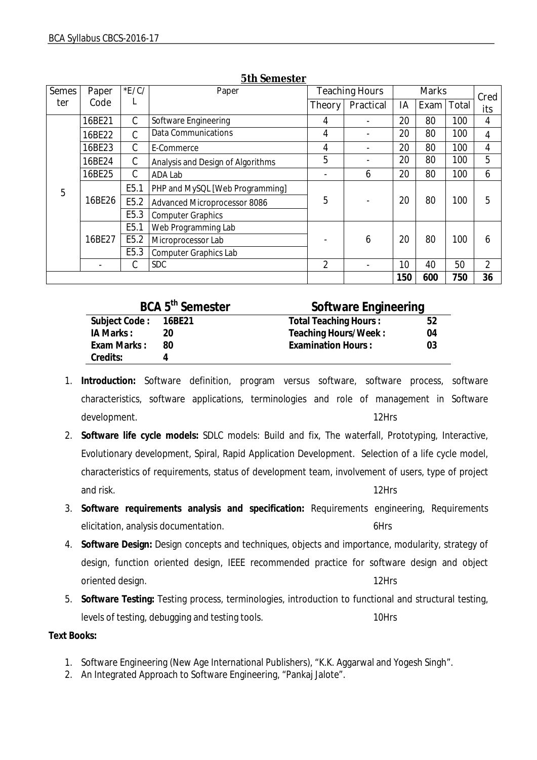## 5th Semester

| Semester | Paper Code | *E/C/L | Paper | Teaching Hours | | Marks | | | Credits |
|---|---|---|---|---|---|---|---|---|---|
| | | | | Theory | Practical | IA | Exam | Total | |
| 5 | 16BE21 | C | Software Engineering | 4 | - | 20 | 80 | 100 | 4 |
| | 16BE22 | C | Data Communications | 4 | - | 20 | 80 | 100 | 4 |
| | 16BE23 | C | E-Commerce | 4 | - | 20 | 80 | 100 | 4 |
| | 16BE24 | C | Analysis and Design of Algorithms | 5 | - | 20 | 80 | 100 | 5 |
| | 16BE25 | C | ADA Lab | - | 6 | 20 | 80 | 100 | 6 |
| | 16BE26 | E5.1 | PHP and MySQL [Web Programming] | 5 | - | 20 | 80 | 100 | 5 |
| | | E5.2 | Advanced Microprocessor 8086 | | | | | | |
| | | E5.3 | Computer Graphics | | | | | | |
| | 16BE27 | E5.1 | Web Programming Lab | - | 6 | 20 | 80 | 100 | 6 |
| | | E5.2 | Microprocessor Lab | | | | | | |
| | | E5.3 | Computer Graphics Lab | | | | | | |
| | - | C | SDC | 2 | - | 10 | 40 | 50 | 2 |
| | | | | | | 150 | 600 | 750 | 36 |

| BCA 5th Semester | | Software Engineering | |
|---|---|---|---|
| **Subject Code :** | **16BE21** | **Total Teaching Hours :** | **52** |
| **IA Marks :** | **20** | **Teaching Hours/Week :** | **04** |
| **Exam Marks :** | **80** | **Examination Hours :** | **03** |
| **Credits:** | **4** | | |

1. **Introduction:** Software definition, program versus software, software process, software characteristics, software applications, terminologies and role of management in Software development. 12Hrs
2. **Software life cycle models:** SDLC models: Build and fix, The waterfall, Prototyping, Interactive, Evolutionary development, Spiral, Rapid Application Development. Selection of a life cycle model, characteristics of requirements, status of development team, involvement of users, type of project and risk. 12Hrs
3. **Software requirements analysis and specification:** Requirements engineering, Requirements elicitation, analysis documentation. 6Hrs
4. **Software Design:** Design concepts and techniques, objects and importance, modularity, strategy of design, function oriented design, IEEE recommended practice for software design and object oriented design. 12Hrs
5. **Software Testing:** Testing process, terminologies, introduction to functional and structural testing, levels of testing, debugging and testing tools. 10Hrs

**Text Books:**

1. Software Engineering (New Age International Publishers), "K.K. Aggarwal and Yogesh Singh".
2. An Integrated Approach to Software Engineering, "Pankaj Jalote".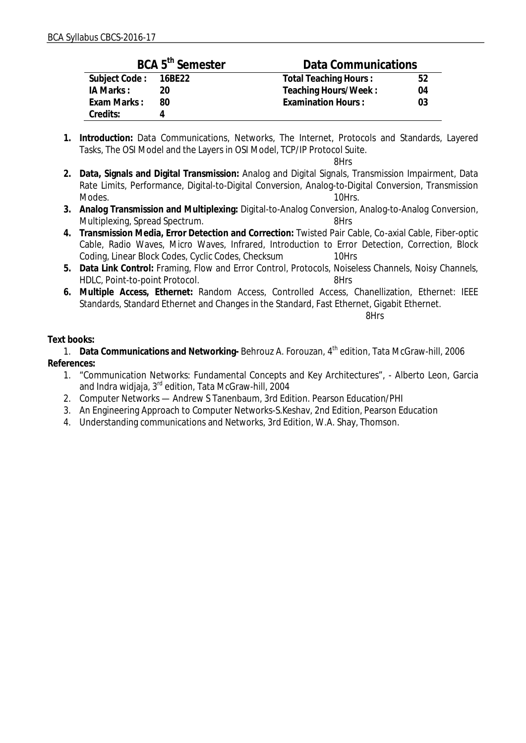| BCA 5th Semester | | Data Communications | |
|---|---|---|---|
| **Subject Code :** | **16BE22** | **Total Teaching Hours :** | **52** |
| **IA Marks :** | **20** | **Teaching Hours/Week :** | **04** |
| **Exam Marks :** | **80** | **Examination Hours :** | **03** |
| **Credits:** | **4** | | |

1. **Introduction:** Data Communications, Networks, The Internet, Protocols and Standards, Layered Tasks, The OSI Model and the Layers in OSI Model, TCP/IP Protocol Suite. 8Hrs
2. **Data, Signals and Digital Transmission:** Analog and Digital Signals, Transmission Impairment, Data Rate Limits, Performance, Digital-to-Digital Conversion, Analog-to-Digital Conversion, Transmission Modes. 10Hrs.
3. **Analog Transmission and Multiplexing:** Digital-to-Analog Conversion, Analog-to-Analog Conversion, Multiplexing, Spread Spectrum. 8Hrs
4. **Transmission Media, Error Detection and Correction:** Twisted Pair Cable, Co-axial Cable, Fiber-optic Cable, Radio Waves, Micro Waves, Infrared, Introduction to Error Detection, Correction, Block Coding, Linear Block Codes, Cyclic Codes, Checksum 10Hrs
5. **Data Link Control:** Framing, Flow and Error Control, Protocols, Noiseless Channels, Noisy Channels, HDLC, Point-to-point Protocol. 8Hrs
6. **Multiple Access, Ethernet:** Random Access, Controlled Access, Chanellization, Ethernet: IEEE Standards, Standard Ethernet and Changes in the Standard, Fast Ethernet, Gigabit Ethernet. 8Hrs

**Text books:**

1. **Data Communications and Networking-** Behrouz A. Forouzan, 4th edition, Tata McGraw-hill, 2006

**References:**

1. "Communication Networks: Fundamental Concepts and Key Architectures", - Alberto Leon, Garcia and Indra widjaja, 3rd edition, Tata McGraw-hill, 2004
2. Computer Networks — Andrew S Tanenbaum, 3rd Edition. Pearson Education/PHI
3. An Engineering Approach to Computer Networks-S.Keshav, 2nd Edition, Pearson Education
4. Understanding communications and Networks, 3rd Edition, W.A. Shay, Thomson.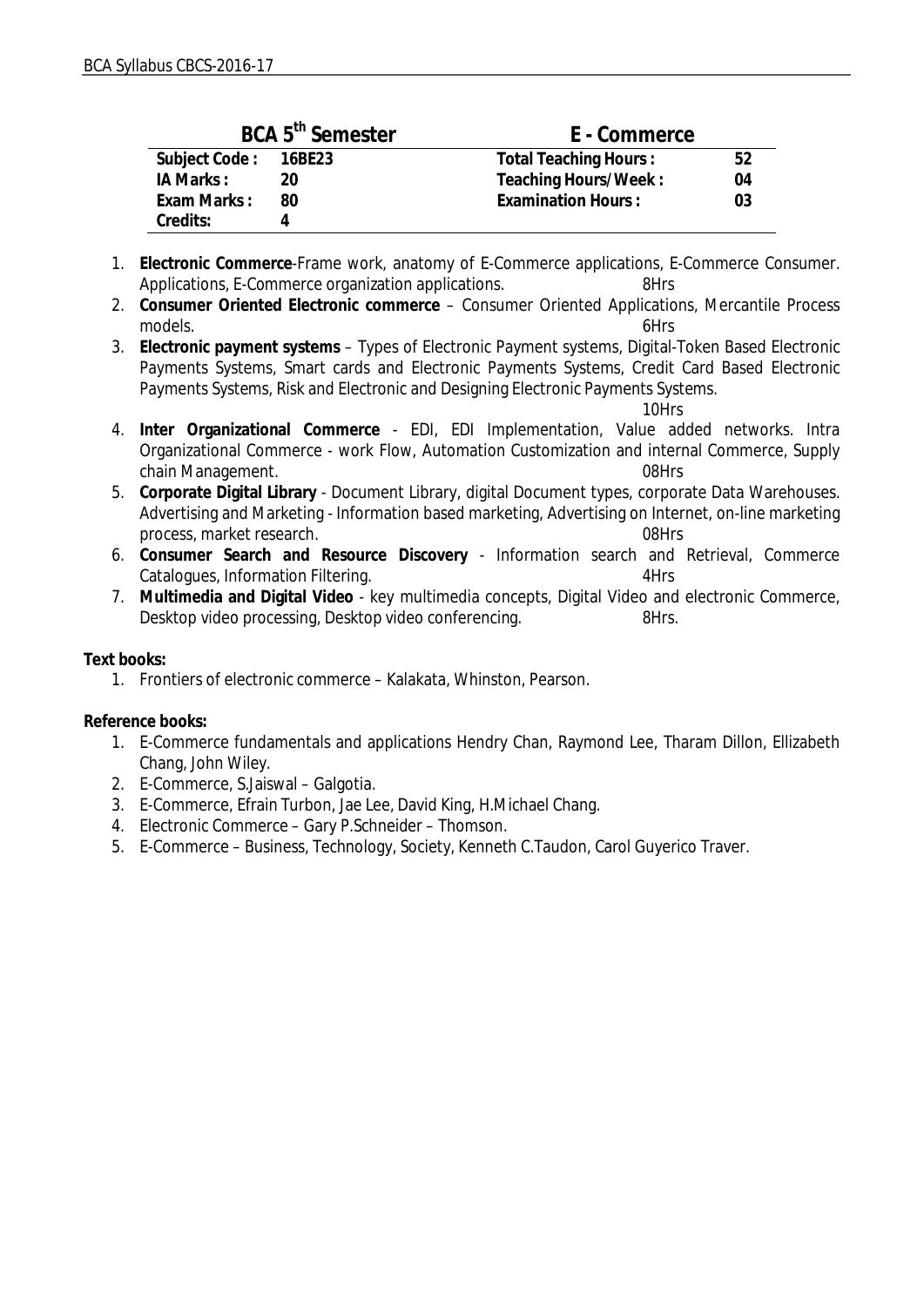| BCA 5th Semester | | E - Commerce | |
|---|---|---|---|
| **Subject Code :** | **16BE23** | **Total Teaching Hours :** | **52** |
| **IA Marks :** | **20** | **Teaching Hours/Week :** | **04** |
| **Exam Marks :** | **80** | **Examination Hours :** | **03** |
| **Credits:** | **4** | | |

1. **Electronic Commerce**-Frame work, anatomy of E-Commerce applications, E-Commerce Consumer. Applications, E-Commerce organization applications. 8Hrs
2. **Consumer Oriented Electronic commerce** – Consumer Oriented Applications, Mercantile Process models. 6Hrs
3. **Electronic payment systems** – Types of Electronic Payment systems, Digital-Token Based Electronic Payments Systems, Smart cards and Electronic Payments Systems, Credit Card Based Electronic Payments Systems, Risk and Electronic and Designing Electronic Payments Systems. 10Hrs
4. **Inter Organizational Commerce** - EDI, EDI Implementation, Value added networks. Intra Organizational Commerce - work Flow, Automation Customization and internal Commerce, Supply chain Management. 08Hrs
5. **Corporate Digital Library** - Document Library, digital Document types, corporate Data Warehouses. Advertising and Marketing - Information based marketing, Advertising on Internet, on-line marketing process, market research. 08Hrs
6. **Consumer Search and Resource Discovery** - Information search and Retrieval, Commerce Catalogues, Information Filtering. 4Hrs
7. **Multimedia and Digital Video** - key multimedia concepts, Digital Video and electronic Commerce, Desktop video processing, Desktop video conferencing. 8Hrs.

**Text books:**

1. Frontiers of electronic commerce – Kalakata, Whinston, Pearson.

**Reference books:**

1. E-Commerce fundamentals and applications Hendry Chan, Raymond Lee, Tharam Dillon, Ellizabeth Chang, John Wiley.
2. E-Commerce, S.Jaiswal – Galgotia.
3. E-Commerce, Efrain Turbon, Jae Lee, David King, H.Michael Chang.
4. Electronic Commerce – Gary P.Schneider – Thomson.
5. E-Commerce – Business, Technology, Society, Kenneth C.Taudon, Carol Guyerico Traver.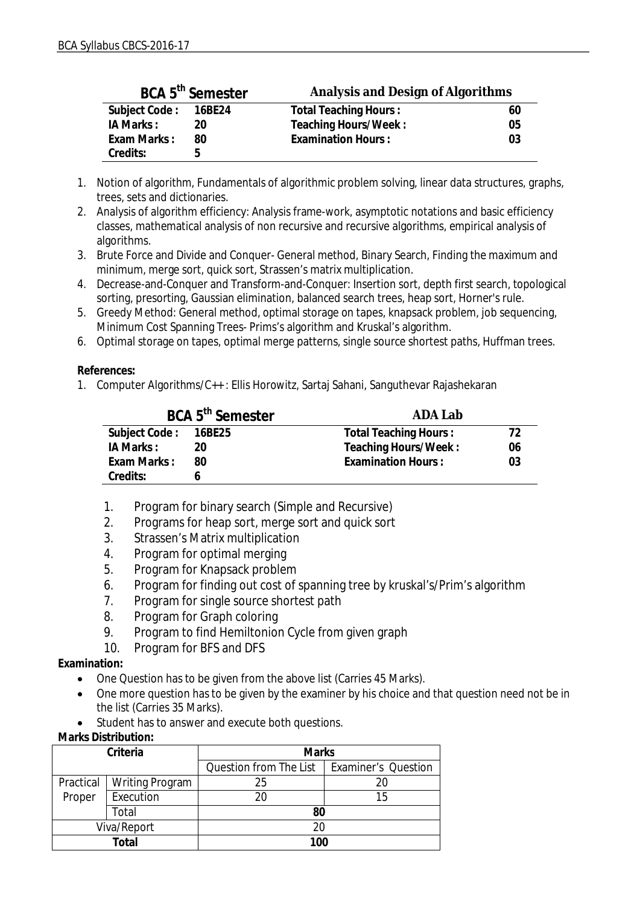## BCA 5th Semester — Analysis and Design of Algorithms

| | | | |
|---|---|---|---|
| Subject Code : | 16BE24 | Total Teaching Hours : | 60 |
| IA Marks : | 20 | Teaching Hours/Week : | 05 |
| Exam Marks : | 80 | Examination Hours : | 03 |
| Credits: | 5 | | |

1. Notion of algorithm, Fundamentals of algorithmic problem solving, linear data structures, graphs, trees, sets and dictionaries.
2. Analysis of algorithm efficiency: Analysis frame-work, asymptotic notations and basic efficiency classes, mathematical analysis of non recursive and recursive algorithms, empirical analysis of algorithms.
3. Brute Force and Divide and Conquer- General method, Binary Search, Finding the maximum and minimum, merge sort, quick sort, Strassen's matrix multiplication.
4. Decrease-and-Conquer and Transform-and-Conquer: Insertion sort, depth first search, topological sorting, presorting, Gaussian elimination, balanced search trees, heap sort, Horner's rule.
5. Greedy Method: General method, optimal storage on tapes, knapsack problem, job sequencing, Minimum Cost Spanning Trees- Prims's algorithm and Kruskal's algorithm.
6. Optimal storage on tapes, optimal merge patterns, single source shortest paths, Huffman trees.

**References:**

1. Computer Algorithms/C++ : Ellis Horowitz, Sartaj Sahani, Sanguthevar Rajashekaran

## BCA 5th Semester — ADA Lab

| | | | |
|---|---|---|---|
| Subject Code : | 16BE25 | Total Teaching Hours : | 72 |
| IA Marks : | 20 | Teaching Hours/Week : | 06 |
| Exam Marks : | 80 | Examination Hours : | 03 |
| Credits: | 6 | | |

1. Program for binary search (Simple and Recursive)
2. Programs for heap sort, merge sort and quick sort
3. Strassen's Matrix multiplication
4. Program for optimal merging
5. Program for Knapsack problem
6. Program for finding out cost of spanning tree by kruskal's/Prim's algorithm
7. Program for single source shortest path
8. Program for Graph coloring
9. Program to find Hemiltonion Cycle from given graph
10. Program for BFS and DFS

**Examination:**

- One Question has to be given from the above list (Carries 45 Marks).
- One more question has to be given by the examiner by his choice and that question need not be in the list (Carries 35 Marks).
- Student has to answer and execute both questions.

**Marks Distribution:**

| Criteria | | Marks | |
|---|---|---|---|
| | | Question from The List | Examiner's Question |
| Practical Proper | Writing Program | 25 | 20 |
| | Execution | 20 | 15 |
| | Total | 80 | |
| Viva/Report | | 20 | |
| Total | | 100 | |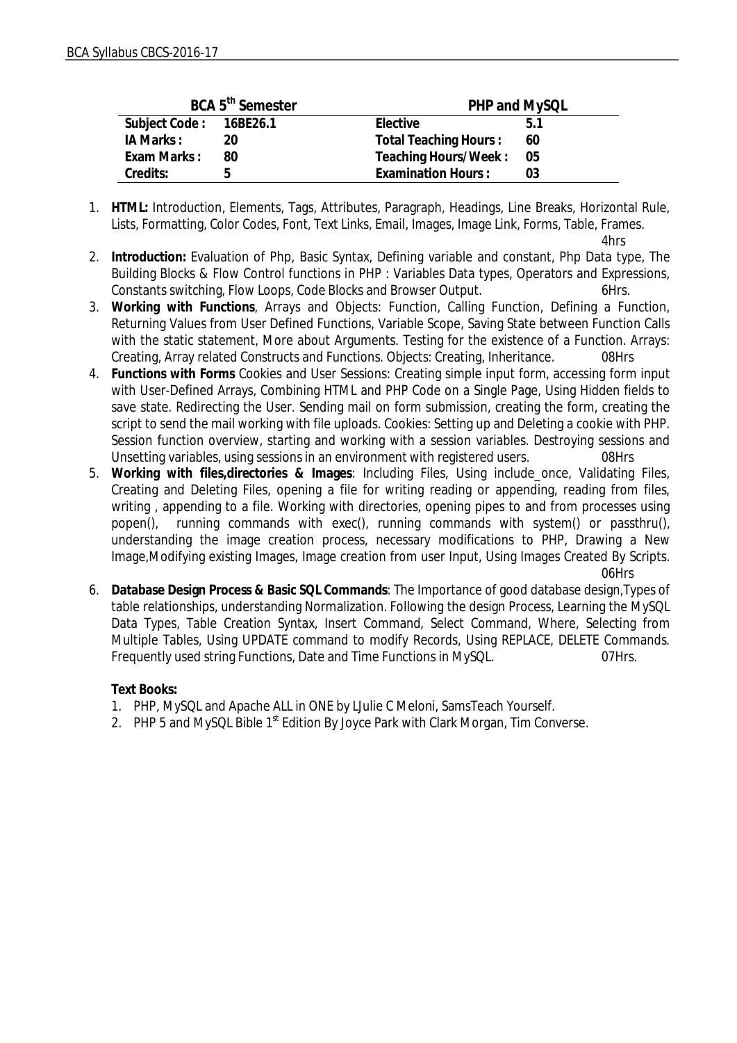| BCA 5th Semester | | PHP and MySQL | |
|---|---|---|---|
| **Subject Code :** | **16BE26.1** | **Elective** | **5.1** |
| **IA Marks :** | **20** | **Total Teaching Hours :** | **60** |
| **Exam Marks :** | **80** | **Teaching Hours/Week :** | **05** |
| **Credits:** | **5** | **Examination Hours :** | **03** |

1. **HTML:** Introduction, Elements, Tags, Attributes, Paragraph, Headings, Line Breaks, Horizontal Rule, Lists, Formatting, Color Codes, Font, Text Links, Email, Images, Image Link, Forms, Table, Frames. 4hrs
2. **Introduction:** Evaluation of Php, Basic Syntax, Defining variable and constant, Php Data type, The Building Blocks & Flow Control functions in PHP : Variables Data types, Operators and Expressions, Constants switching, Flow Loops, Code Blocks and Browser Output. 6Hrs.
3. **Working with Functions**, Arrays and Objects: Function, Calling Function, Defining a Function, Returning Values from User Defined Functions, Variable Scope, Saving State between Function Calls with the static statement, More about Arguments. Testing for the existence of a Function. Arrays: Creating, Array related Constructs and Functions. Objects: Creating, Inheritance. 08Hrs
4. **Functions with Forms** Cookies and User Sessions: Creating simple input form, accessing form input with User-Defined Arrays, Combining HTML and PHP Code on a Single Page, Using Hidden fields to save state. Redirecting the User. Sending mail on form submission, creating the form, creating the script to send the mail working with file uploads. Cookies: Setting up and Deleting a cookie with PHP. Session function overview, starting and working with a session variables. Destroying sessions and Unsetting variables, using sessions in an environment with registered users. 08Hrs
5. **Working with files,directories & Images**: Including Files, Using include_once, Validating Files, Creating and Deleting Files, opening a file for writing reading or appending, reading from files, writing , appending to a file. Working with directories, opening pipes to and from processes using popen(), running commands with exec(), running commands with system() or passthru(), understanding the image creation process, necessary modifications to PHP, Drawing a New Image,Modifying existing Images, Image creation from user Input, Using Images Created By Scripts. 06Hrs
6. **Database Design Process & Basic SQL Commands**: The Importance of good database design,Types of table relationships, understanding Normalization. Following the design Process, Learning the MySQL Data Types, Table Creation Syntax, Insert Command, Select Command, Where, Selecting from Multiple Tables, Using UPDATE command to modify Records, Using REPLACE, DELETE Commands. Frequently used string Functions, Date and Time Functions in MySQL. 07Hrs.

**Text Books:**

1. PHP, MySQL and Apache ALL in ONE by LJulie C Meloni, SamsTeach Yourself.
2. PHP 5 and MySQL Bible 1st Edition By Joyce Park with Clark Morgan, Tim Converse.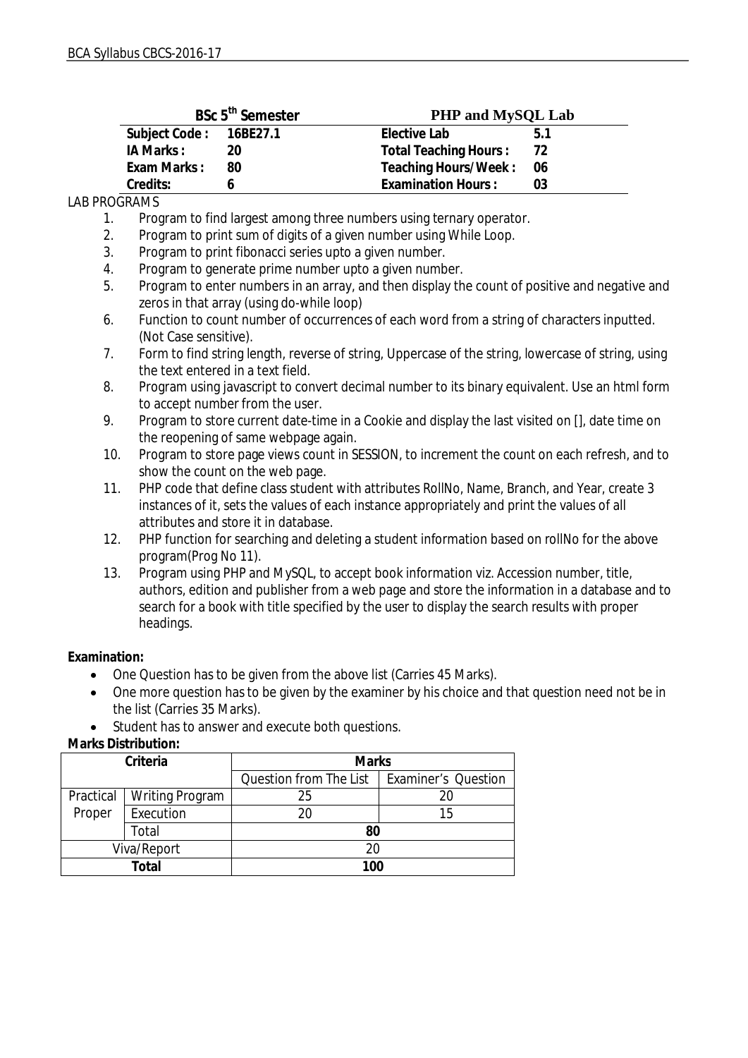| BSc 5th Semester | | PHP and MySQL Lab | |
|---|---|---|---|
| **Subject Code :** | **16BE27.1** | **Elective Lab** | **5.1** |
| **IA Marks :** | **20** | **Total Teaching Hours :** | **72** |
| **Exam Marks :** | **80** | **Teaching Hours/Week :** | **06** |
| **Credits:** | **6** | **Examination Hours :** | **03** |

LAB PROGRAMS

1. Program to find largest among three numbers using ternary operator.
2. Program to print sum of digits of a given number using While Loop.
3. Program to print fibonacci series upto a given number.
4. Program to generate prime number upto a given number.
5. Program to enter numbers in an array, and then display the count of positive and negative and zeros in that array (using do-while loop)
6. Function to count number of occurrences of each word from a string of characters inputted. (Not Case sensitive).
7. Form to find string length, reverse of string, Uppercase of the string, lowercase of string, using the text entered in a text field.
8. Program using javascript to convert decimal number to its binary equivalent. Use an html form to accept number from the user.
9. Program to store current date-time in a Cookie and display the last visited on [], date time on the reopening of same webpage again.
10. Program to store page views count in SESSION, to increment the count on each refresh, and to show the count on the web page.
11. PHP code that define class student with attributes RollNo, Name, Branch, and Year, create 3 instances of it, sets the values of each instance appropriately and print the values of all attributes and store it in database.
12. PHP function for searching and deleting a student information based on rollNo for the above program(Prog No 11).
13. Program using PHP and MySQL, to accept book information viz. Accession number, title, authors, edition and publisher from a web page and store the information in a database and to search for a book with title specified by the user to display the search results with proper headings.

**Examination:**

- One Question has to be given from the above list (Carries 45 Marks).
- One more question has to be given by the examiner by his choice and that question need not be in the list (Carries 35 Marks).
- Student has to answer and execute both questions.

**Marks Distribution:**

| Criteria | | Marks | |
|---|---|---|---|
| | | Question from The List | Examiner's Question |
| Practical Proper | Writing Program | 25 | 20 |
| | Execution | 20 | 15 |
| | Total | **80** | |
| Viva/Report | | 20 | |
| **Total** | | **100** | |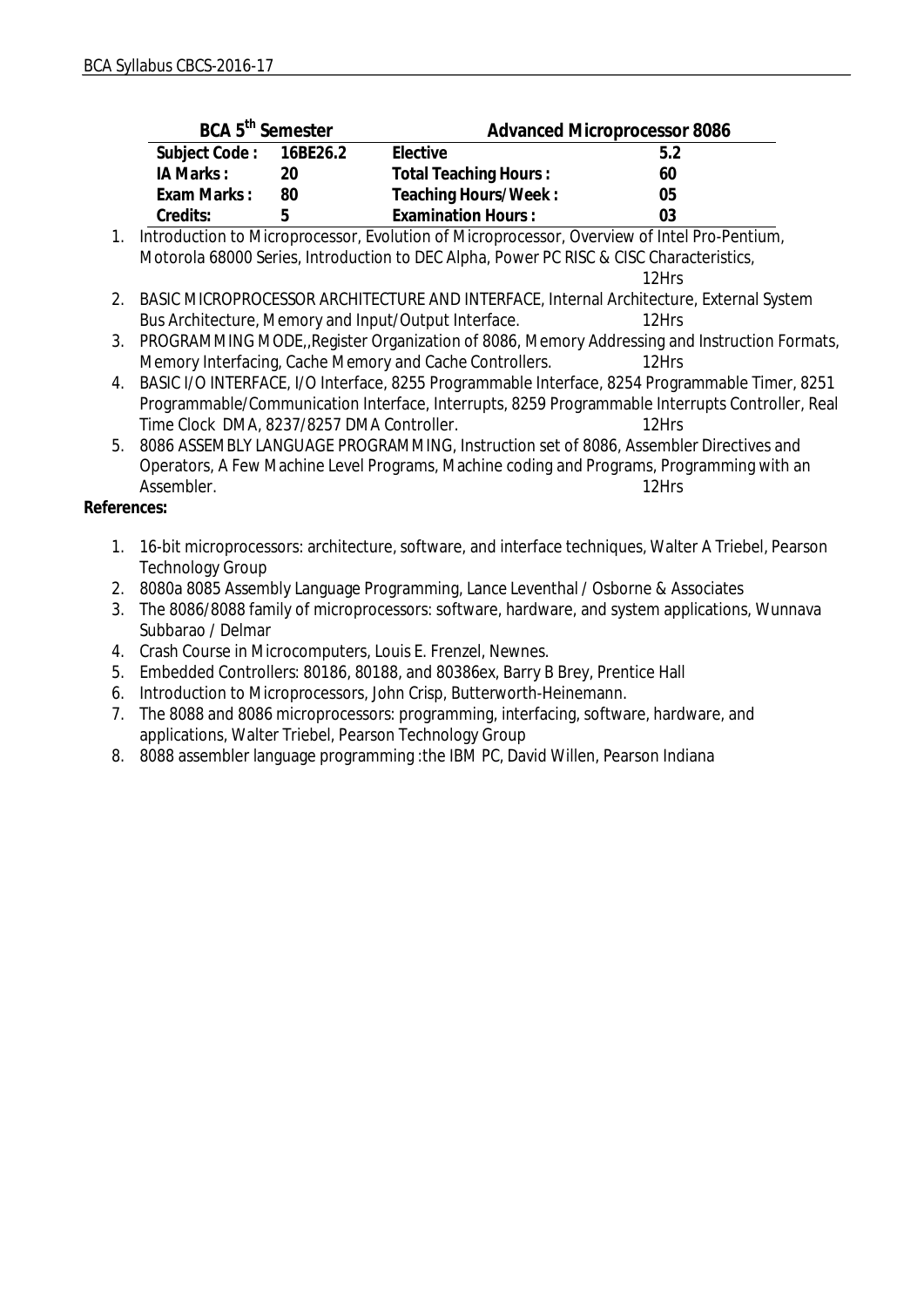| BCA 5th Semester | | Advanced Microprocessor 8086 | |
|---|---|---|---|
| **Subject Code :** | **16BE26.2** | **Elective** | **5.2** |
| **IA Marks :** | **20** | **Total Teaching Hours :** | **60** |
| **Exam Marks :** | **80** | **Teaching Hours/Week :** | **05** |
| **Credits:** | **5** | **Examination Hours :** | **03** |

1. Introduction to Microprocessor, Evolution of Microprocessor, Overview of Intel Pro-Pentium, Motorola 68000 Series, Introduction to DEC Alpha, Power PC RISC & CISC Characteristics, 12Hrs
2. BASIC MICROPROCESSOR ARCHITECTURE AND INTERFACE, Internal Architecture, External System Bus Architecture, Memory and Input/Output Interface. 12Hrs
3. PROGRAMMING MODE,,Register Organization of 8086, Memory Addressing and Instruction Formats, Memory Interfacing, Cache Memory and Cache Controllers. 12Hrs
4. BASIC I/O INTERFACE, I/O Interface, 8255 Programmable Interface, 8254 Programmable Timer, 8251 Programmable/Communication Interface, Interrupts, 8259 Programmable Interrupts Controller, Real Time Clock DMA, 8237/8257 DMA Controller. 12Hrs
5. 8086 ASSEMBLY LANGUAGE PROGRAMMING, Instruction set of 8086, Assembler Directives and Operators, A Few Machine Level Programs, Machine coding and Programs, Programming with an Assembler. 12Hrs

**References:**

1. 16-bit microprocessors: architecture, software, and interface techniques, Walter A Triebel, Pearson Technology Group
2. 8080a 8085 Assembly Language Programming, Lance Leventhal / Osborne & Associates
3. The 8086/8088 family of microprocessors: software, hardware, and system applications, Wunnava Subbarao / Delmar
4. Crash Course in Microcomputers, Louis E. Frenzel, Newnes.
5. Embedded Controllers: 80186, 80188, and 80386ex, Barry B Brey, Prentice Hall
6. Introduction to Microprocessors, John Crisp, Butterworth-Heinemann.
7. The 8088 and 8086 microprocessors: programming, interfacing, software, hardware, and applications, Walter Triebel, Pearson Technology Group
8. 8088 assembler language programming :the IBM PC, David Willen, Pearson Indiana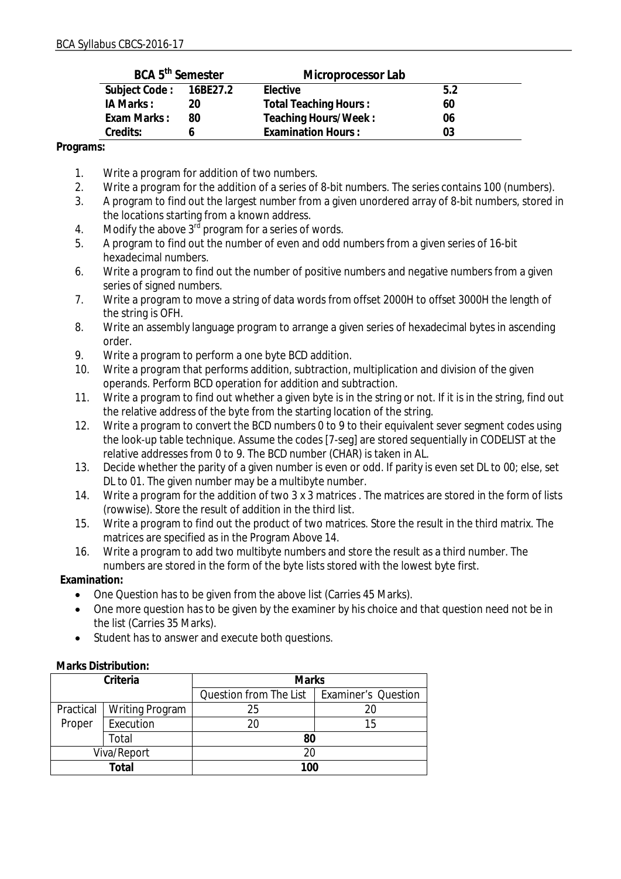| BCA 5th Semester | | Microprocessor Lab | |
|---|---|---|---|
| Subject Code : | 16BE27.2 | Elective | 5.2 |
| IA Marks : | 20 | Total Teaching Hours : | 60 |
| Exam Marks : | 80 | Teaching Hours/Week : | 06 |
| Credits: | 6 | Examination Hours : | 03 |

**Programs:**

1. Write a program for addition of two numbers.
2. Write a program for the addition of a series of 8-bit numbers. The series contains 100 (numbers).
3. A program to find out the largest number from a given unordered array of 8-bit numbers, stored in the locations starting from a known address.
4. Modify the above 3rd program for a series of words.
5. A program to find out the number of even and odd numbers from a given series of 16-bit hexadecimal numbers.
6. Write a program to find out the number of positive numbers and negative numbers from a given series of signed numbers.
7. Write a program to move a string of data words from offset 2000H to offset 3000H the length of the string is OFH.
8. Write an assembly language program to arrange a given series of hexadecimal bytes in ascending order.
9. Write a program to perform a one byte BCD addition.
10. Write a program that performs addition, subtraction, multiplication and division of the given operands. Perform BCD operation for addition and subtraction.
11. Write a program to find out whether a given byte is in the string or not. If it is in the string, find out the relative address of the byte from the starting location of the string.
12. Write a program to convert the BCD numbers 0 to 9 to their equivalent sever segment codes using the look-up table technique. Assume the codes [7-seg] are stored sequentially in CODELIST at the relative addresses from 0 to 9. The BCD number (CHAR) is taken in AL.
13. Decide whether the parity of a given number is even or odd. If parity is even set DL to 00; else, set DL to 01. The given number may be a multibyte number.
14. Write a program for the addition of two 3 x 3 matrices . The matrices are stored in the form of lists (rowwise). Store the result of addition in the third list.
15. Write a program to find out the product of two matrices. Store the result in the third matrix. The matrices are specified as in the Program Above 14.
16. Write a program to add two multibyte numbers and store the result as a third number. The numbers are stored in the form of the byte lists stored with the lowest byte first.

**Examination:**

- One Question has to be given from the above list (Carries 45 Marks).
- One more question has to be given by the examiner by his choice and that question need not be in the list (Carries 35 Marks).
- Student has to answer and execute both questions.

**Marks Distribution:**

| Criteria | | Marks | |
|---|---|---|---|
| | | Question from The List | Examiner's Question |
| Practical Proper | Writing Program | 25 | 20 |
| | Execution | 20 | 15 |
| | Total | 80 | |
| Viva/Report | | 20 | |
| Total | | 100 | |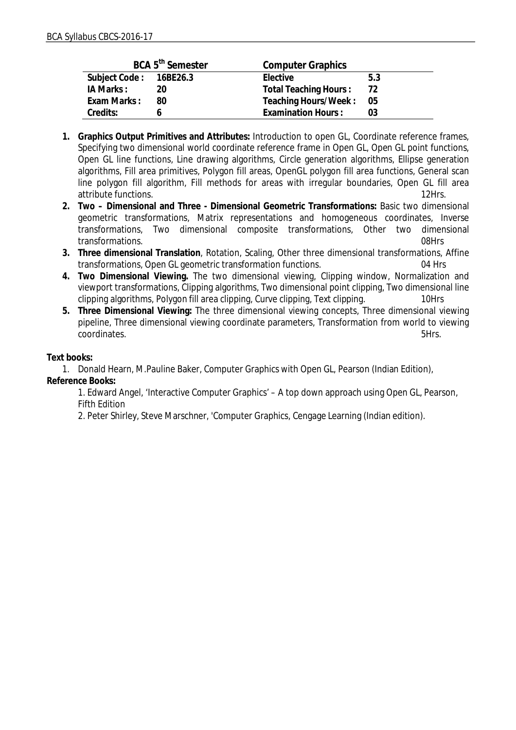| BCA 5th Semester | | Computer Graphics | |
|---|---|---|---|
| Subject Code : | 16BE26.3 | Elective | 5.3 |
| IA Marks : | 20 | Total Teaching Hours : | 72 |
| Exam Marks : | 80 | Teaching Hours/Week : | 05 |
| Credits: | 6 | Examination Hours : | 03 |

1. **Graphics Output Primitives and Attributes:** Introduction to open GL, Coordinate reference frames, Specifying two dimensional world coordinate reference frame in Open GL, Open GL point functions, Open GL line functions, Line drawing algorithms, Circle generation algorithms, Ellipse generation algorithms, Fill area primitives, Polygon fill areas, OpenGL polygon fill area functions, General scan line polygon fill algorithm, Fill methods for areas with irregular boundaries, Open GL fill area attribute functions. 12Hrs.
2. **Two – Dimensional and Three - Dimensional Geometric Transformations:** Basic two dimensional geometric transformations, Matrix representations and homogeneous coordinates, Inverse transformations, Two dimensional composite transformations, Other two dimensional transformations. 08Hrs
3. **Three dimensional Translation**, Rotation, Scaling, Other three dimensional transformations, Affine transformations, Open GL geometric transformation functions. 04 Hrs
4. **Two Dimensional Viewing.** The two dimensional viewing, Clipping window, Normalization and viewport transformations, Clipping algorithms, Two dimensional point clipping, Two dimensional line clipping algorithms, Polygon fill area clipping, Curve clipping, Text clipping. 10Hrs
5. **Three Dimensional Viewing:** The three dimensional viewing concepts, Three dimensional viewing pipeline, Three dimensional viewing coordinate parameters, Transformation from world to viewing coordinates. 5Hrs.

**Text books:**

1. Donald Hearn, M.Pauline Baker, Computer Graphics with Open GL, Pearson (Indian Edition),

**Reference Books:**

1. Edward Angel, 'Interactive Computer Graphics' – A top down approach using Open GL, Pearson, Fifth Edition
2. Peter Shirley, Steve Marschner, 'Computer Graphics, Cengage Learning (Indian edition).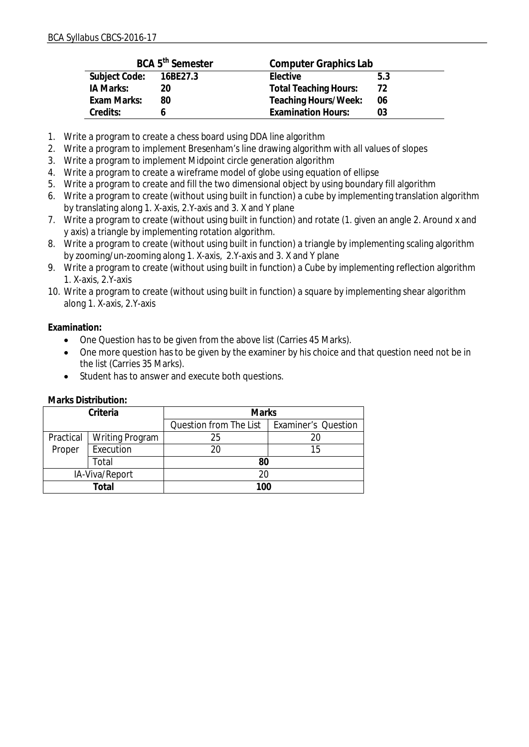| BCA 5th Semester | | Computer Graphics Lab | |
|---|---|---|---|
| **Subject Code:** | **16BE27.3** | **Elective** | **5.3** |
| **IA Marks:** | **20** | **Total Teaching Hours:** | **72** |
| **Exam Marks:** | **80** | **Teaching Hours/Week:** | **06** |
| **Credits:** | **6** | **Examination Hours:** | **03** |

1. Write a program to create a chess board using DDA line algorithm
2. Write a program to implement Bresenham's line drawing algorithm with all values of slopes
3. Write a program to implement Midpoint circle generation algorithm
4. Write a program to create a wireframe model of globe using equation of ellipse
5. Write a program to create and fill the two dimensional object by using boundary fill algorithm
6. Write a program to create (without using built in function) a cube by implementing translation algorithm by translating along 1. X-axis, 2.Y-axis and 3. X and Y plane
7. Write a program to create (without using built in function) and rotate (1. given an angle 2. Around x and y axis) a triangle by implementing rotation algorithm.
8. Write a program to create (without using built in function) a triangle by implementing scaling algorithm by zooming/un-zooming along 1. X-axis, 2.Y-axis and 3. X and Y plane
9. Write a program to create (without using built in function) a Cube by implementing reflection algorithm 1. X-axis, 2.Y-axis
10. Write a program to create (without using built in function) a square by implementing shear algorithm along 1. X-axis, 2.Y-axis

**Examination:**

- One Question has to be given from the above list (Carries 45 Marks).
- One more question has to be given by the examiner by his choice and that question need not be in the list (Carries 35 Marks).
- Student has to answer and execute both questions.

**Marks Distribution:**

| Criteria | | Marks | |
|---|---|---|---|
| | | Question from The List | Examiner's Question |
| Practical Proper | Writing Program | 25 | 20 |
| | Execution | 20 | 15 |
| | Total | **80** | |
| IA-Viva/Report | | 20 | |
| **Total** | | **100** | |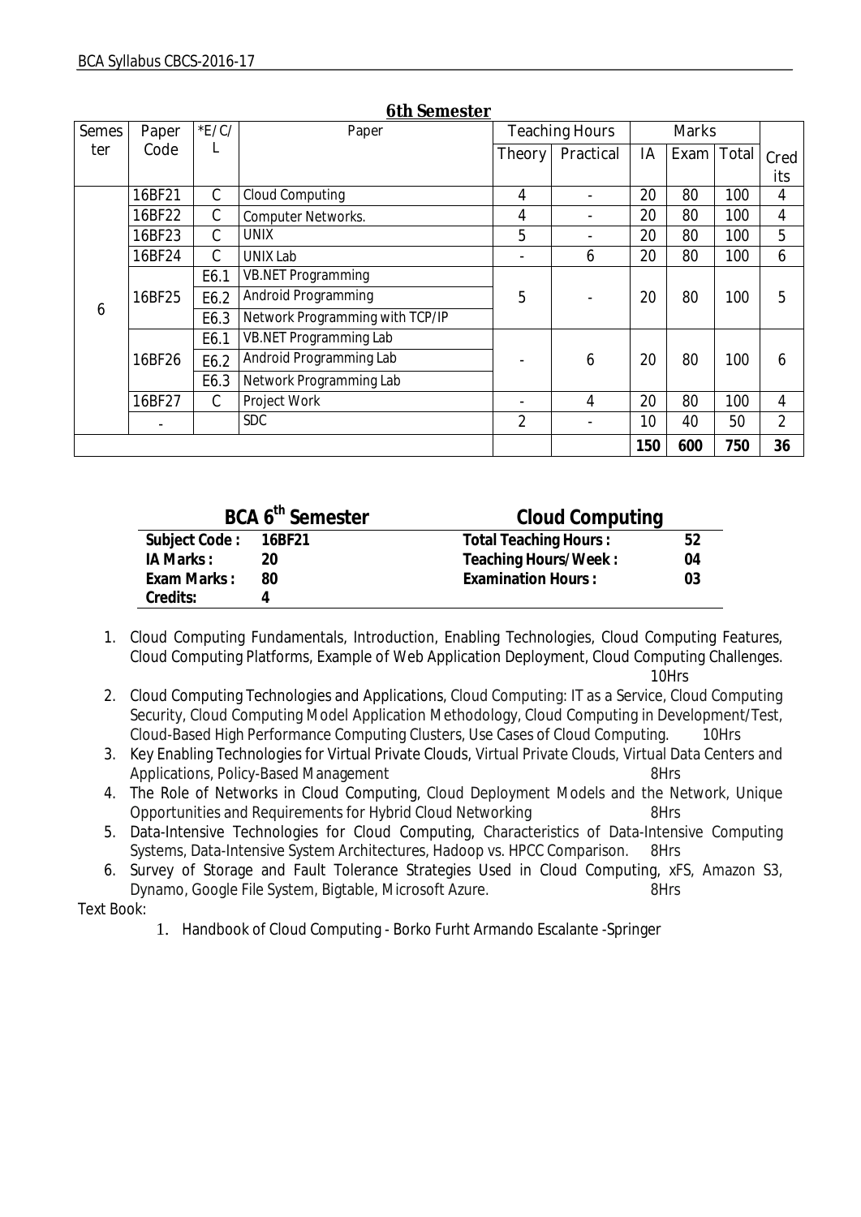## 6th Semester

| Semester | Paper Code | *E/C/L | Paper | Teaching Hours | | Marks | | | Credits |
|---|---|---|---|---|---|---|---|---|---|
| | | | | Theory | Practical | IA | Exam | Total | |
| 6 | 16BF21 | C | Cloud Computing | 4 | - | 20 | 80 | 100 | 4 |
| | 16BF22 | C | Computer Networks. | 4 | - | 20 | 80 | 100 | 4 |
| | 16BF23 | C | UNIX | 5 | - | 20 | 80 | 100 | 5 |
| | 16BF24 | C | UNIX Lab | - | 6 | 20 | 80 | 100 | 6 |
| | 16BF25 | E6.1 | VB.NET Programming | 5 | - | 20 | 80 | 100 | 5 |
| | | E6.2 | Android Programming | | | | | | |
| | | E6.3 | Network Programming with TCP/IP | | | | | | |
| | 16BF26 | E6.1 | VB.NET Programming Lab | - | 6 | 20 | 80 | 100 | 6 |
| | | E6.2 | Android Programming Lab | | | | | | |
| | | E6.3 | Network Programming Lab | | | | | | |
| | 16BF27 | C | Project Work | - | 4 | 20 | 80 | 100 | 4 |
| | - | | SDC | 2 | - | 10 | 40 | 50 | 2 |
| | | | | | | 150 | 600 | 750 | 36 |

## BCA 6th Semester — Cloud Computing

| | | | |
|---|---|---|---|
| **Subject Code :** | **16BF21** | **Total Teaching Hours :** | **52** |
| **IA Marks :** | **20** | **Teaching Hours/Week :** | **04** |
| **Exam Marks :** | **80** | **Examination Hours :** | **03** |
| **Credits:** | **4** | | |

1. Cloud Computing Fundamentals, Introduction, Enabling Technologies, Cloud Computing Features, Cloud Computing Platforms, Example of Web Application Deployment, Cloud Computing Challenges. 10Hrs
2. Cloud Computing Technologies and Applications, Cloud Computing: IT as a Service, Cloud Computing Security, Cloud Computing Model Application Methodology, Cloud Computing in Development/Test, Cloud-Based High Performance Computing Clusters, Use Cases of Cloud Computing. 10Hrs
3. Key Enabling Technologies for Virtual Private Clouds, Virtual Private Clouds, Virtual Data Centers and Applications, Policy-Based Management 8Hrs
4. The Role of Networks in Cloud Computing, Cloud Deployment Models and the Network, Unique Opportunities and Requirements for Hybrid Cloud Networking 8Hrs
5. Data-Intensive Technologies for Cloud Computing, Characteristics of Data-Intensive Computing Systems, Data-Intensive System Architectures, Hadoop vs. HPCC Comparison. 8Hrs
6. Survey of Storage and Fault Tolerance Strategies Used in Cloud Computing, xFS, Amazon S3, Dynamo, Google File System, Bigtable, Microsoft Azure. 8Hrs

Text Book:

1. Handbook of Cloud Computing - Borko Furht Armando Escalante -Springer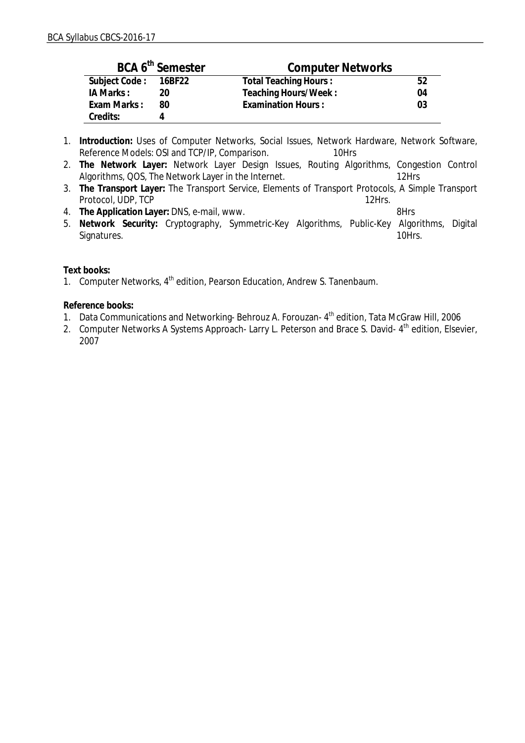| BCA 6th Semester | | Computer Networks | |
|---|---|---|---|
| **Subject Code :** | **16BF22** | **Total Teaching Hours :** | **52** |
| **IA Marks :** | **20** | **Teaching Hours/Week :** | **04** |
| **Exam Marks :** | **80** | **Examination Hours :** | **03** |
| **Credits:** | **4** | | |

1. **Introduction:** Uses of Computer Networks, Social Issues, Network Hardware, Network Software, Reference Models: OSI and TCP/IP, Comparison. 10Hrs
2. **The Network Layer:** Network Layer Design Issues, Routing Algorithms, Congestion Control Algorithms, QOS, The Network Layer in the Internet. 12Hrs
3. **The Transport Layer:** The Transport Service, Elements of Transport Protocols, A Simple Transport Protocol, UDP, TCP 12Hrs.
4. **The Application Layer:** DNS, e-mail, www. 8Hrs
5. **Network Security:** Cryptography, Symmetric-Key Algorithms, Public-Key Algorithms, Digital Signatures. 10Hrs.

**Text books:**

1. Computer Networks, 4th edition, Pearson Education, Andrew S. Tanenbaum.

**Reference books:**

1. Data Communications and Networking- Behrouz A. Forouzan- 4th edition, Tata McGraw Hill, 2006
2. Computer Networks A Systems Approach- Larry L. Peterson and Brace S. David- 4th edition, Elsevier, 2007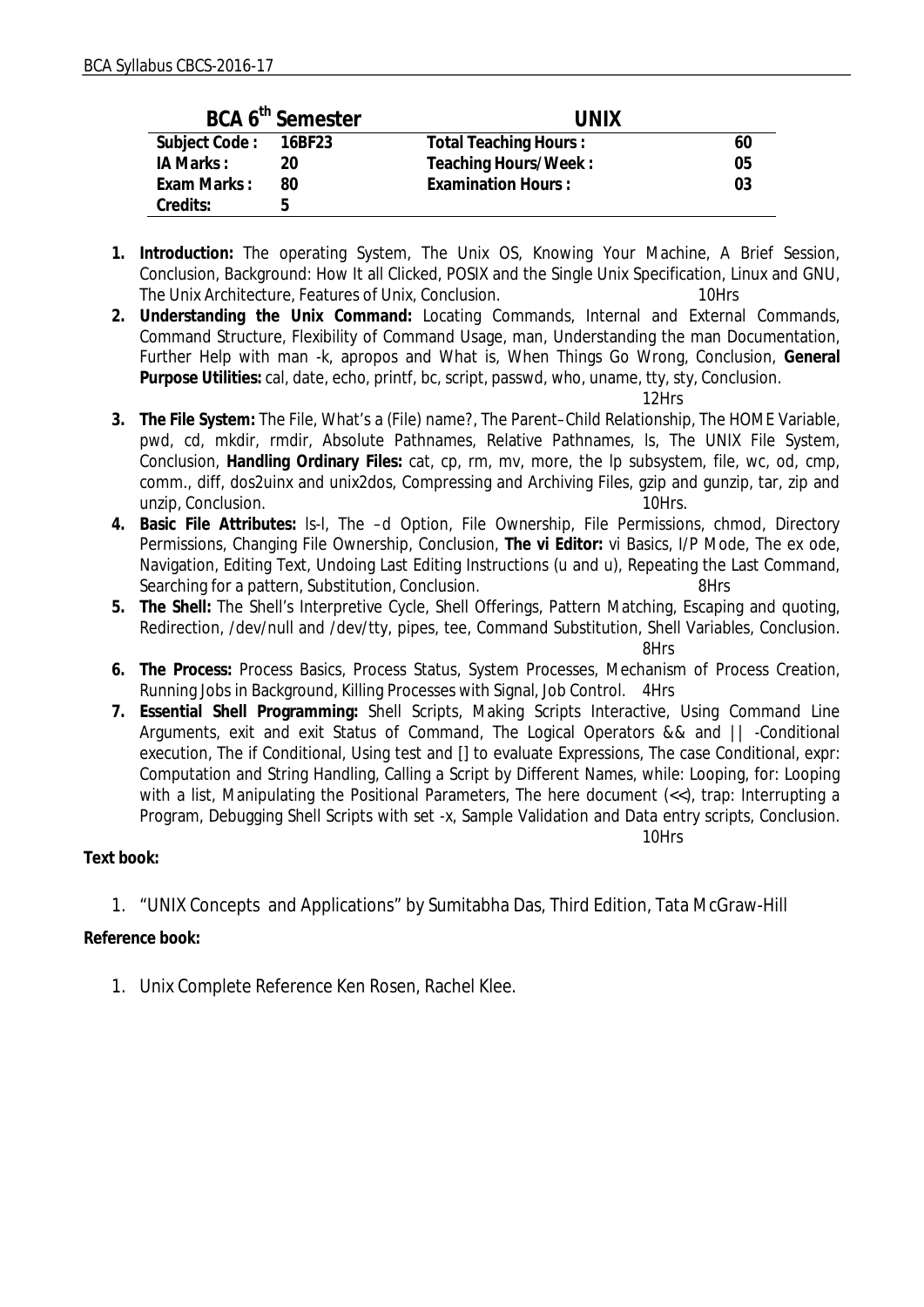| BCA 6th Semester | | UNIX | |
|---|---|---|---|
| **Subject Code :** | **16BF23** | **Total Teaching Hours :** | **60** |
| **IA Marks :** | **20** | **Teaching Hours/Week :** | **05** |
| **Exam Marks :** | **80** | **Examination Hours :** | **03** |
| **Credits:** | **5** | | |

1. **Introduction:** The operating System, The Unix OS, Knowing Your Machine, A Brief Session, Conclusion, Background: How It all Clicked, POSIX and the Single Unix Specification, Linux and GNU, The Unix Architecture, Features of Unix, Conclusion. 10Hrs
2. **Understanding the Unix Command:** Locating Commands, Internal and External Commands, Command Structure, Flexibility of Command Usage, man, Understanding the man Documentation, Further Help with man -k, apropos and What is, When Things Go Wrong, Conclusion, **General Purpose Utilities:** cal, date, echo, printf, bc, script, passwd, who, uname, tty, sty, Conclusion. 12Hrs
3. **The File System:** The File, What's a (File) name?, The Parent–Child Relationship, The HOME Variable, pwd, cd, mkdir, rmdir, Absolute Pathnames, Relative Pathnames, ls, The UNIX File System, Conclusion, **Handling Ordinary Files:** cat, cp, rm, mv, more, the lp subsystem, file, wc, od, cmp, comm., diff, dos2uinx and unix2dos, Compressing and Archiving Files, gzip and gunzip, tar, zip and unzip, Conclusion. 10Hrs.
4. **Basic File Attributes:** ls-l, The –d Option, File Ownership, File Permissions, chmod, Directory Permissions, Changing File Ownership, Conclusion, **The vi Editor:** vi Basics, I/P Mode, The ex ode, Navigation, Editing Text, Undoing Last Editing Instructions (u and u), Repeating the Last Command, Searching for a pattern, Substitution, Conclusion. 8Hrs
5. **The Shell:** The Shell's Interpretive Cycle, Shell Offerings, Pattern Matching, Escaping and quoting, Redirection, /dev/null and /dev/tty, pipes, tee, Command Substitution, Shell Variables, Conclusion. 8Hrs
6. **The Process:** Process Basics, Process Status, System Processes, Mechanism of Process Creation, Running Jobs in Background, Killing Processes with Signal, Job Control. 4Hrs
7. **Essential Shell Programming:** Shell Scripts, Making Scripts Interactive, Using Command Line Arguments, exit and exit Status of Command, The Logical Operators && and || -Conditional execution, The if Conditional, Using test and [] to evaluate Expressions, The case Conditional, expr: Computation and String Handling, Calling a Script by Different Names, while: Looping, for: Looping with a list, Manipulating the Positional Parameters, The here document (<<), trap: Interrupting a Program, Debugging Shell Scripts with set -x, Sample Validation and Data entry scripts, Conclusion. 10Hrs

**Text book:**

1. "UNIX Concepts and Applications" by Sumitabha Das, Third Edition, Tata McGraw-Hill

**Reference book:**

1. Unix Complete Reference Ken Rosen, Rachel Klee.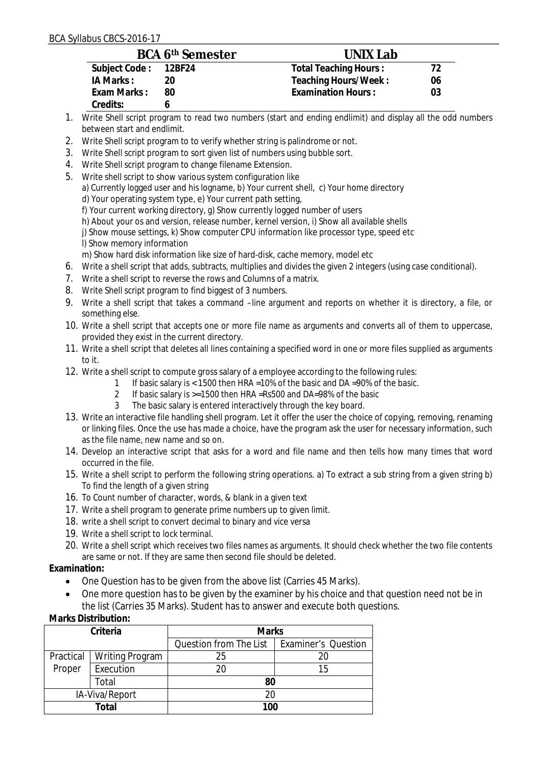| **BCA 6th Semester** | | **UNIX Lab** | |
|---|---|---|---|
| **Subject Code :** | **12BF24** | **Total Teaching Hours :** | **72** |
| **IA Marks :** | **20** | **Teaching Hours/Week :** | **06** |
| **Exam Marks :** | **80** | **Examination Hours :** | **03** |
| **Credits:** | **6** | | |

1. Write Shell script program to read two numbers (start and ending endlimit) and display all the odd numbers between start and endlimit.
2. Write Shell script program to to verify whether string is palindrome or not.
3. Write Shell script program to sort given list of numbers using bubble sort.
4. Write Shell script program to change filename Extension.
5. Write shell script to show various system configuration like
   a) Currently logged user and his logname, b) Your current shell, c) Your home directory
   d) Your operating system type, e) Your current path setting,
   f) Your current working directory, g) Show currently logged number of users
   h) About your os and version, release number, kernel version, i) Show all available shells
   j) Show mouse settings, k) Show computer CPU information like processor type, speed etc
   l) Show memory information
   m) Show hard disk information like size of hard-disk, cache memory, model etc
6. Write a shell script that adds, subtracts, multiplies and divides the given 2 integers (using case conditional).
7. Write a shell script to reverse the rows and Columns of a matrix.
8. Write Shell script program to find biggest of 3 numbers.
9. Write a shell script that takes a command –line argument and reports on whether it is directory, a file, or something else.
10. Write a shell script that accepts one or more file name as arguments and converts all of them to uppercase, provided they exist in the current directory.
11. Write a shell script that deletes all lines containing a specified word in one or more files supplied as arguments to it.
12. Write a shell script to compute gross salary of a employee according to the following rules:
    1. If basic salary is < 1500 then HRA =10% of the basic and DA =90% of the basic.
    2. If basic salary is >=1500 then HRA =Rs500 and DA=98% of the basic
    3. The basic salary is entered interactively through the key board.
13. Write an interactive file handling shell program. Let it offer the user the choice of copying, removing, renaming or linking files. Once the use has made a choice, have the program ask the user for necessary information, such as the file name, new name and so on.
14. Develop an interactive script that asks for a word and file name and then tells how many times that word occurred in the file.
15. Write a shell script to perform the following string operations. a) To extract a sub string from a given string b) To find the length of a given string
16. To Count number of character, words, & blank in a given text
17. Write a shell program to generate prime numbers up to given limit.
18. write a shell script to convert decimal to binary and vice versa
19. Write a shell script to lock terminal.
20. Write a shell script which receives two files names as arguments. It should check whether the two file contents are same or not. If they are same then second file should be deleted.

**Examination:**

- One Question has to be given from the above list (Carries 45 Marks).
- One more question has to be given by the examiner by his choice and that question need not be in the list (Carries 35 Marks). Student has to answer and execute both questions.

**Marks Distribution:**

| Criteria | | Marks | |
|---|---|---|---|
| | | Question from The List | Examiner's Question |
| Practical Proper | Writing Program | 25 | 20 |
| | Execution | 20 | 15 |
| | Total | 80 | |
| IA-Viva/Report | | 20 | |
| **Total** | | **100** | |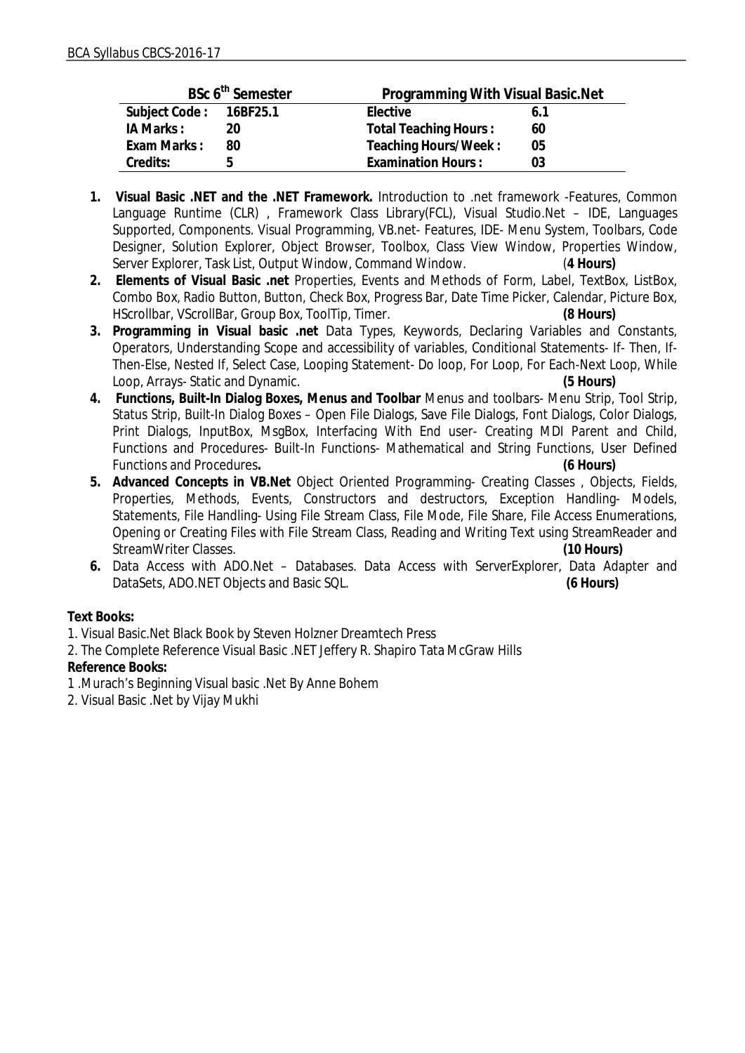| BSc 6[th] Semester | | Programming With Visual Basic.Net | |
|---|---|---|---|
| Subject Code : | 16BF25.1 | Elective | 6.1 |
| IA Marks : | 20 | Total Teaching Hours : | 60 |
| Exam Marks : | 80 | Teaching Hours/Week : | 05 |
| Credits: | 5 | Examination Hours : | 03 |

1. **Visual Basic .NET and the .NET Framework.** Introduction to .net framework -Features, Common Language Runtime (CLR) , Framework Class Library(FCL), Visual Studio.Net – IDE, Languages Supported, Components. Visual Programming, VB.net- Features, IDE- Menu System, Toolbars, Code Designer, Solution Explorer, Object Browser, Toolbox, Class View Window, Properties Window, Server Explorer, Task List, Output Window, Command Window. (**4 Hours)**
2. **Elements of Visual Basic .net** Properties, Events and Methods of Form, Label, TextBox, ListBox, Combo Box, Radio Button, Button, Check Box, Progress Bar, Date Time Picker, Calendar, Picture Box, HScrollbar, VScrollBar, Group Box, ToolTip, Timer. **(8 Hours)**
3. **Programming in Visual basic .net** Data Types, Keywords, Declaring Variables and Constants, Operators, Understanding Scope and accessibility of variables, Conditional Statements- If- Then, If-Then-Else, Nested If, Select Case, Looping Statement- Do loop, For Loop, For Each-Next Loop, While Loop, Arrays- Static and Dynamic. **(5 Hours)**
4. **Functions, Built-In Dialog Boxes, Menus and Toolbar** Menus and toolbars- Menu Strip, Tool Strip, Status Strip, Built-In Dialog Boxes – Open File Dialogs, Save File Dialogs, Font Dialogs, Color Dialogs, Print Dialogs, InputBox, MsgBox, Interfacing With End user- Creating MDI Parent and Child, Functions and Procedures- Built-In Functions- Mathematical and String Functions, User Defined Functions and Procedures**.** **(6 Hours)**
5. **Advanced Concepts in VB.Net** Object Oriented Programming- Creating Classes , Objects, Fields, Properties, Methods, Events, Constructors and destructors, Exception Handling- Models, Statements, File Handling- Using File Stream Class, File Mode, File Share, File Access Enumerations, Opening or Creating Files with File Stream Class, Reading and Writing Text using StreamReader and StreamWriter Classes. **(10 Hours)**
6. Data Access with ADO.Net – Databases. Data Access with ServerExplorer, Data Adapter and DataSets, ADO.NET Objects and Basic SQL. **(6 Hours)**

**Text Books:**

1. Visual Basic.Net Black Book by Steven Holzner Dreamtech Press
2. The Complete Reference Visual Basic .NET Jeffery R. Shapiro Tata McGraw Hills

**Reference Books:**

1 .Murach's Beginning Visual basic .Net By Anne Bohem

2. Visual Basic .Net by Vijay Mukhi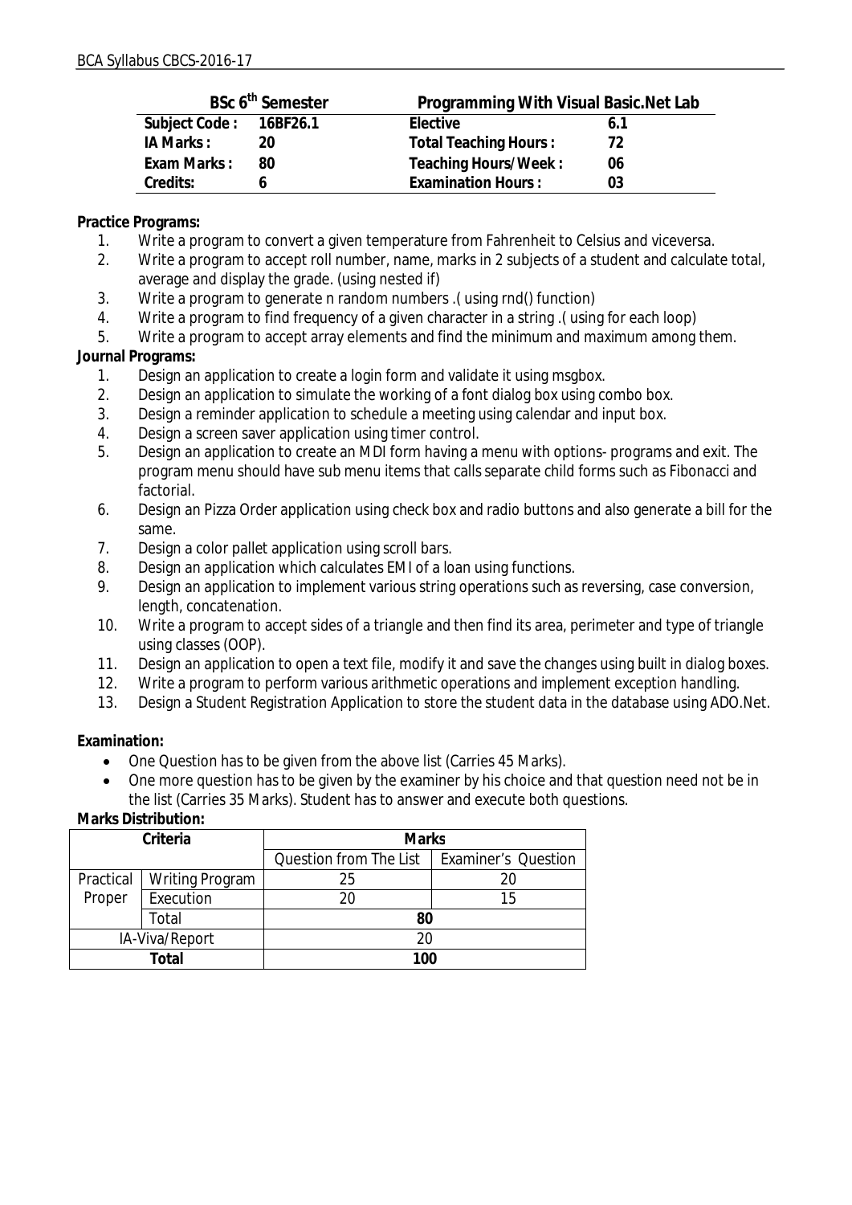| BSc 6[th] Semester | | Programming With Visual Basic.Net Lab | |
|---|---|---|---|
| Subject Code : | 16BF26.1 | Elective | 6.1 |
| IA Marks : | 20 | Total Teaching Hours : | 72 |
| Exam Marks : | 80 | Teaching Hours/Week : | 06 |
| Credits: | 6 | Examination Hours : | 03 |

**Practice Programs:**

1. Write a program to convert a given temperature from Fahrenheit to Celsius and viceversa.
2. Write a program to accept roll number, name, marks in 2 subjects of a student and calculate total, average and display the grade. (using nested if)
3. Write a program to generate n random numbers .( using rnd() function)
4. Write a program to find frequency of a given character in a string .( using for each loop)
5. Write a program to accept array elements and find the minimum and maximum among them.

**Journal Programs:**

1. Design an application to create a login form and validate it using msgbox.
2. Design an application to simulate the working of a font dialog box using combo box.
3. Design a reminder application to schedule a meeting using calendar and input box.
4. Design a screen saver application using timer control.
5. Design an application to create an MDI form having a menu with options- programs and exit. The program menu should have sub menu items that calls separate child forms such as Fibonacci and factorial.
6. Design an Pizza Order application using check box and radio buttons and also generate a bill for the same.
7. Design a color pallet application using scroll bars.
8. Design an application which calculates EMI of a loan using functions.
9. Design an application to implement various string operations such as reversing, case conversion, length, concatenation.
10. Write a program to accept sides of a triangle and then find its area, perimeter and type of triangle using classes (OOP).
11. Design an application to open a text file, modify it and save the changes using built in dialog boxes.
12. Write a program to perform various arithmetic operations and implement exception handling.
13. Design a Student Registration Application to store the student data in the database using ADO.Net.

**Examination:**

- One Question has to be given from the above list (Carries 45 Marks).
- One more question has to be given by the examiner by his choice and that question need not be in the list (Carries 35 Marks). Student has to answer and execute both questions.

**Marks Distribution:**

| Criteria | | Marks | |
|---|---|---|---|
| | | Question from The List | Examiner's Question |
| Practical Proper | Writing Program | 25 | 20 |
| | Execution | 20 | 15 |
| | Total | 80 | |
| IA-Viva/Report | | 20 | |
| Total | | 100 | |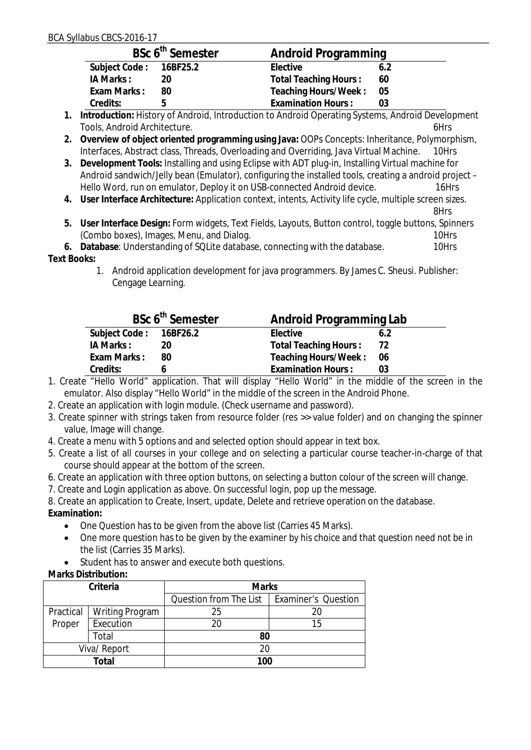## BSc 6th Semester — Android Programming

| | | | |
|---|---|---|---|
| Subject Code : | 16BF25.2 | Elective | 6.2 |
| IA Marks : | 20 | Total Teaching Hours : | 60 |
| Exam Marks : | 80 | Teaching Hours/Week : | 05 |
| Credits: | 5 | Examination Hours : | 03 |

1. **Introduction:** History of Android, Introduction to Android Operating Systems, Android Development Tools, Android Architecture. 6Hrs
2. **Overview of object oriented programming using Java:** OOPs Concepts: Inheritance, Polymorphism, Interfaces, Abstract class, Threads, Overloading and Overriding, Java Virtual Machine. 10Hrs
3. **Development Tools:** Installing and using Eclipse with ADT plug-in, Installing Virtual machine for Android sandwich/Jelly bean (Emulator), configuring the installed tools, creating a android project – Hello Word, run on emulator, Deploy it on USB-connected Android device. 16Hrs
4. **User Interface Architecture:** Application context, intents, Activity life cycle, multiple screen sizes. 8Hrs
5. **User Interface Design:** Form widgets, Text Fields, Layouts, Button control, toggle buttons, Spinners (Combo boxes), Images, Menu, and Dialog. 10Hrs
6. **Database**: Understanding of SQLite database, connecting with the database. 10Hrs

**Text Books:**

1. Android application development for java programmers. By James C. Sheusi. Publisher: Cengage Learning.

## BSc 6th Semester — Android Programming Lab

| | | | |
|---|---|---|---|
| Subject Code : | 16BF26.2 | Elective | 6.2 |
| IA Marks : | 20 | Total Teaching Hours : | 72 |
| Exam Marks : | 80 | Teaching Hours/Week : | 06 |
| Credits: | 6 | Examination Hours : | 03 |

1. Create "Hello World" application. That will display "Hello World" in the middle of the screen in the emulator. Also display "Hello World" in the middle of the screen in the Android Phone.
2. Create an application with login module. (Check username and password).
3. Create spinner with strings taken from resource folder (res >> value folder) and on changing the spinner value, Image will change.
4. Create a menu with 5 options and and selected option should appear in text box.
5. Create a list of all courses in your college and on selecting a particular course teacher-in-charge of that course should appear at the bottom of the screen.
6. Create an application with three option buttons, on selecting a button colour of the screen will change.
7. Create and Login application as above. On successful login, pop up the message.
8. Create an application to Create, Insert, update, Delete and retrieve operation on the database.

**Examination:**

- One Question has to be given from the above list (Carries 45 Marks).
- One more question has to be given by the examiner by his choice and that question need not be in the list (Carries 35 Marks).
- Student has to answer and execute both questions.

**Marks Distribution:**

| Criteria | | Marks | |
|---|---|---|---|
| | | Question from The List | Examiner's Question |
| Practical Proper | Writing Program | 25 | 20 |
| | Execution | 20 | 15 |
| | Total | 80 | |
| Viva/ Report | | 20 | |
| Total | | 100 | |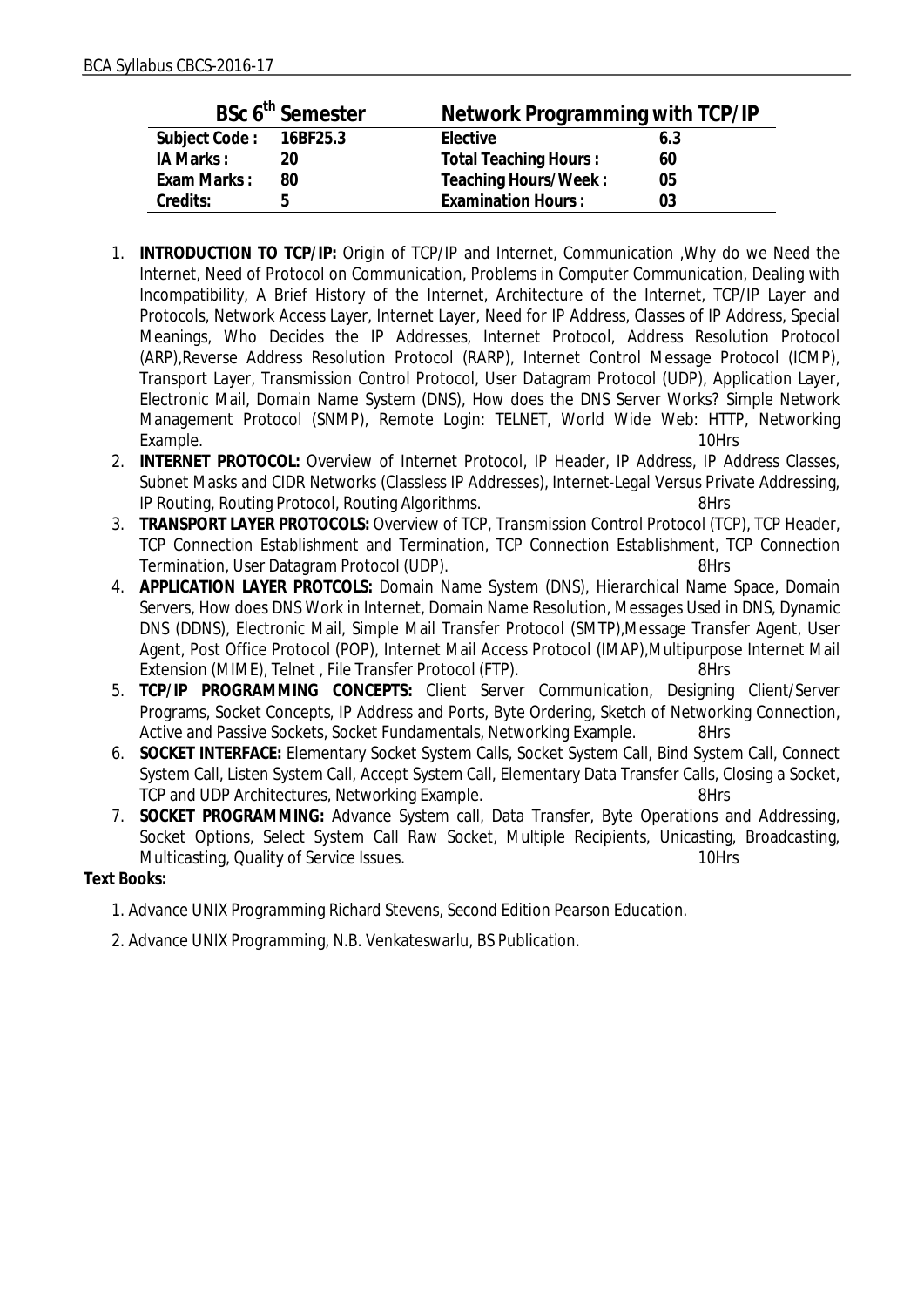| BSc 6th Semester | | Network Programming with TCP/IP | |
|---|---|---|---|
| Subject Code : | 16BF25.3 | Elective | 6.3 |
| IA Marks : | 20 | Total Teaching Hours : | 60 |
| Exam Marks : | 80 | Teaching Hours/Week : | 05 |
| Credits: | 5 | Examination Hours : | 03 |

1. **INTRODUCTION TO TCP/IP:** Origin of TCP/IP and Internet, Communication ,Why do we Need the Internet, Need of Protocol on Communication, Problems in Computer Communication, Dealing with Incompatibility, A Brief History of the Internet, Architecture of the Internet, TCP/IP Layer and Protocols, Network Access Layer, Internet Layer, Need for IP Address, Classes of IP Address, Special Meanings, Who Decides the IP Addresses, Internet Protocol, Address Resolution Protocol (ARP),Reverse Address Resolution Protocol (RARP), Internet Control Message Protocol (ICMP), Transport Layer, Transmission Control Protocol, User Datagram Protocol (UDP), Application Layer, Electronic Mail, Domain Name System (DNS), How does the DNS Server Works? Simple Network Management Protocol (SNMP), Remote Login: TELNET, World Wide Web: HTTP, Networking Example. 10Hrs
2. **INTERNET PROTOCOL:** Overview of Internet Protocol, IP Header, IP Address, IP Address Classes, Subnet Masks and CIDR Networks (Classless IP Addresses), Internet-Legal Versus Private Addressing, IP Routing, Routing Protocol, Routing Algorithms. 8Hrs
3. **TRANSPORT LAYER PROTOCOLS:** Overview of TCP, Transmission Control Protocol (TCP), TCP Header, TCP Connection Establishment and Termination, TCP Connection Establishment, TCP Connection Termination, User Datagram Protocol (UDP). 8Hrs
4. **APPLICATION LAYER PROTCOLS:** Domain Name System (DNS), Hierarchical Name Space, Domain Servers, How does DNS Work in Internet, Domain Name Resolution, Messages Used in DNS, Dynamic DNS (DDNS), Electronic Mail, Simple Mail Transfer Protocol (SMTP),Message Transfer Agent, User Agent, Post Office Protocol (POP), Internet Mail Access Protocol (IMAP),Multipurpose Internet Mail Extension (MIME), Telnet , File Transfer Protocol (FTP). 8Hrs
5. **TCP/IP PROGRAMMING CONCEPTS:** Client Server Communication, Designing Client/Server Programs, Socket Concepts, IP Address and Ports, Byte Ordering, Sketch of Networking Connection, Active and Passive Sockets, Socket Fundamentals, Networking Example. 8Hrs
6. **SOCKET INTERFACE:** Elementary Socket System Calls, Socket System Call, Bind System Call, Connect System Call, Listen System Call, Accept System Call, Elementary Data Transfer Calls, Closing a Socket, TCP and UDP Architectures, Networking Example. 8Hrs
7. **SOCKET PROGRAMMING:** Advance System call, Data Transfer, Byte Operations and Addressing, Socket Options, Select System Call Raw Socket, Multiple Recipients, Unicasting, Broadcasting, Multicasting, Quality of Service Issues. 10Hrs

**Text Books:**

1. Advance UNIX Programming Richard Stevens, Second Edition Pearson Education.
2. Advance UNIX Programming, N.B. Venkateswarlu, BS Publication.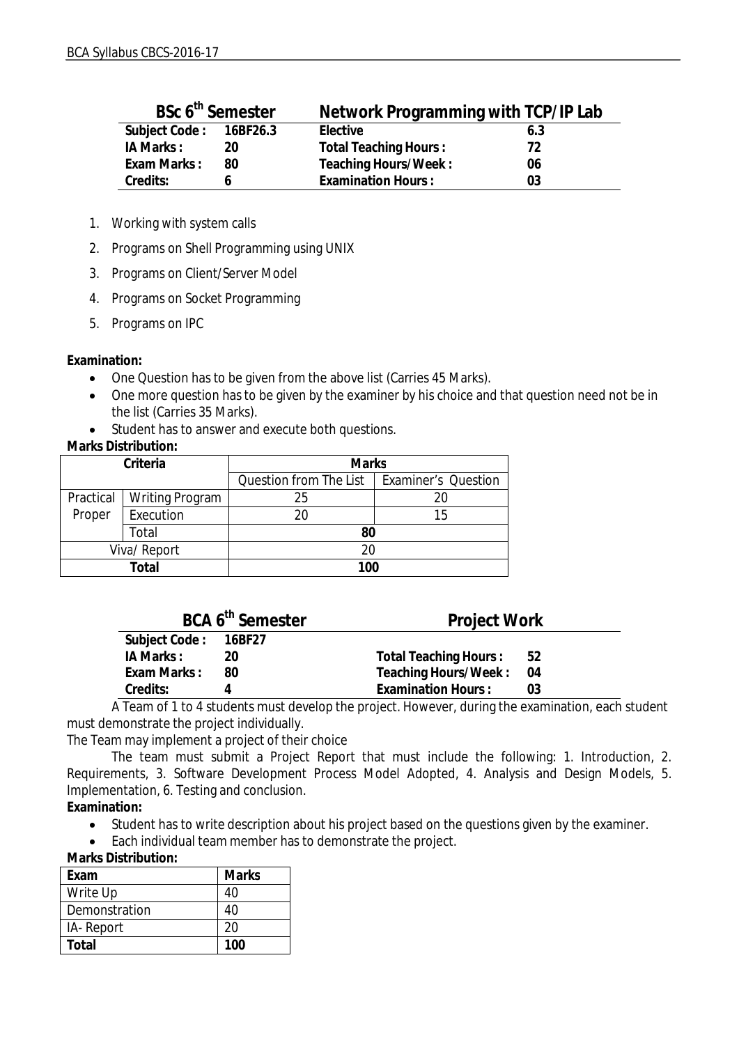## BSc 6th Semester — Network Programming with TCP/IP Lab

| | | | |
|---|---|---|---|
| **Subject Code :** | **16BF26.3** | **Elective** | **6.3** |
| **IA Marks :** | **20** | **Total Teaching Hours :** | **72** |
| **Exam Marks :** | **80** | **Teaching Hours/Week :** | **06** |
| **Credits:** | **6** | **Examination Hours :** | **03** |

1. Working with system calls
2. Programs on Shell Programming using UNIX
3. Programs on Client/Server Model
4. Programs on Socket Programming
5. Programs on IPC

**Examination:**

- One Question has to be given from the above list (Carries 45 Marks).
- One more question has to be given by the examiner by his choice and that question need not be in the list (Carries 35 Marks).
- Student has to answer and execute both questions.

**Marks Distribution:**

| Criteria | | Marks | |
|---|---|---|---|
| | | Question from The List | Examiner's Question |
| Practical Proper | Writing Program | 25 | 20 |
| | Execution | 20 | 15 |
| | Total | 80 | |
| Viva/ Report | | 20 | |
| **Total** | | **100** | |

## BCA 6th Semester — Project Work

| | | | |
|---|---|---|---|
| **Subject Code :** | **16BF27** | | |
| **IA Marks :** | **20** | **Total Teaching Hours :** | **52** |
| **Exam Marks :** | **80** | **Teaching Hours/Week :** | **04** |
| **Credits:** | **4** | **Examination Hours :** | **03** |

A Team of 1 to 4 students must develop the project. However, during the examination, each student must demonstrate the project individually.

The Team may implement a project of their choice

The team must submit a Project Report that must include the following: 1. Introduction, 2. Requirements, 3. Software Development Process Model Adopted, 4. Analysis and Design Models, 5. Implementation, 6. Testing and conclusion.

**Examination:**

- Student has to write description about his project based on the questions given by the examiner.
- Each individual team member has to demonstrate the project.

**Marks Distribution:**

| Exam | Marks |
|---|---|
| Write Up | 40 |
| Demonstration | 40 |
| IA- Report | 20 |
| **Total** | **100** |